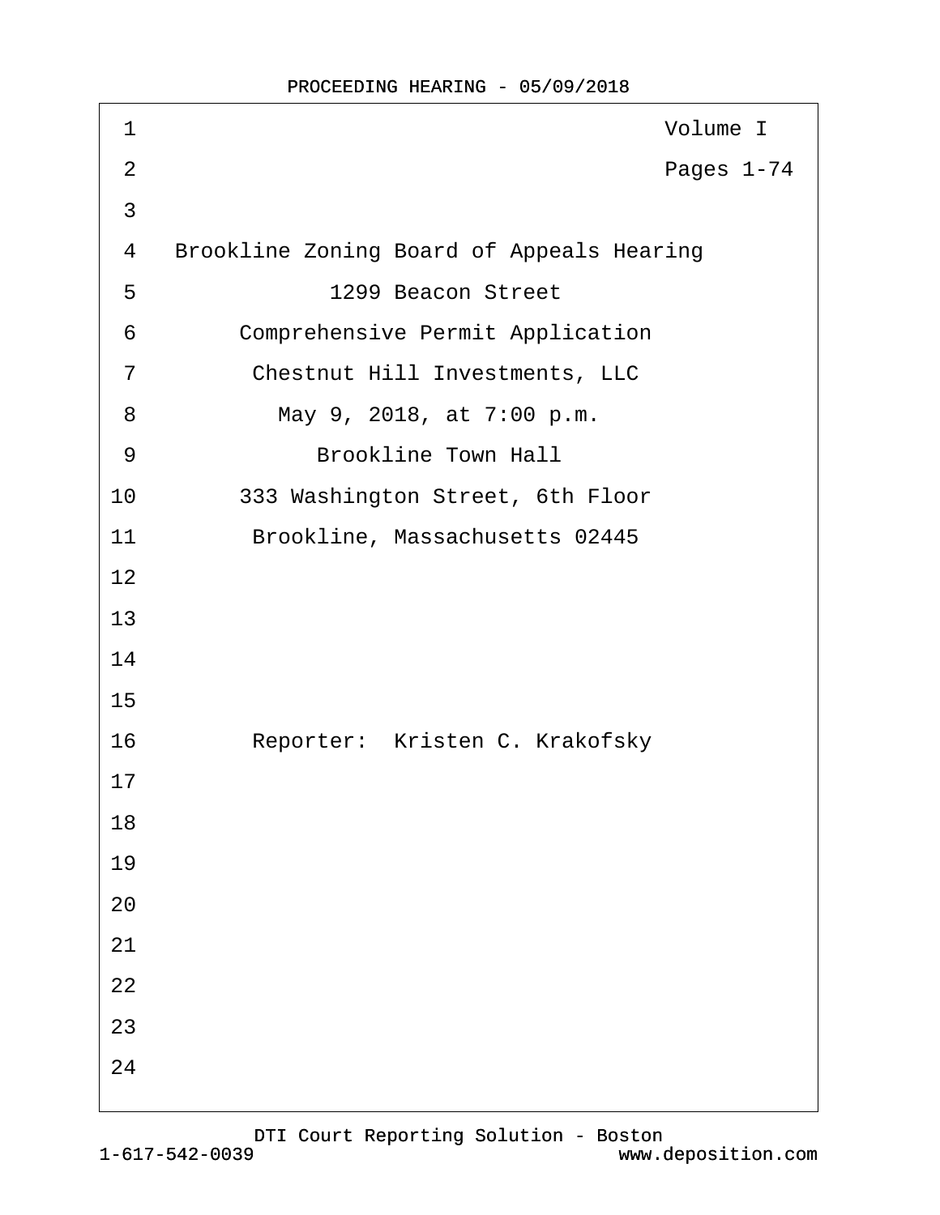Volume I

Pages 1-74

Brookline Zoning Board of Appeals Hearing

1299 Beacon Street

Comprehensive Permit Application

Chestnut Hill Investments, LLC

May 9, 2018, at 7:00 p.m.

Brookline Town Hall

333 Washington Street, 6th Floor

Brookline, Massachusetts 02445

Reporter: Kristen C. Krakofsky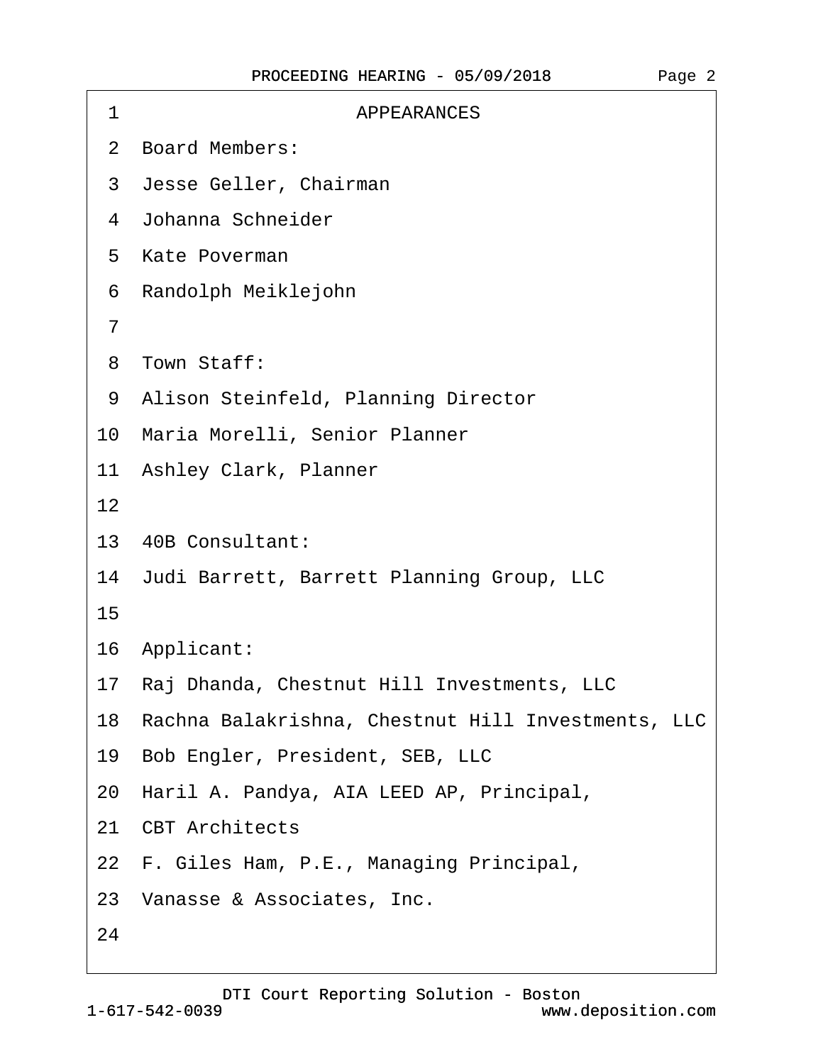# APPEARANCES

Board Members:

Jesse Geller, Chairman

Johanna Schneider

Kate Poverman

Randolph Meiklejohn

Town Staff:

Alison Steinfeld, Planning Director

Maria Morelli, Senior Planner

Ashley Clark, Planner

40B Consultant:

Judi Barrett, Barrett Planning Group, LLC

Applicant:

Raj Dhanda, Chestnut Hill Investments, LLC

Rachna Balakrishna, Chestnut Hill Investments, LLC

Bob Engler, President, SEB, LLC

Haril A. Pandya, AIA LEED AP, Principal, CBT Architects

F. Giles Ham, P.E., Managing Principal, Vanasse & Associates, Inc.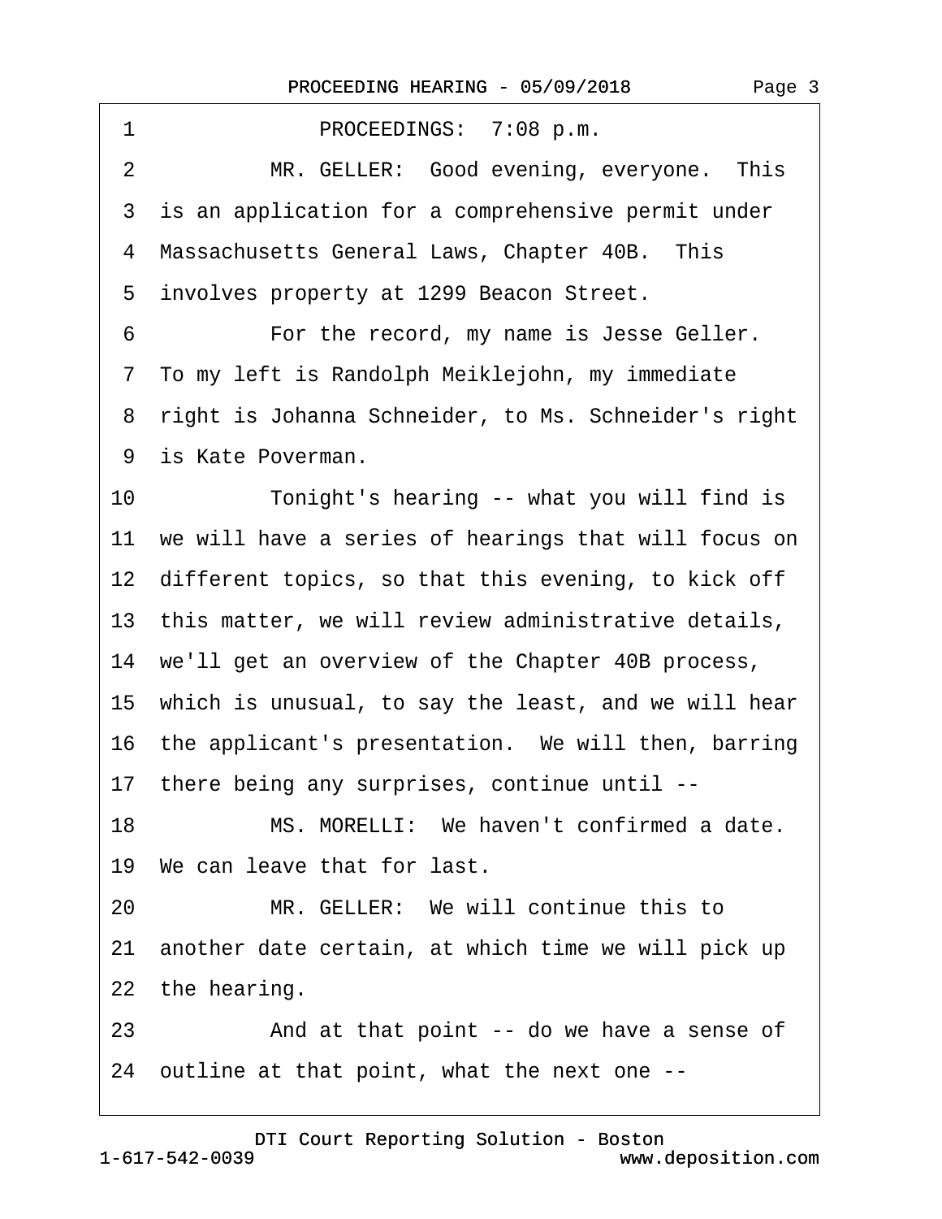1 PROCEEDINGS: 7:08 p.m.

2 MR. GELLER: Good evening, everyone. This

3 is an application for a comprehensive permit under

4 Massachusetts General Laws, Chapter 40B. This

5 involves property at 1299 Beacon Street.

6 For the record, my name is Jesse Geller.

7 To my left is Randolph Meiklejohn, my immediate

8 right is Johanna Schneider, to Ms. Schneider's right

9 is Kate Poverman.

10 Tonight's hearing -- what you will find is

11 we will have a series of hearings that will focus on

12 different topics, so that this evening, to kick off

13 this matter, we will review administrative details,

14 we'll get an overview of the Chapter 40B process,

15 which is unusual, to say the least, and we will hear

16 the applicant's presentation. We will then, barring

17 there being any surprises, continue until --

18 MS. MORELLI: We haven't confirmed a date.

19 We can leave that for last.

20 MR. GELLER: We will continue this to

21 another date certain, at which time we will pick up

22 the hearing.

23 And at that point -- do we have a sense of

24 outline at that point, what the next one --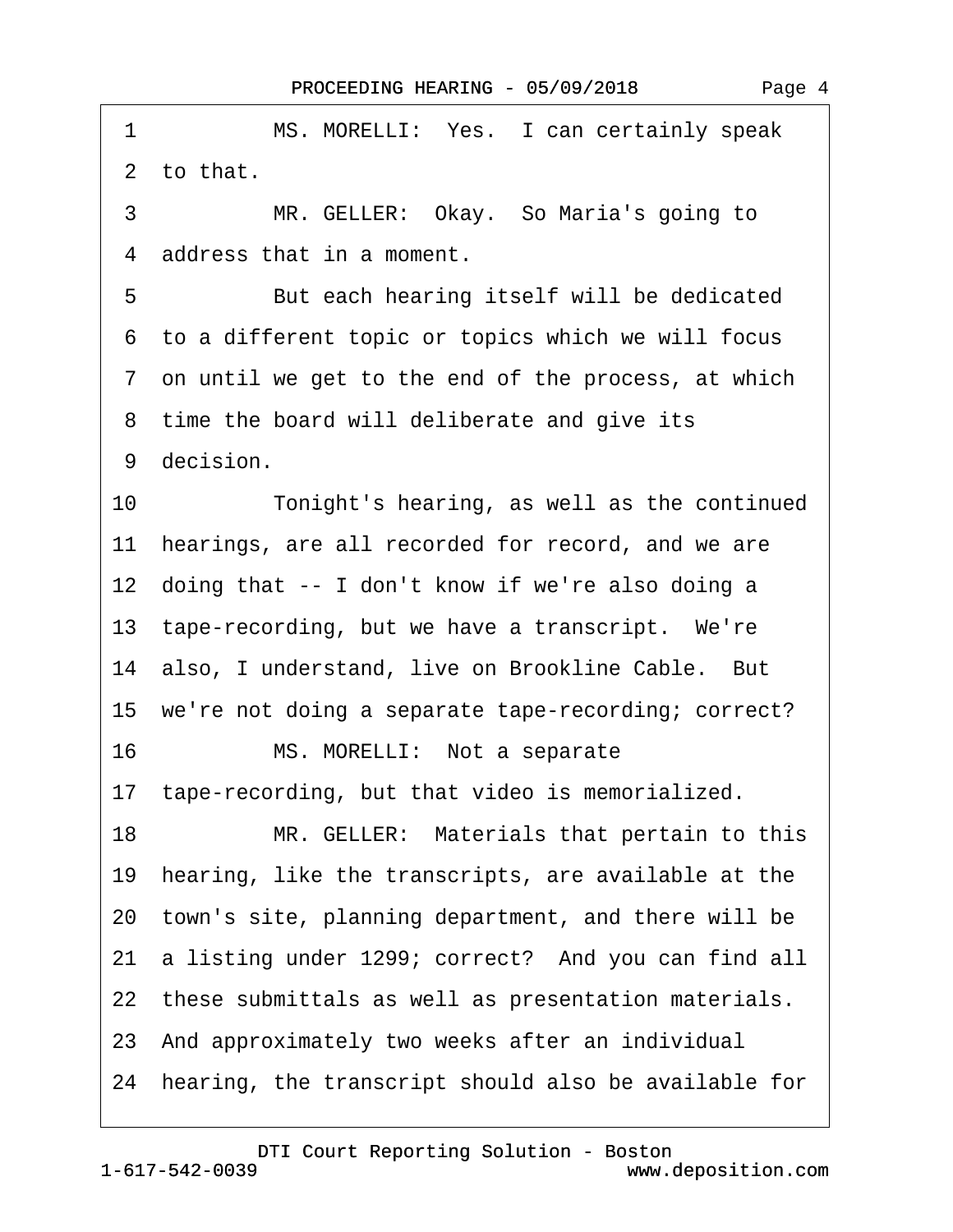1 MS. MORELLI: Yes. I can certainly speak
2 to that.
3 MR. GELLER: Okay. So Maria's going to
4 address that in a moment.
5 But each hearing itself will be dedicated
6 to a different topic or topics which we will focus
7 on until we get to the end of the process, at which
8 time the board will deliberate and give its
9 decision.
10 Tonight's hearing, as well as the continued
11 hearings, are all recorded for record, and we are
12 doing that -- I don't know if we're also doing a
13 tape-recording, but we have a transcript. We're
14 also, I understand, live on Brookline Cable. But
15 we're not doing a separate tape-recording; correct?
16 MS. MORELLI: Not a separate
17 tape-recording, but that video is memorialized.
18 MR. GELLER: Materials that pertain to this
19 hearing, like the transcripts, are available at the
20 town's site, planning department, and there will be
21 a listing under 1299; correct? And you can find all
22 these submittals as well as presentation materials.
23 And approximately two weeks after an individual
24 hearing, the transcript should also be available for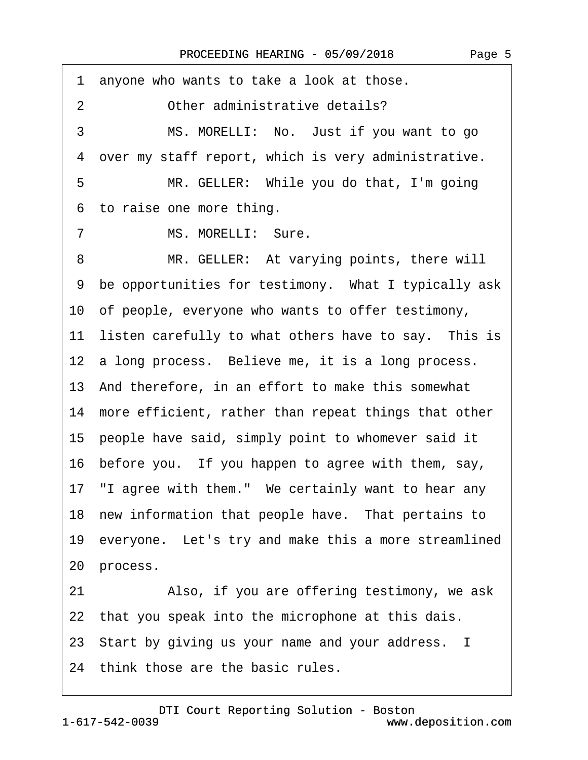1 anyone who wants to take a look at those.

2 Other administrative details?

3 MS. MORELLI: No. Just if you want to go

4 over my staff report, which is very administrative.

5 MR. GELLER: While you do that, I'm going

6 to raise one more thing.

7 MS. MORELLI: Sure.

8 MR. GELLER: At varying points, there will

9 be opportunities for testimony. What I typically ask

10 of people, everyone who wants to offer testimony,

11 listen carefully to what others have to say. This is

12 a long process. Believe me, it is a long process.

13 And therefore, in an effort to make this somewhat

14 more efficient, rather than repeat things that other

15 people have said, simply point to whomever said it

16 before you. If you happen to agree with them, say,

17 "I agree with them." We certainly want to hear any

18 new information that people have. That pertains to

19 everyone. Let's try and make this a more streamlined

20 process.

21 Also, if you are offering testimony, we ask

22 that you speak into the microphone at this dais.

23 Start by giving us your name and your address. I

24 think those are the basic rules.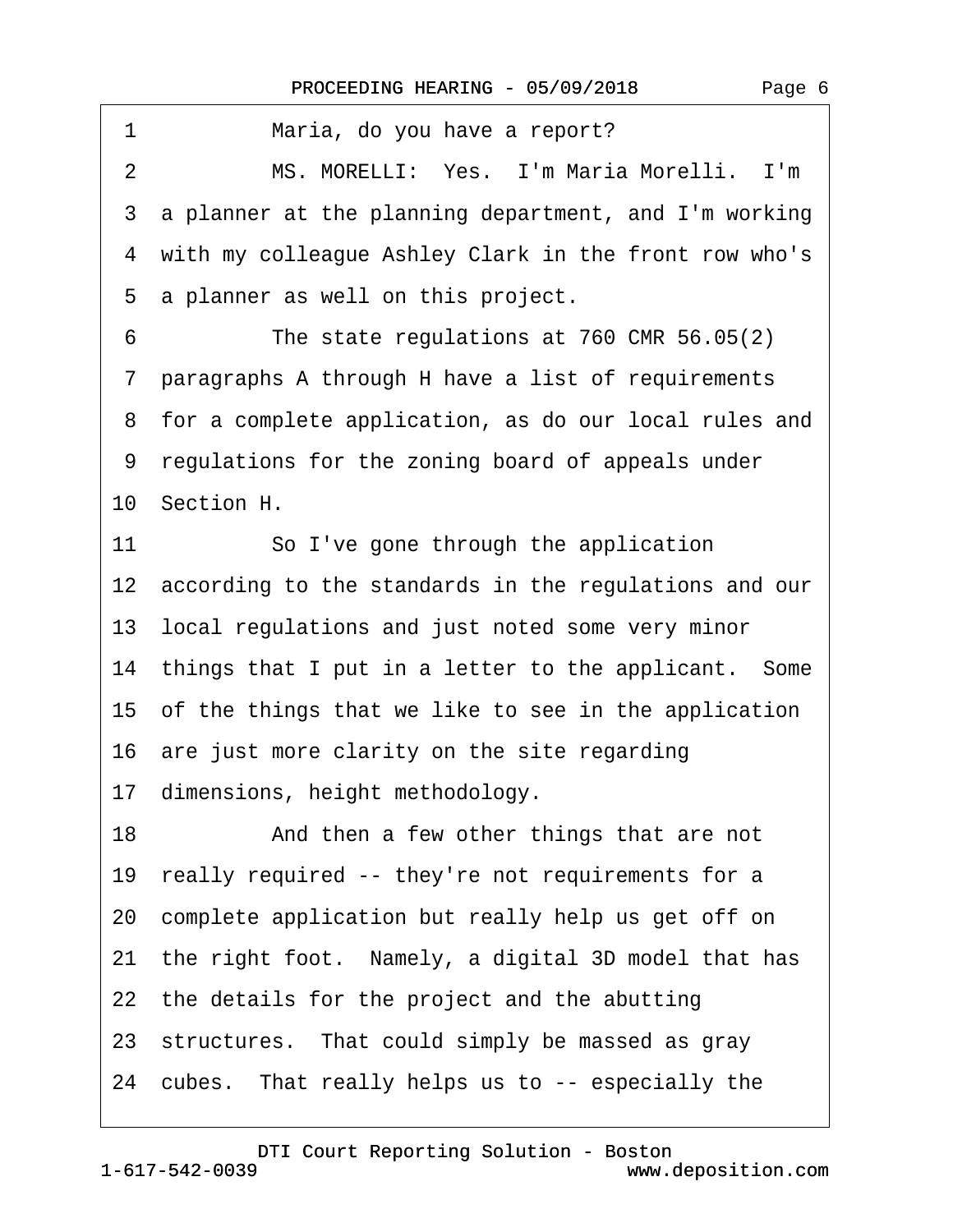1 Maria, do you have a report?

2 MS. MORELLI: Yes. I'm Maria Morelli. I'm

3 a planner at the planning department, and I'm working

4 with my colleague Ashley Clark in the front row who's

5 a planner as well on this project.

6 The state regulations at 760 CMR 56.05(2)

7 paragraphs A through H have a list of requirements

8 for a complete application, as do our local rules and

9 regulations for the zoning board of appeals under

10 Section H.

11 So I've gone through the application

12 according to the standards in the regulations and our

13 local regulations and just noted some very minor

14 things that I put in a letter to the applicant. Some

15 of the things that we like to see in the application

16 are just more clarity on the site regarding

17 dimensions, height methodology.

18 And then a few other things that are not

19 really required -- they're not requirements for a

20 complete application but really help us get off on

21 the right foot. Namely, a digital 3D model that has

22 the details for the project and the abutting

23 structures. That could simply be massed as gray

24 cubes. That really helps us to -- especially the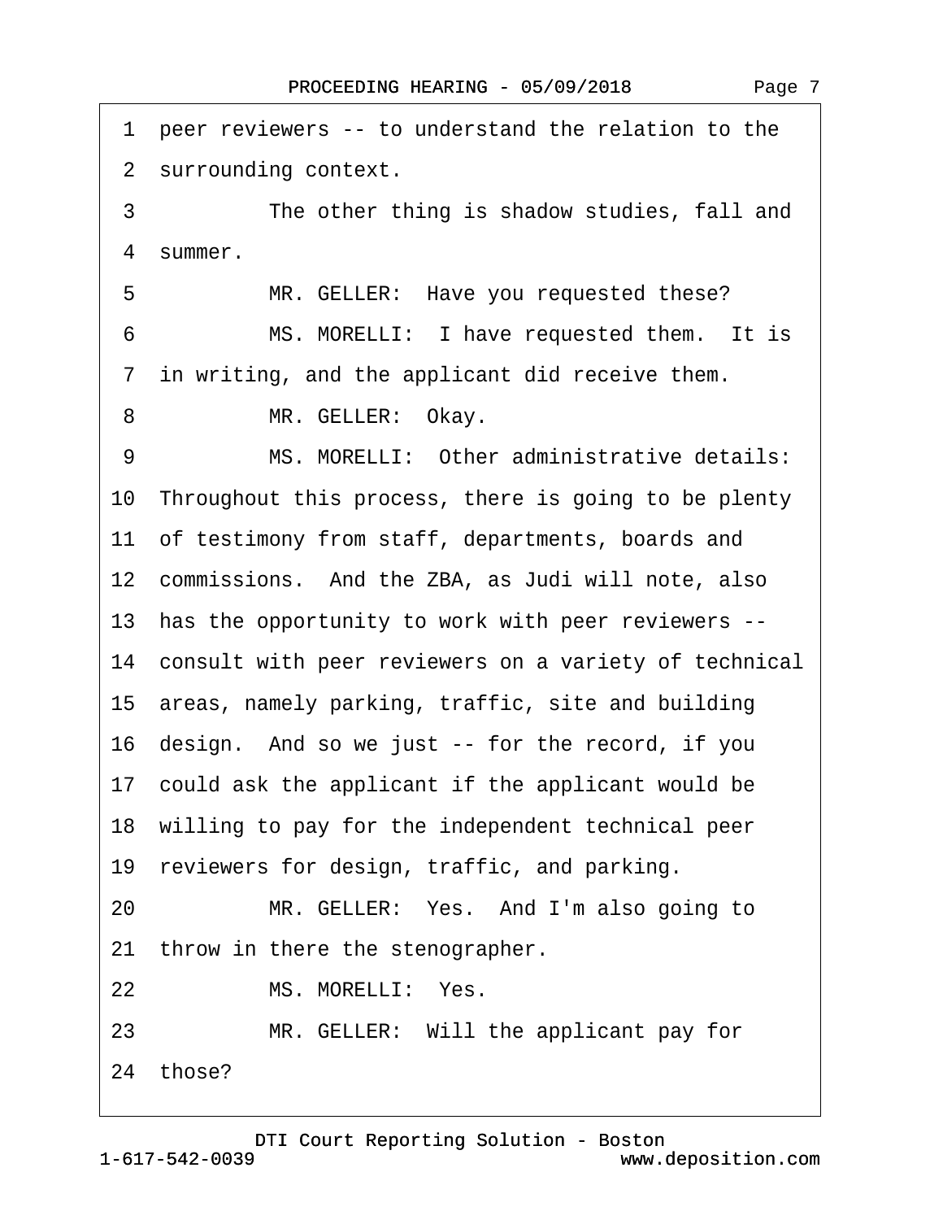1 peer reviewers -- to understand the relation to the
2 surrounding context.
3 The other thing is shadow studies, fall and
4 summer.
5 MR. GELLER: Have you requested these?
6 MS. MORELLI: I have requested them. It is
7 in writing, and the applicant did receive them.
8 MR. GELLER: Okay.
9 MS. MORELLI: Other administrative details:
10 Throughout this process, there is going to be plenty
11 of testimony from staff, departments, boards and
12 commissions. And the ZBA, as Judi will note, also
13 has the opportunity to work with peer reviewers --
14 consult with peer reviewers on a variety of technical
15 areas, namely parking, traffic, site and building
16 design. And so we just -- for the record, if you
17 could ask the applicant if the applicant would be
18 willing to pay for the independent technical peer
19 reviewers for design, traffic, and parking.
20 MR. GELLER: Yes. And I'm also going to
21 throw in there the stenographer.
22 MS. MORELLI: Yes.
23 MR. GELLER: Will the applicant pay for
24 those?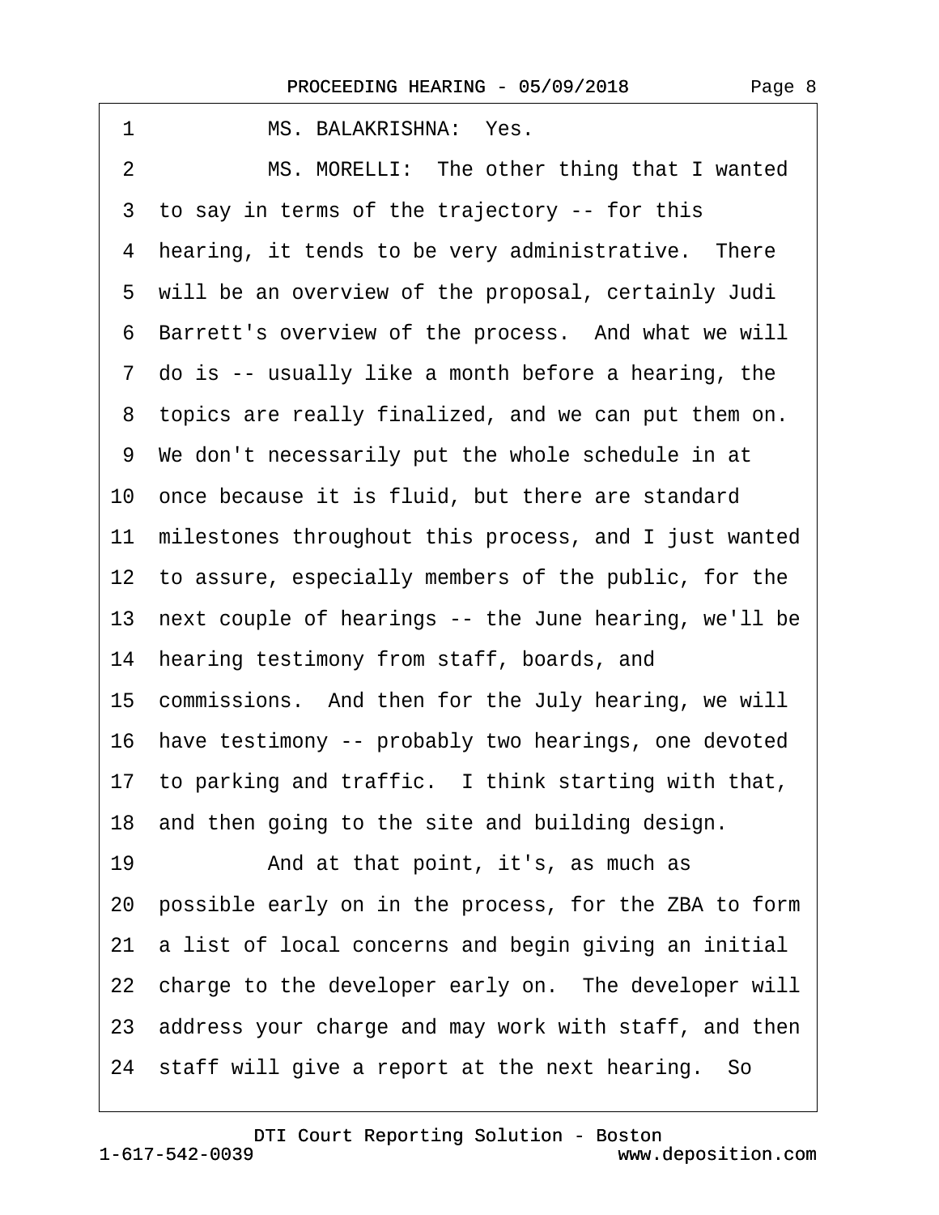1 MS. BALAKRISHNA: Yes.

2 MS. MORELLI: The other thing that I wanted

3 to say in terms of the trajectory -- for this

4 hearing, it tends to be very administrative. There

5 will be an overview of the proposal, certainly Judi

6 Barrett's overview of the process. And what we will

7 do is -- usually like a month before a hearing, the

8 topics are really finalized, and we can put them on.

9 We don't necessarily put the whole schedule in at

10 once because it is fluid, but there are standard

11 milestones throughout this process, and I just wanted

12 to assure, especially members of the public, for the

13 next couple of hearings -- the June hearing, we'll be

14 hearing testimony from staff, boards, and

15 commissions. And then for the July hearing, we will

16 have testimony -- probably two hearings, one devoted

17 to parking and traffic. I think starting with that,

18 and then going to the site and building design.

19 And at that point, it's, as much as

20 possible early on in the process, for the ZBA to form

21 a list of local concerns and begin giving an initial

22 charge to the developer early on. The developer will

23 address your charge and may work with staff, and then

24 staff will give a report at the next hearing. So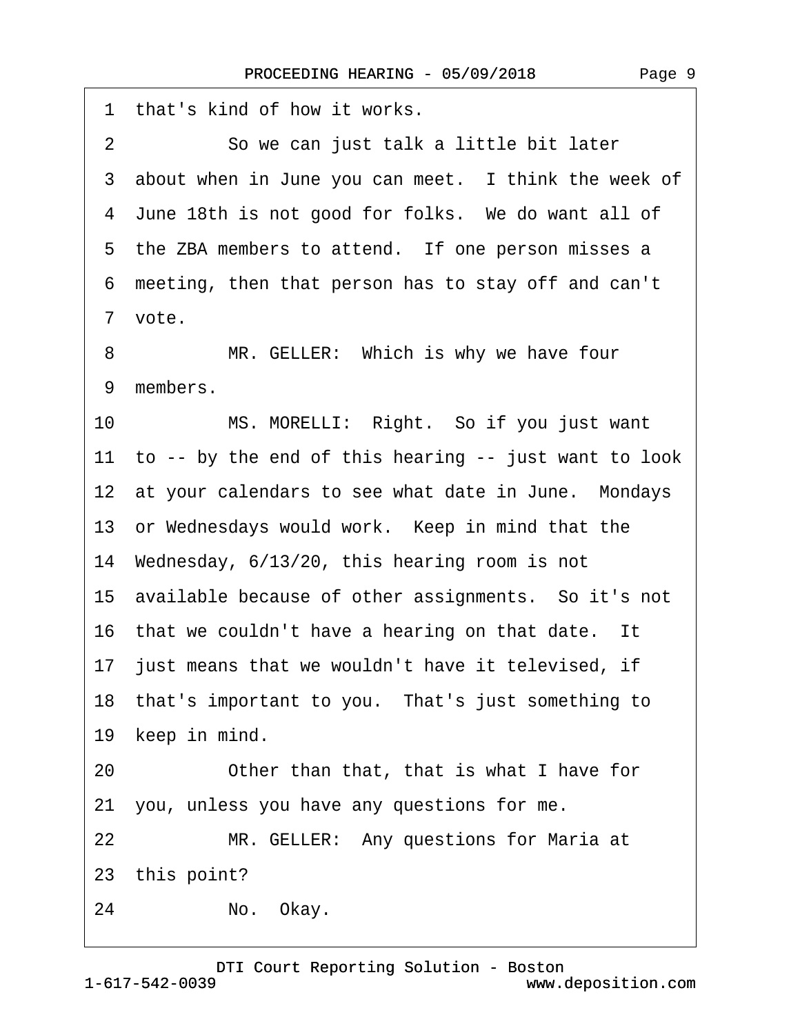1 that's kind of how it works.

2 So we can just talk a little bit later

3 about when in June you can meet. I think the week of

4 June 18th is not good for folks. We do want all of

5 the ZBA members to attend. If one person misses a

6 meeting, then that person has to stay off and can't

7 vote.

8 MR. GELLER: Which is why we have four

9 members.

10 MS. MORELLI: Right. So if you just want

11 to -- by the end of this hearing -- just want to look

12 at your calendars to see what date in June. Mondays

13 or Wednesdays would work. Keep in mind that the

14 Wednesday, 6/13/20, this hearing room is not

15 available because of other assignments. So it's not

16 that we couldn't have a hearing on that date. It

17 just means that we wouldn't have it televised, if

18 that's important to you. That's just something to

19 keep in mind.

20 Other than that, that is what I have for

21 you, unless you have any questions for me.

22 MR. GELLER: Any questions for Maria at

23 this point?

24 No. Okay.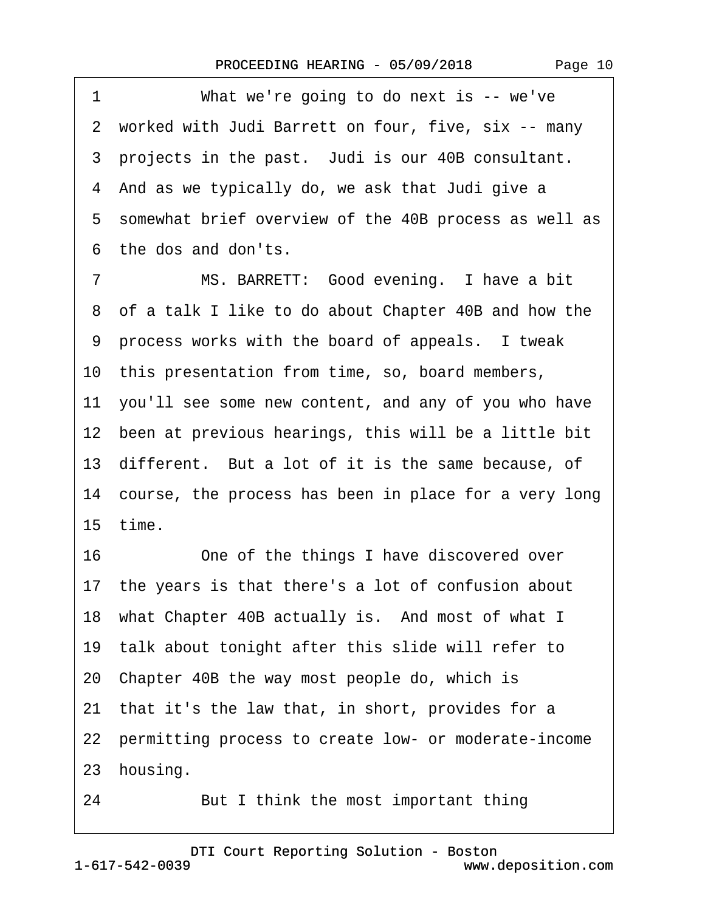1 What we're going to do next is -- we've
2 worked with Judi Barrett on four, five, six -- many
3 projects in the past. Judi is our 40B consultant.
4 And as we typically do, we ask that Judi give a
5 somewhat brief overview of the 40B process as well as
6 the dos and don'ts.
7 MS. BARRETT: Good evening. I have a bit
8 of a talk I like to do about Chapter 40B and how the
9 process works with the board of appeals. I tweak
10 this presentation from time, so, board members,
11 you'll see some new content, and any of you who have
12 been at previous hearings, this will be a little bit
13 different. But a lot of it is the same because, of
14 course, the process has been in place for a very long
15 time.
16 One of the things I have discovered over
17 the years is that there's a lot of confusion about
18 what Chapter 40B actually is. And most of what I
19 talk about tonight after this slide will refer to
20 Chapter 40B the way most people do, which is
21 that it's the law that, in short, provides for a
22 permitting process to create low- or moderate-income
23 housing.
24 But I think the most important thing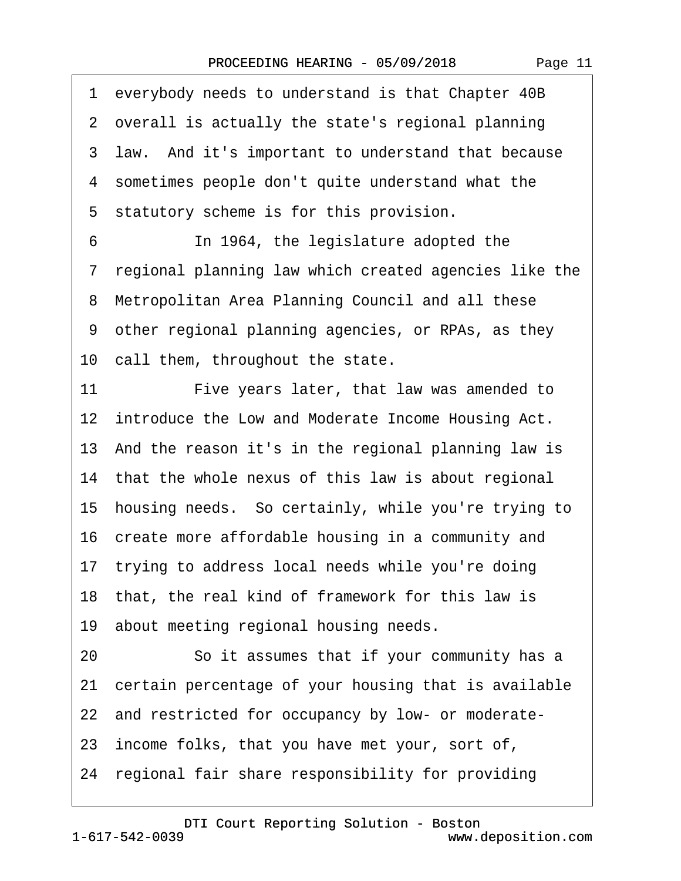1 everybody needs to understand is that Chapter 40B
2 overall is actually the state's regional planning
3 law. And it's important to understand that because
4 sometimes people don't quite understand what the
5 statutory scheme is for this provision.
6 In 1964, the legislature adopted the
7 regional planning law which created agencies like the
8 Metropolitan Area Planning Council and all these
9 other regional planning agencies, or RPAs, as they
10 call them, throughout the state.
11 Five years later, that law was amended to
12 introduce the Low and Moderate Income Housing Act.
13 And the reason it's in the regional planning law is
14 that the whole nexus of this law is about regional
15 housing needs. So certainly, while you're trying to
16 create more affordable housing in a community and
17 trying to address local needs while you're doing
18 that, the real kind of framework for this law is
19 about meeting regional housing needs.
20 So it assumes that if your community has a
21 certain percentage of your housing that is available
22 and restricted for occupancy by low- or moderate-
23 income folks, that you have met your, sort of,
24 regional fair share responsibility for providing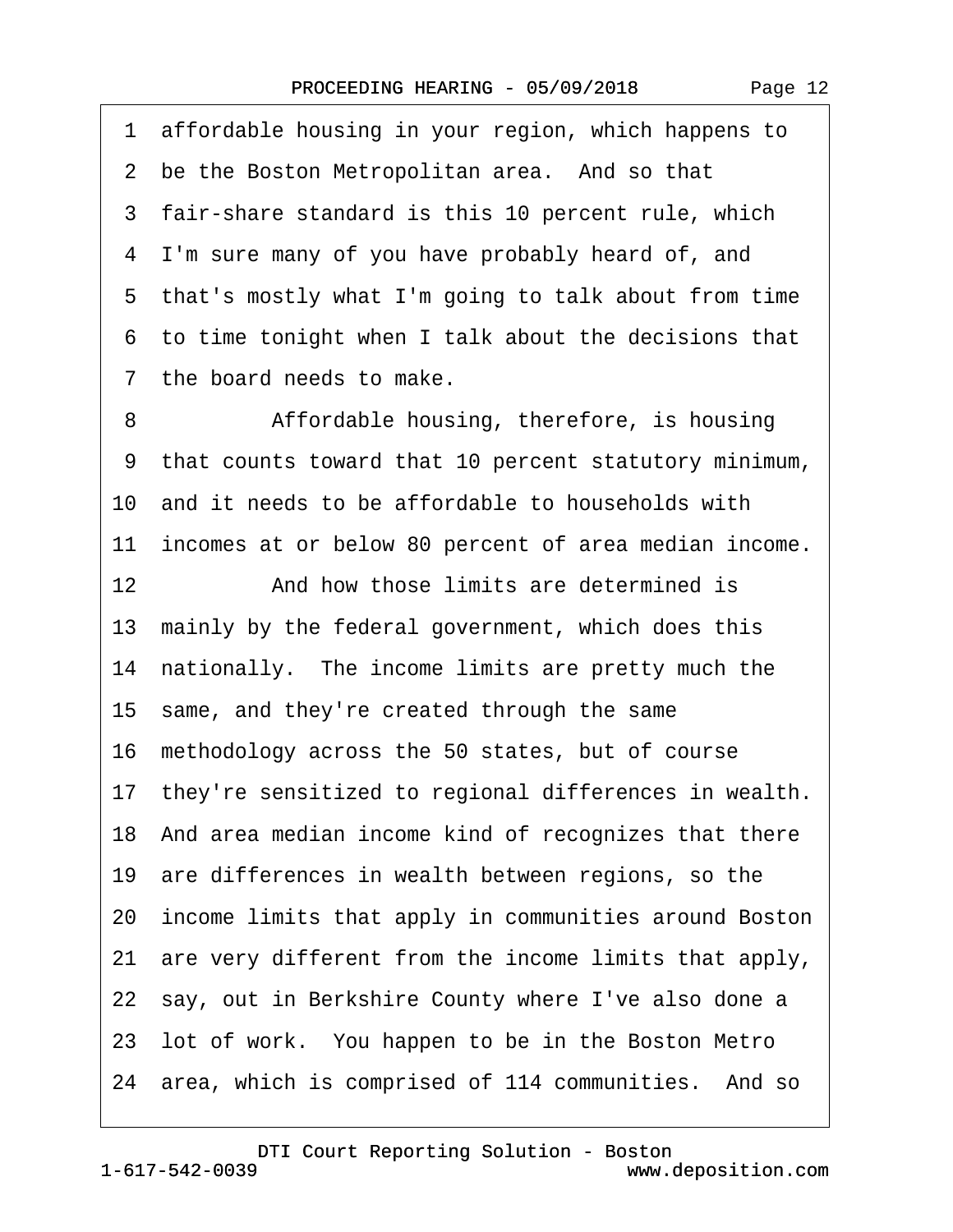1 affordable housing in your region, which happens to
2 be the Boston Metropolitan area. And so that
3 fair-share standard is this 10 percent rule, which
4 I'm sure many of you have probably heard of, and
5 that's mostly what I'm going to talk about from time
6 to time tonight when I talk about the decisions that
7 the board needs to make.

8 Affordable housing, therefore, is housing
9 that counts toward that 10 percent statutory minimum,
10 and it needs to be affordable to households with
11 incomes at or below 80 percent of area median income.

12 And how those limits are determined is
13 mainly by the federal government, which does this
14 nationally. The income limits are pretty much the
15 same, and they're created through the same
16 methodology across the 50 states, but of course
17 they're sensitized to regional differences in wealth.
18 And area median income kind of recognizes that there
19 are differences in wealth between regions, so the
20 income limits that apply in communities around Boston
21 are very different from the income limits that apply,
22 say, out in Berkshire County where I've also done a
23 lot of work. You happen to be in the Boston Metro
24 area, which is comprised of 114 communities. And so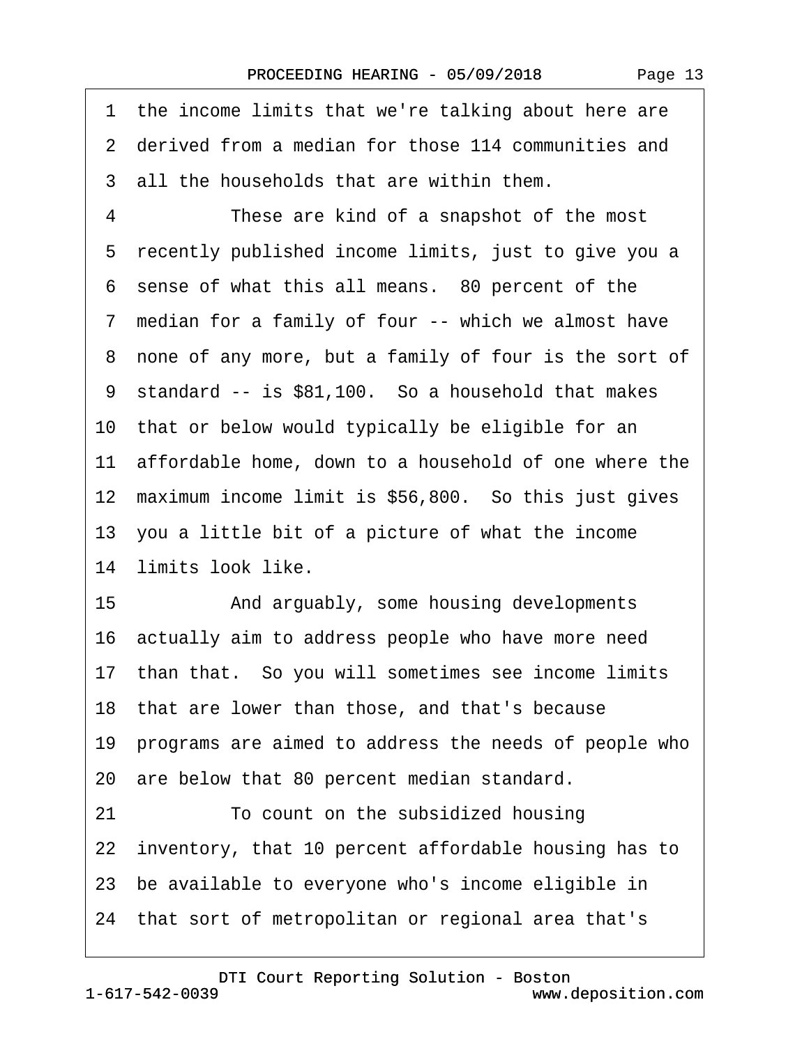1 the income limits that we're talking about here are
2 derived from a median for those 114 communities and
3 all the households that are within them.

4 These are kind of a snapshot of the most
5 recently published income limits, just to give you a
6 sense of what this all means. 80 percent of the
7 median for a family of four -- which we almost have
8 none of any more, but a family of four is the sort of
9 standard -- is $81,100. So a household that makes
10 that or below would typically be eligible for an
11 affordable home, down to a household of one where the
12 maximum income limit is $56,800. So this just gives
13 you a little bit of a picture of what the income
14 limits look like.

15 And arguably, some housing developments
16 actually aim to address people who have more need
17 than that. So you will sometimes see income limits
18 that are lower than those, and that's because
19 programs are aimed to address the needs of people who
20 are below that 80 percent median standard.

21 To count on the subsidized housing
22 inventory, that 10 percent affordable housing has to
23 be available to everyone who's income eligible in
24 that sort of metropolitan or regional area that's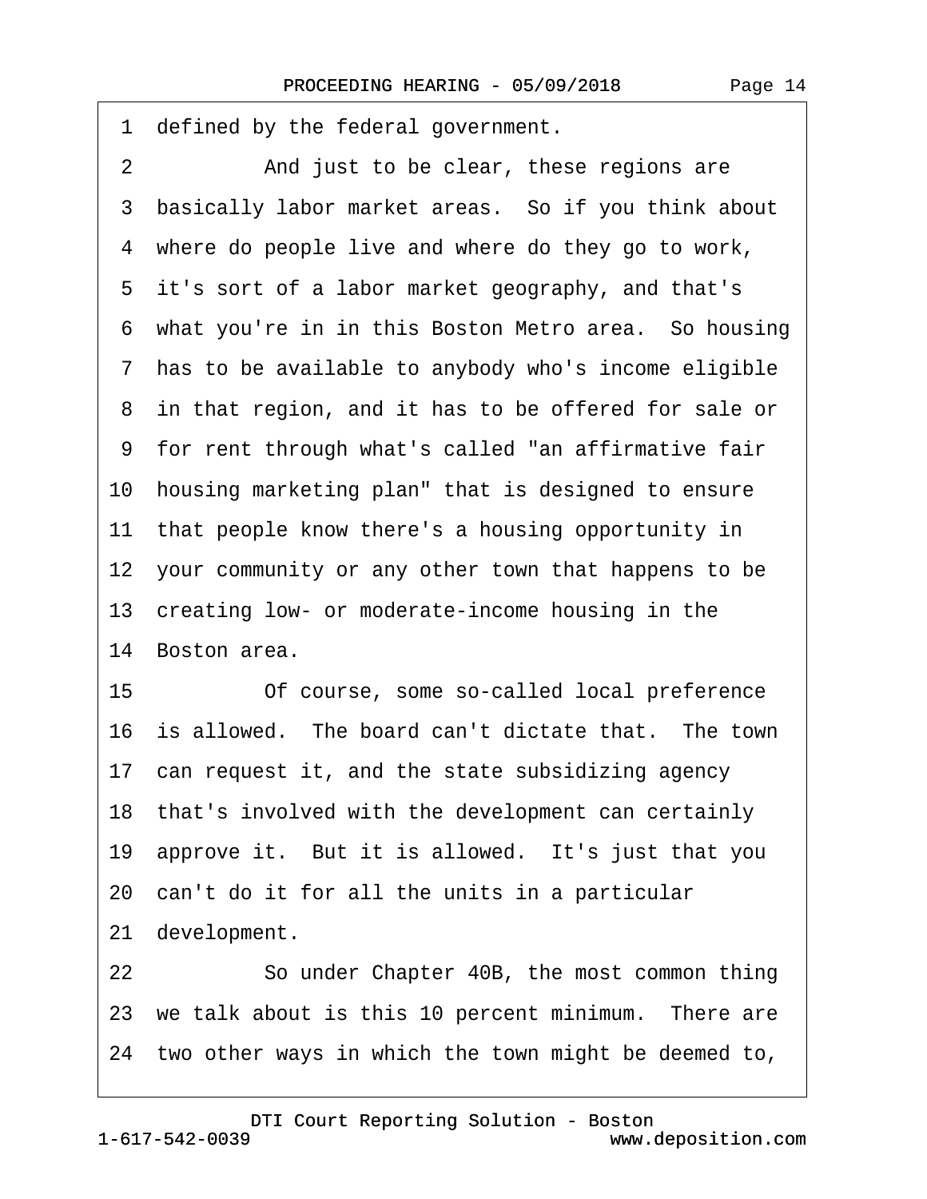1 defined by the federal government.

2 And just to be clear, these regions are

3 basically labor market areas. So if you think about

4 where do people live and where do they go to work,

5 it's sort of a labor market geography, and that's

6 what you're in in this Boston Metro area. So housing

7 has to be available to anybody who's income eligible

8 in that region, and it has to be offered for sale or

9 for rent through what's called "an affirmative fair

10 housing marketing plan" that is designed to ensure

11 that people know there's a housing opportunity in

12 your community or any other town that happens to be

13 creating low- or moderate-income housing in the

14 Boston area.

15 Of course, some so-called local preference

16 is allowed. The board can't dictate that. The town

17 can request it, and the state subsidizing agency

18 that's involved with the development can certainly

19 approve it. But it is allowed. It's just that you

20 can't do it for all the units in a particular

21 development.

22 So under Chapter 40B, the most common thing

23 we talk about is this 10 percent minimum. There are

24 two other ways in which the town might be deemed to,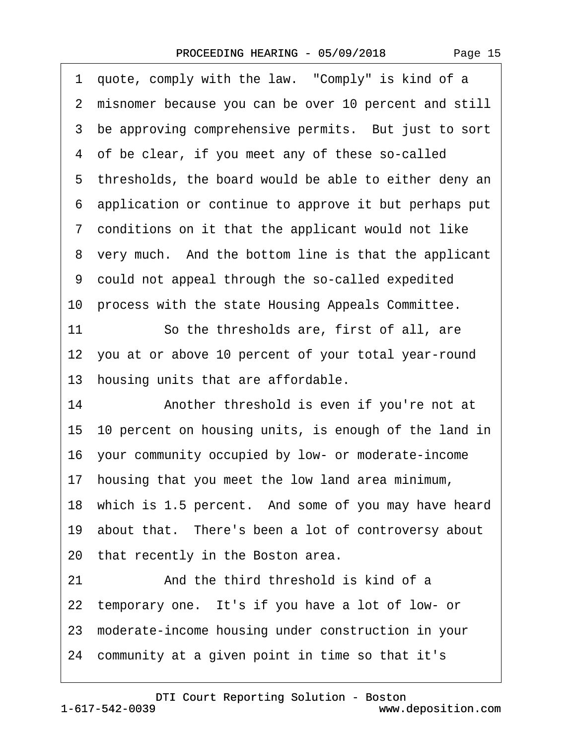1 quote, comply with the law. "Comply" is kind of a
2 misnomer because you can be over 10 percent and still
3 be approving comprehensive permits. But just to sort
4 of be clear, if you meet any of these so-called
5 thresholds, the board would be able to either deny an
6 application or continue to approve it but perhaps put
7 conditions on it that the applicant would not like
8 very much. And the bottom line is that the applicant
9 could not appeal through the so-called expedited
10 process with the state Housing Appeals Committee.
11 So the thresholds are, first of all, are
12 you at or above 10 percent of your total year-round
13 housing units that are affordable.
14 Another threshold is even if you're not at
15 10 percent on housing units, is enough of the land in
16 your community occupied by low- or moderate-income
17 housing that you meet the low land area minimum,
18 which is 1.5 percent. And some of you may have heard
19 about that. There's been a lot of controversy about
20 that recently in the Boston area.
21 And the third threshold is kind of a
22 temporary one. It's if you have a lot of low- or
23 moderate-income housing under construction in your
24 community at a given point in time so that it's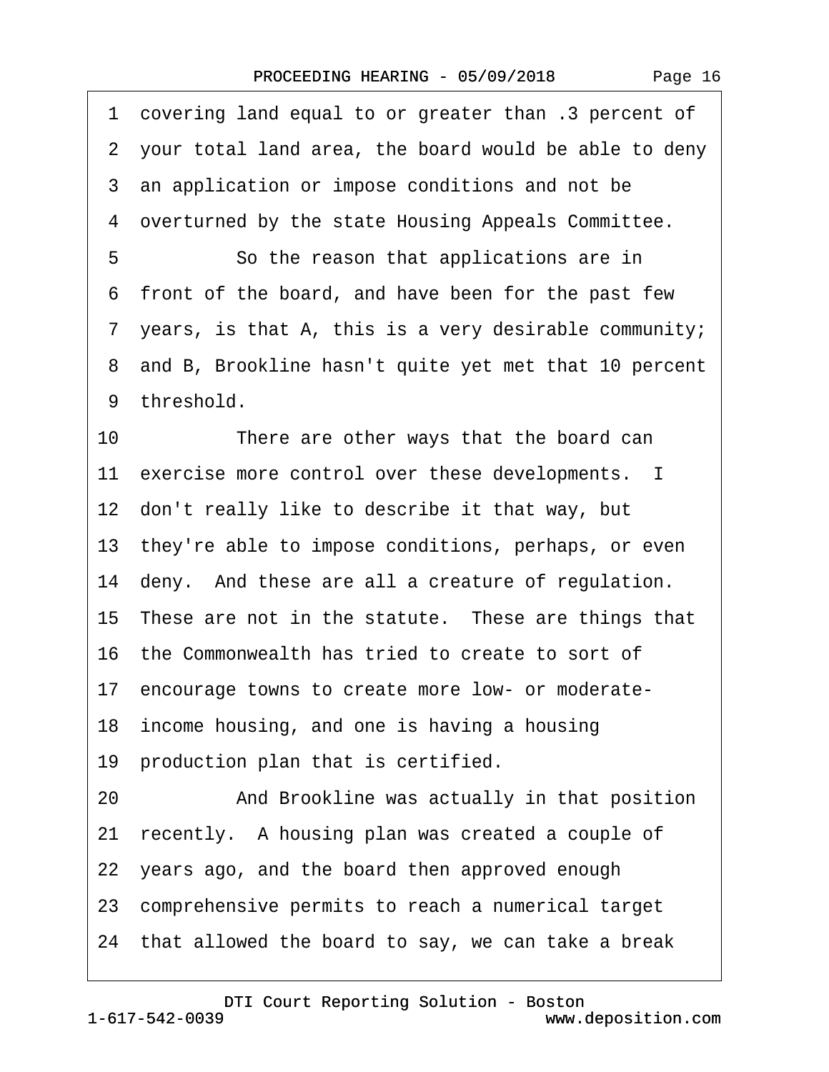1 covering land equal to or greater than .3 percent of
2 your total land area, the board would be able to deny
3 an application or impose conditions and not be
4 overturned by the state Housing Appeals Committee.
5 So the reason that applications are in
6 front of the board, and have been for the past few
7 years, is that A, this is a very desirable community;
8 and B, Brookline hasn't quite yet met that 10 percent
9 threshold.
10 There are other ways that the board can
11 exercise more control over these developments. I
12 don't really like to describe it that way, but
13 they're able to impose conditions, perhaps, or even
14 deny. And these are all a creature of regulation.
15 These are not in the statute. These are things that
16 the Commonwealth has tried to create to sort of
17 encourage towns to create more low- or moderate-
18 income housing, and one is having a housing
19 production plan that is certified.
20 And Brookline was actually in that position
21 recently. A housing plan was created a couple of
22 years ago, and the board then approved enough
23 comprehensive permits to reach a numerical target
24 that allowed the board to say, we can take a break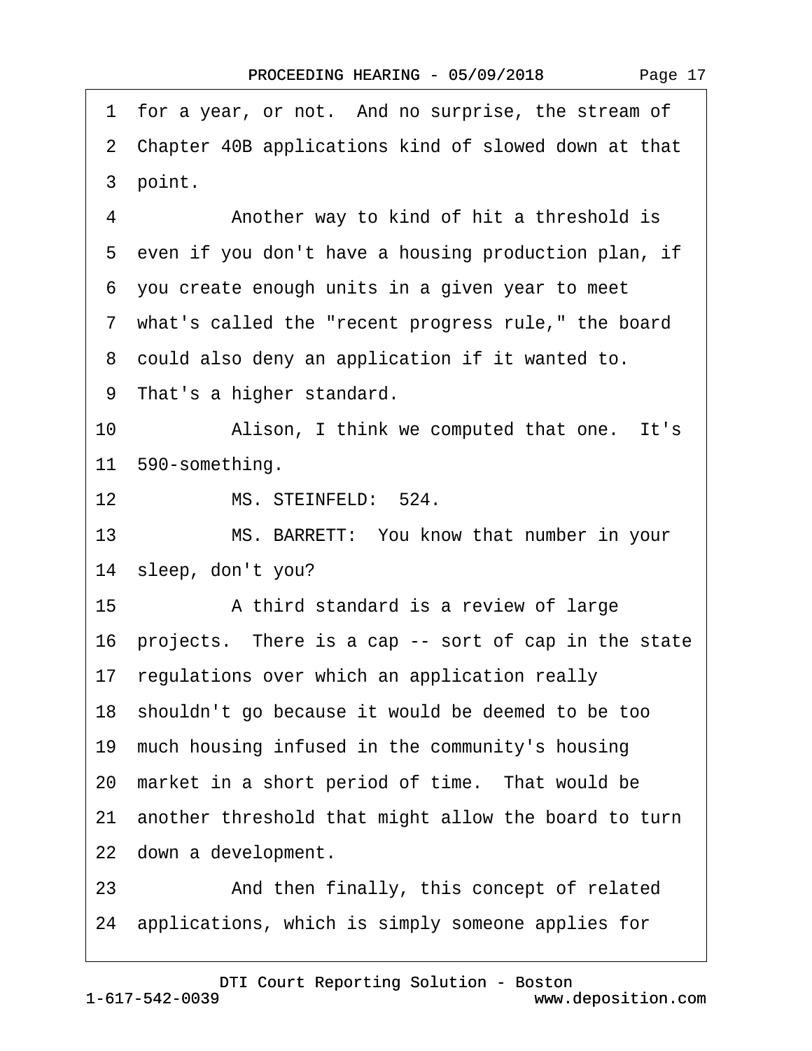1 for a year, or not. And no surprise, the stream of
2 Chapter 40B applications kind of slowed down at that
3 point.

4 Another way to kind of hit a threshold is
5 even if you don't have a housing production plan, if
6 you create enough units in a given year to meet
7 what's called the "recent progress rule," the board
8 could also deny an application if it wanted to.
9 That's a higher standard.

10 Alison, I think we computed that one. It's
11 590-something.

12 MS. STEINFELD: 524.

13 MS. BARRETT: You know that number in your
14 sleep, don't you?

15 A third standard is a review of large
16 projects. There is a cap -- sort of cap in the state
17 regulations over which an application really
18 shouldn't go because it would be deemed to be too
19 much housing infused in the community's housing
20 market in a short period of time. That would be
21 another threshold that might allow the board to turn
22 down a development.

23 And then finally, this concept of related
24 applications, which is simply someone applies for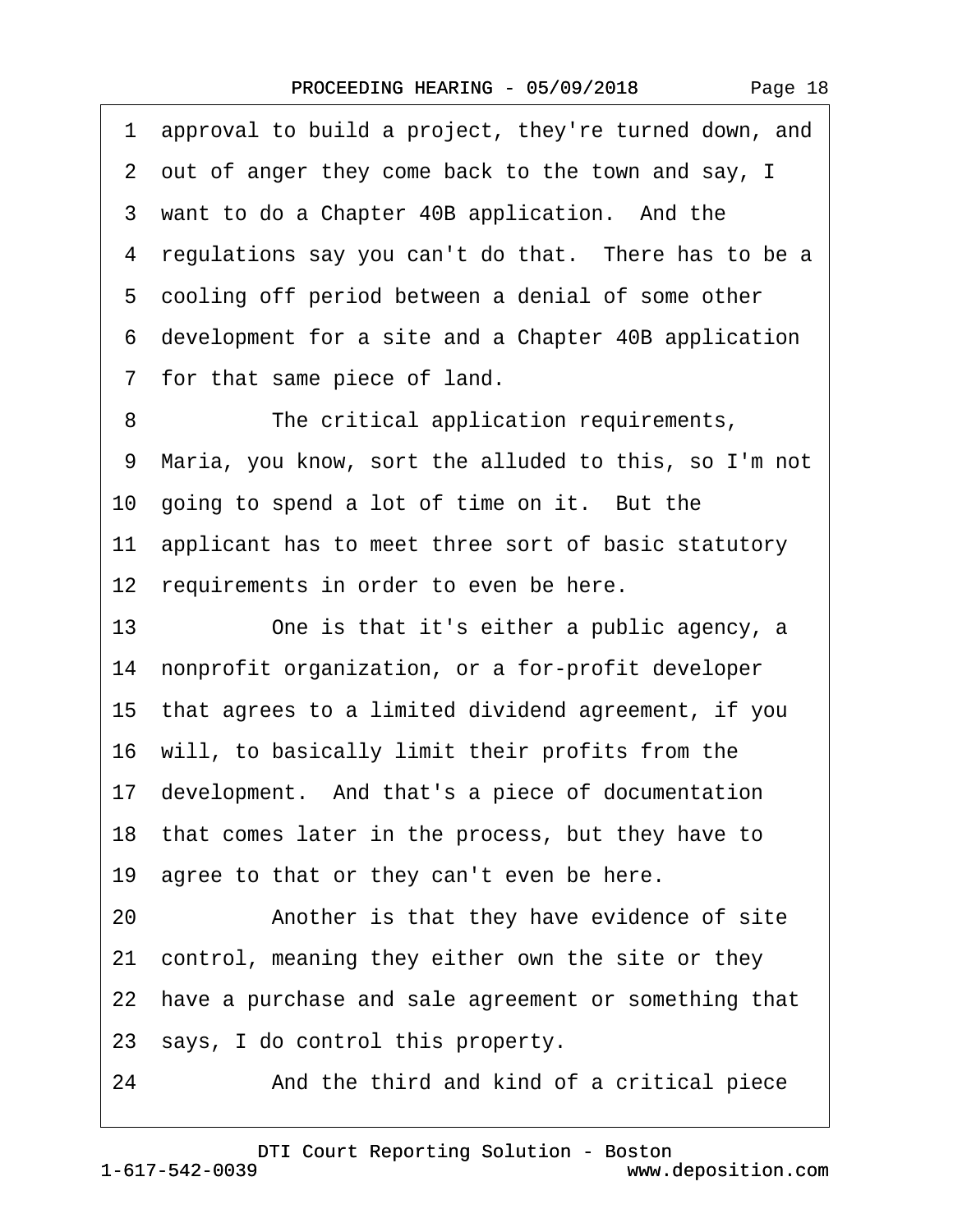1 approval to build a project, they're turned down, and
2 out of anger they come back to the town and say, I
3 want to do a Chapter 40B application. And the
4 regulations say you can't do that. There has to be a
5 cooling off period between a denial of some other
6 development for a site and a Chapter 40B application
7 for that same piece of land.

8 The critical application requirements,
9 Maria, you know, sort the alluded to this, so I'm not
10 going to spend a lot of time on it. But the
11 applicant has to meet three sort of basic statutory
12 requirements in order to even be here.

13 One is that it's either a public agency, a
14 nonprofit organization, or a for-profit developer
15 that agrees to a limited dividend agreement, if you
16 will, to basically limit their profits from the
17 development. And that's a piece of documentation
18 that comes later in the process, but they have to
19 agree to that or they can't even be here.

20 Another is that they have evidence of site
21 control, meaning they either own the site or they
22 have a purchase and sale agreement or something that
23 says, I do control this property.

24 And the third and kind of a critical piece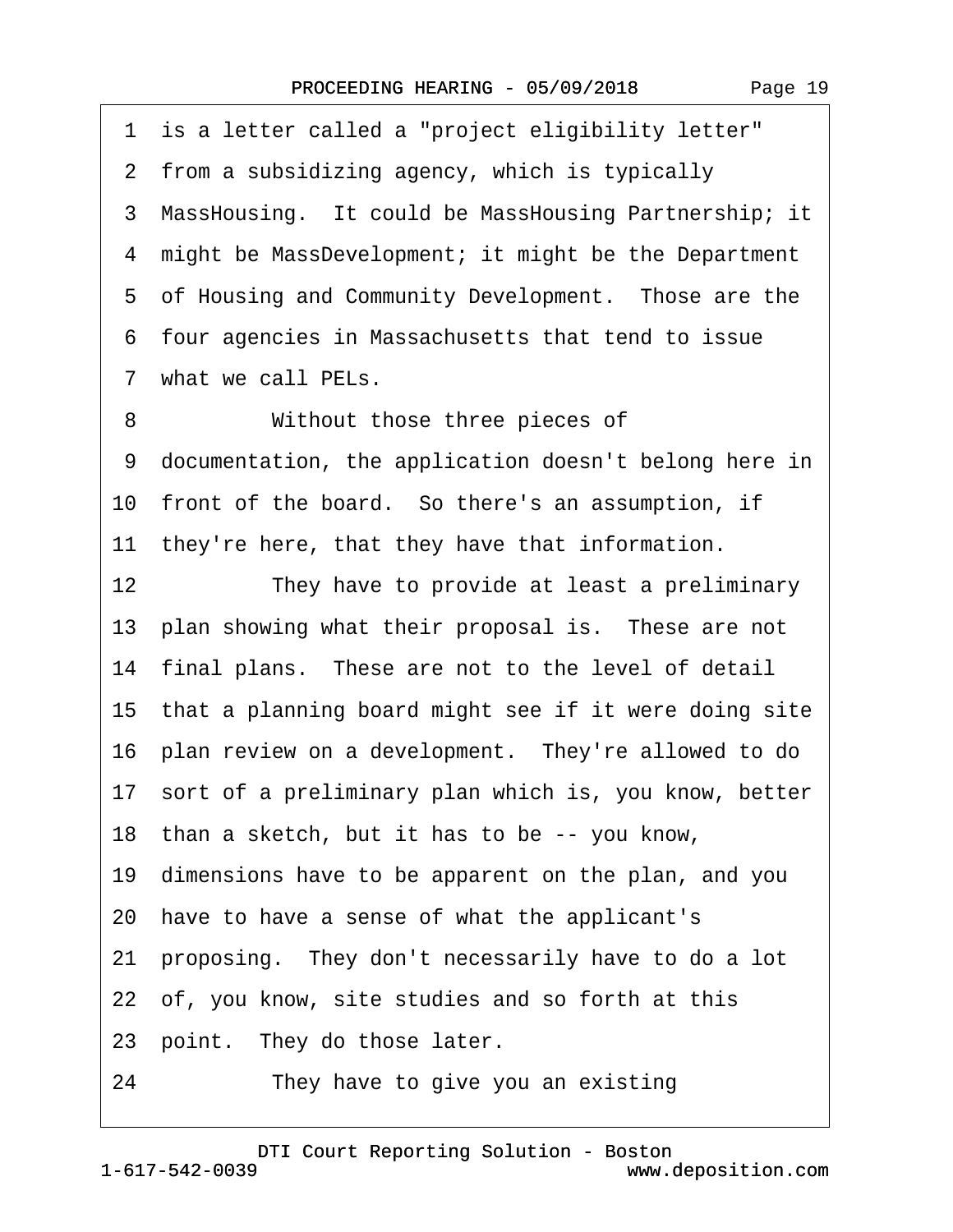1 is a letter called a "project eligibility letter"
2 from a subsidizing agency, which is typically
3 MassHousing. It could be MassHousing Partnership; it
4 might be MassDevelopment; it might be the Department
5 of Housing and Community Development. Those are the
6 four agencies in Massachusetts that tend to issue
7 what we call PELs.

8 Without those three pieces of
9 documentation, the application doesn't belong here in
10 front of the board. So there's an assumption, if
11 they're here, that they have that information.

12 They have to provide at least a preliminary
13 plan showing what their proposal is. These are not
14 final plans. These are not to the level of detail
15 that a planning board might see if it were doing site
16 plan review on a development. They're allowed to do
17 sort of a preliminary plan which is, you know, better
18 than a sketch, but it has to be -- you know,
19 dimensions have to be apparent on the plan, and you
20 have to have a sense of what the applicant's
21 proposing. They don't necessarily have to do a lot
22 of, you know, site studies and so forth at this
23 point. They do those later.

24 They have to give you an existing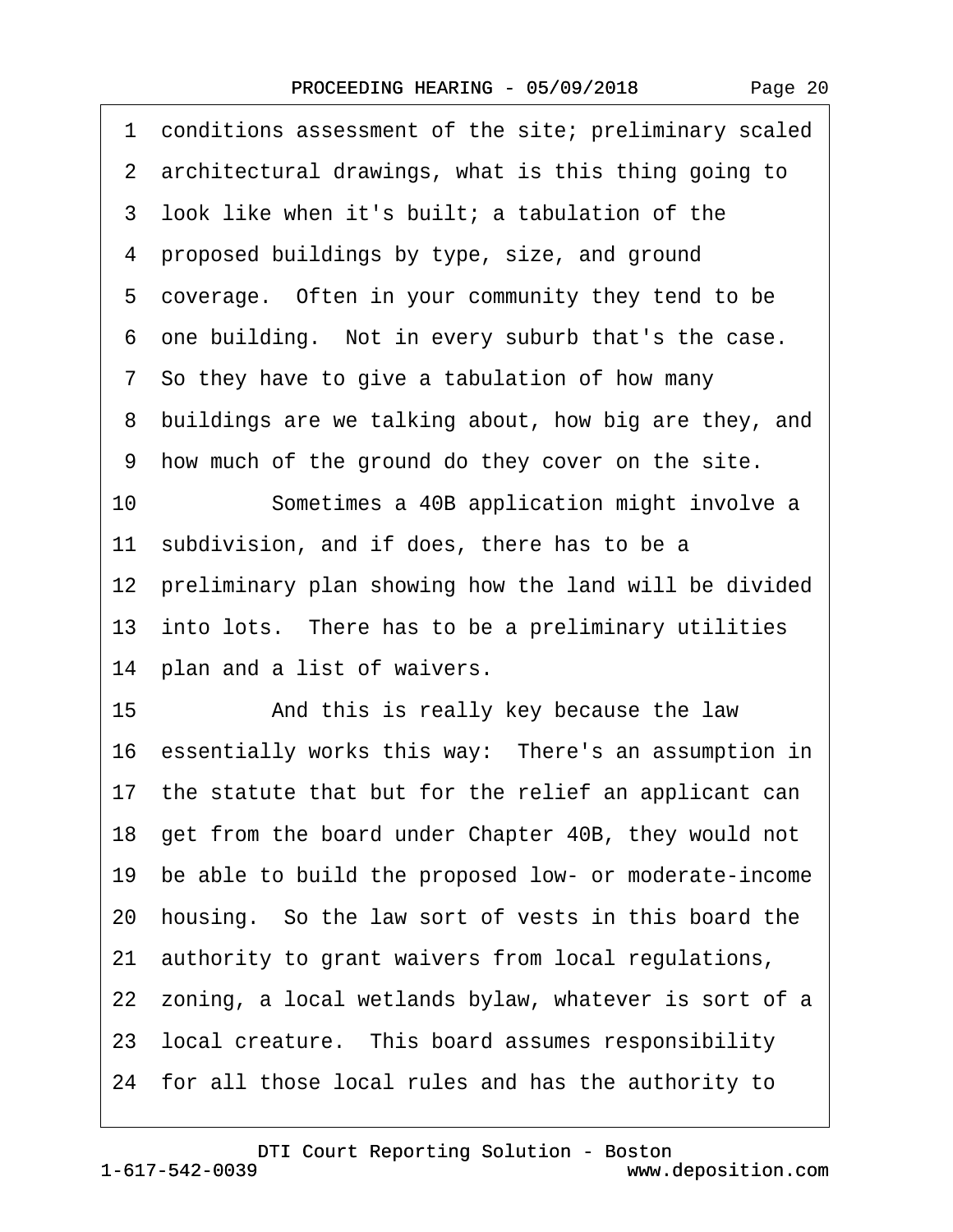1 conditions assessment of the site; preliminary scaled
2 architectural drawings, what is this thing going to
3 look like when it's built; a tabulation of the
4 proposed buildings by type, size, and ground
5 coverage.  Often in your community they tend to be
6 one building.  Not in every suburb that's the case.
7 So they have to give a tabulation of how many
8 buildings are we talking about, how big are they, and
9 how much of the ground do they cover on the site.
10           Sometimes a 40B application might involve a
11 subdivision, and if does, there has to be a
12 preliminary plan showing how the land will be divided
13 into lots.  There has to be a preliminary utilities
14 plan and a list of waivers.
15           And this is really key because the law
16 essentially works this way:  There's an assumption in
17 the statute that but for the relief an applicant can
18 get from the board under Chapter 40B, they would not
19 be able to build the proposed low- or moderate-income
20 housing.  So the law sort of vests in this board the
21 authority to grant waivers from local regulations,
22 zoning, a local wetlands bylaw, whatever is sort of a
23 local creature.  This board assumes responsibility
24 for all those local rules and has the authority to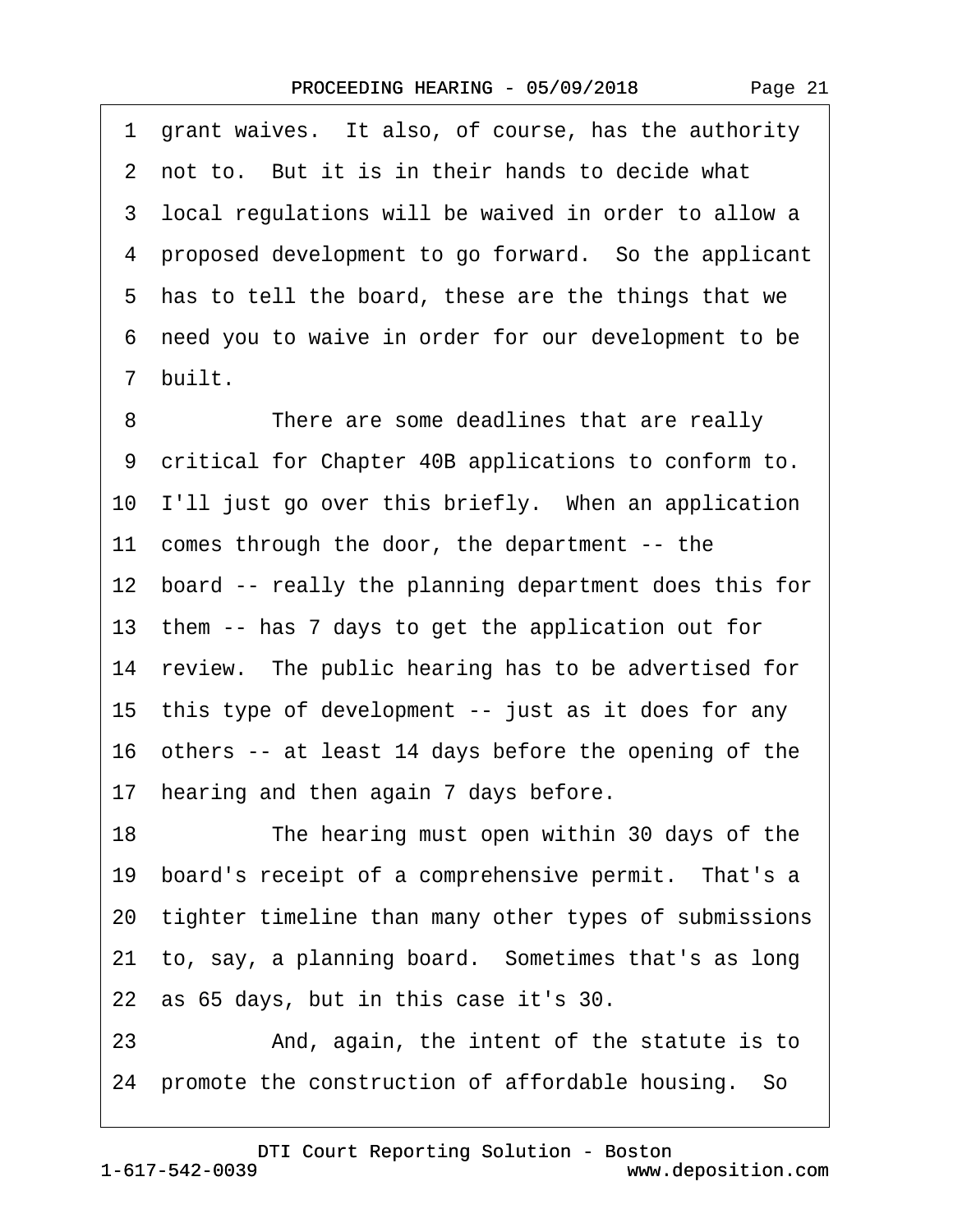1 grant waives. It also, of course, has the authority
2 not to. But it is in their hands to decide what
3 local regulations will be waived in order to allow a
4 proposed development to go forward. So the applicant
5 has to tell the board, these are the things that we
6 need you to waive in order for our development to be
7 built.
8 There are some deadlines that are really
9 critical for Chapter 40B applications to conform to.
10 I'll just go over this briefly. When an application
11 comes through the door, the department -- the
12 board -- really the planning department does this for
13 them -- has 7 days to get the application out for
14 review. The public hearing has to be advertised for
15 this type of development -- just as it does for any
16 others -- at least 14 days before the opening of the
17 hearing and then again 7 days before.
18 The hearing must open within 30 days of the
19 board's receipt of a comprehensive permit. That's a
20 tighter timeline than many other types of submissions
21 to, say, a planning board. Sometimes that's as long
22 as 65 days, but in this case it's 30.
23 And, again, the intent of the statute is to
24 promote the construction of affordable housing. So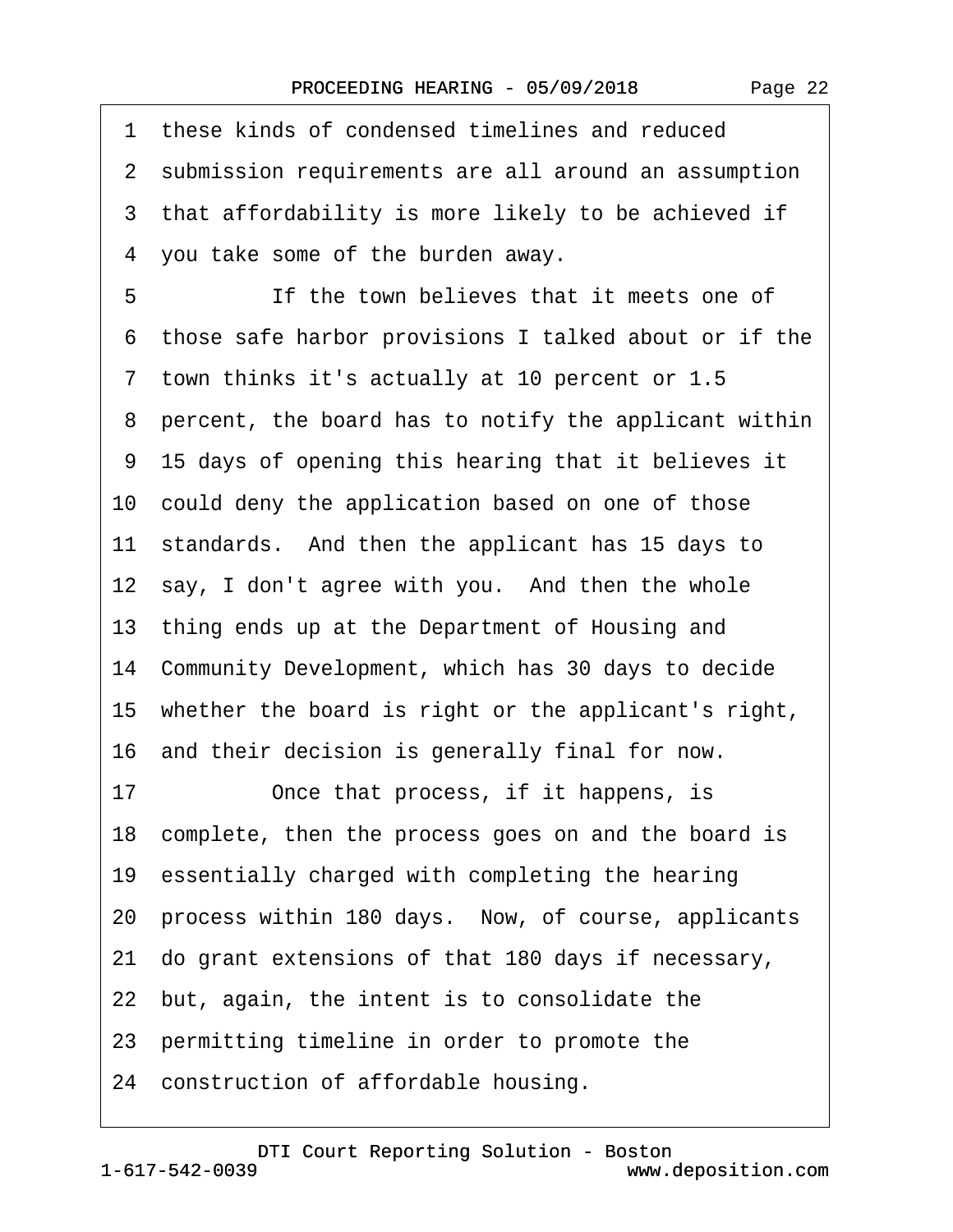1 these kinds of condensed timelines and reduced
2 submission requirements are all around an assumption
3 that affordability is more likely to be achieved if
4 you take some of the burden away.
5 If the town believes that it meets one of
6 those safe harbor provisions I talked about or if the
7 town thinks it's actually at 10 percent or 1.5
8 percent, the board has to notify the applicant within
9 15 days of opening this hearing that it believes it
10 could deny the application based on one of those
11 standards. And then the applicant has 15 days to
12 say, I don't agree with you. And then the whole
13 thing ends up at the Department of Housing and
14 Community Development, which has 30 days to decide
15 whether the board is right or the applicant's right,
16 and their decision is generally final for now.
17 Once that process, if it happens, is
18 complete, then the process goes on and the board is
19 essentially charged with completing the hearing
20 process within 180 days. Now, of course, applicants
21 do grant extensions of that 180 days if necessary,
22 but, again, the intent is to consolidate the
23 permitting timeline in order to promote the
24 construction of affordable housing.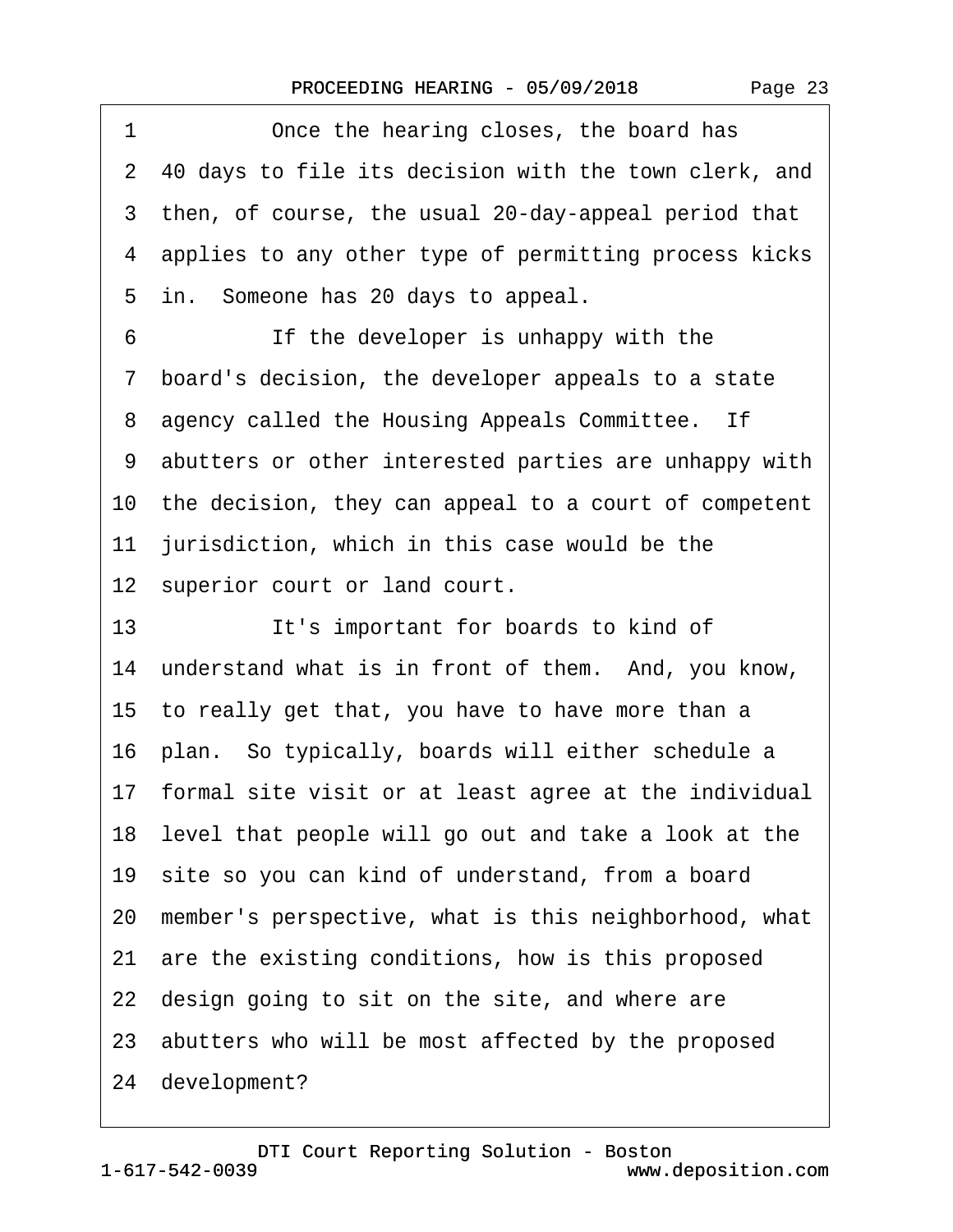1 Once the hearing closes, the board has
2 40 days to file its decision with the town clerk, and
3 then, of course, the usual 20-day-appeal period that
4 applies to any other type of permitting process kicks
5 in. Someone has 20 days to appeal.
6 If the developer is unhappy with the
7 board's decision, the developer appeals to a state
8 agency called the Housing Appeals Committee. If
9 abutters or other interested parties are unhappy with
10 the decision, they can appeal to a court of competent
11 jurisdiction, which in this case would be the
12 superior court or land court.
13 It's important for boards to kind of
14 understand what is in front of them. And, you know,
15 to really get that, you have to have more than a
16 plan. So typically, boards will either schedule a
17 formal site visit or at least agree at the individual
18 level that people will go out and take a look at the
19 site so you can kind of understand, from a board
20 member's perspective, what is this neighborhood, what
21 are the existing conditions, how is this proposed
22 design going to sit on the site, and where are
23 abutters who will be most affected by the proposed
24 development?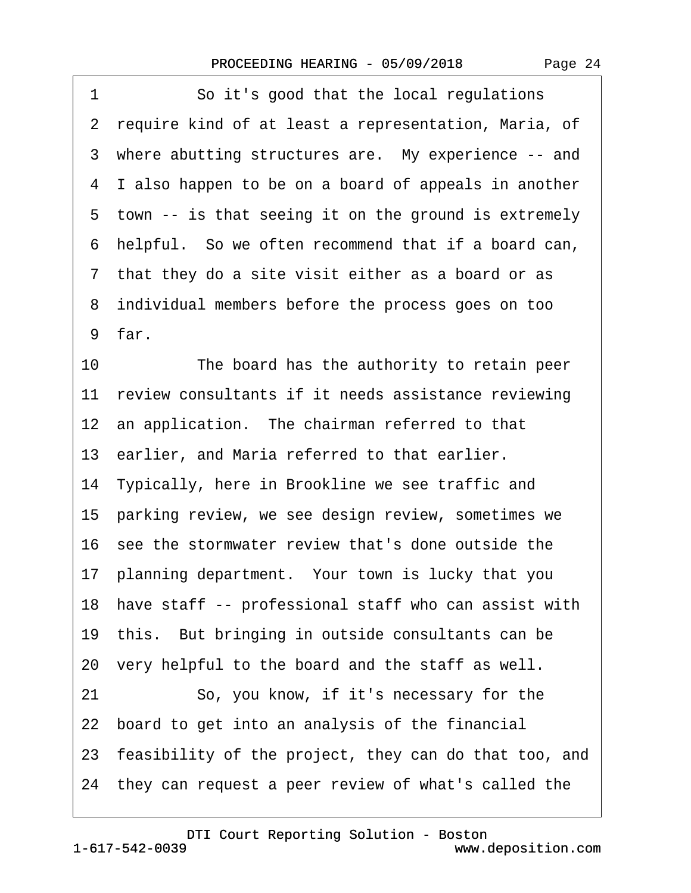1 So it's good that the local regulations
2 require kind of at least a representation, Maria, of
3 where abutting structures are. My experience -- and
4 I also happen to be on a board of appeals in another
5 town -- is that seeing it on the ground is extremely
6 helpful. So we often recommend that if a board can,
7 that they do a site visit either as a board or as
8 individual members before the process goes on too
9 far.
10 The board has the authority to retain peer
11 review consultants if it needs assistance reviewing
12 an application. The chairman referred to that
13 earlier, and Maria referred to that earlier.
14 Typically, here in Brookline we see traffic and
15 parking review, we see design review, sometimes we
16 see the stormwater review that's done outside the
17 planning department. Your town is lucky that you
18 have staff -- professional staff who can assist with
19 this. But bringing in outside consultants can be
20 very helpful to the board and the staff as well.
21 So, you know, if it's necessary for the
22 board to get into an analysis of the financial
23 feasibility of the project, they can do that too, and
24 they can request a peer review of what's called the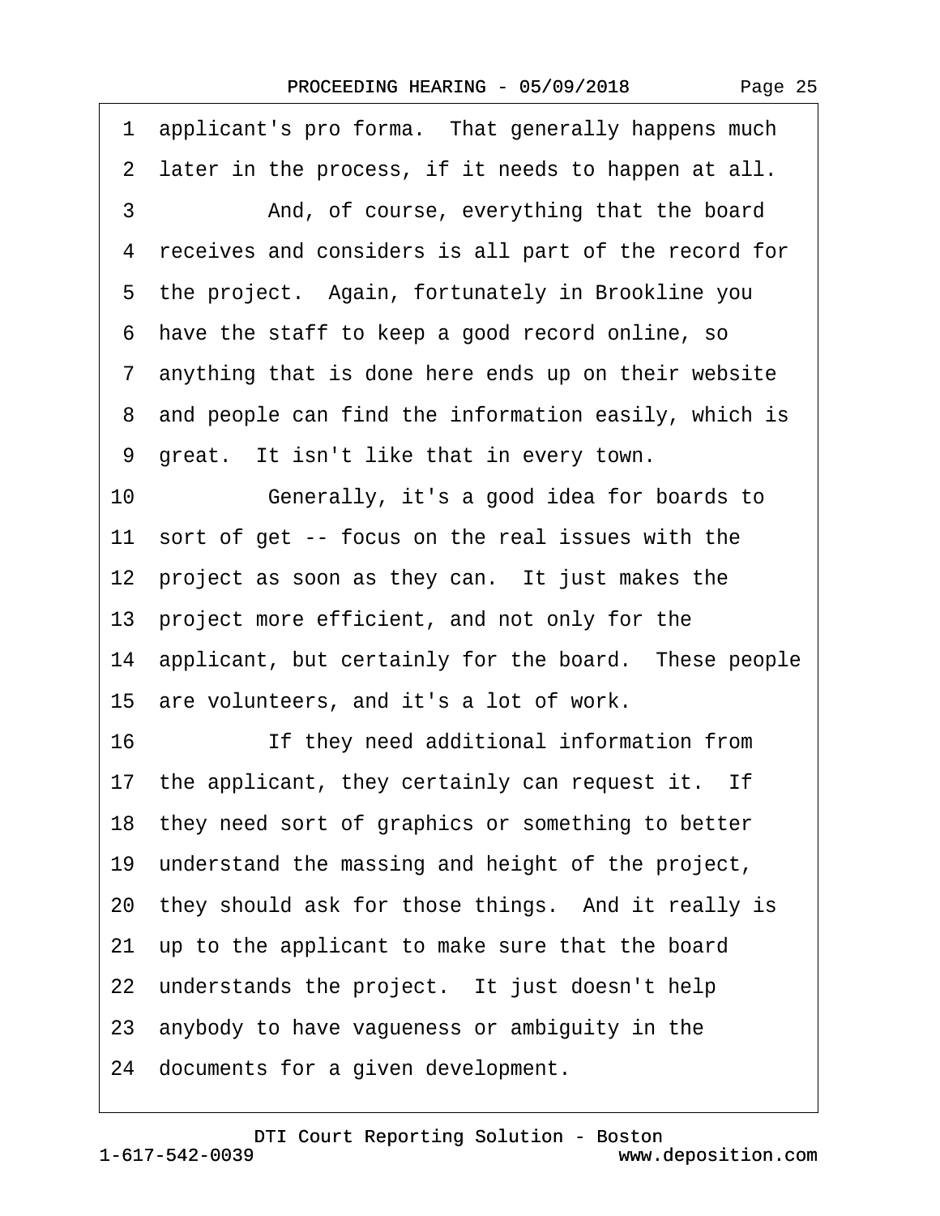1 applicant's pro forma. That generally happens much
2 later in the process, if it needs to happen at all.
3 And, of course, everything that the board
4 receives and considers is all part of the record for
5 the project. Again, fortunately in Brookline you
6 have the staff to keep a good record online, so
7 anything that is done here ends up on their website
8 and people can find the information easily, which is
9 great. It isn't like that in every town.
10 Generally, it's a good idea for boards to
11 sort of get -- focus on the real issues with the
12 project as soon as they can. It just makes the
13 project more efficient, and not only for the
14 applicant, but certainly for the board. These people
15 are volunteers, and it's a lot of work.
16 If they need additional information from
17 the applicant, they certainly can request it. If
18 they need sort of graphics or something to better
19 understand the massing and height of the project,
20 they should ask for those things. And it really is
21 up to the applicant to make sure that the board
22 understands the project. It just doesn't help
23 anybody to have vagueness or ambiguity in the
24 documents for a given development.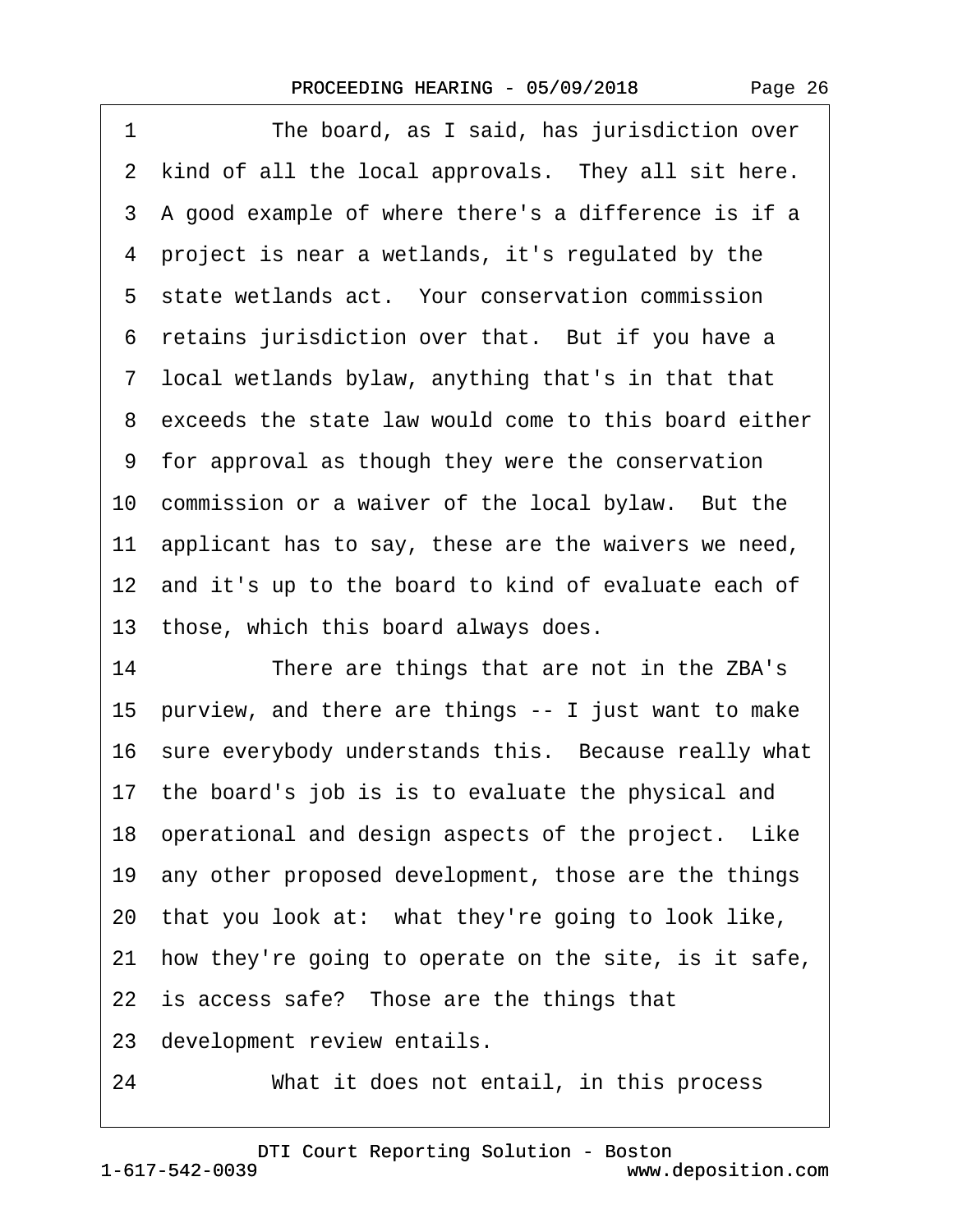1 The board, as I said, has jurisdiction over
2 kind of all the local approvals. They all sit here.
3 A good example of where there's a difference is if a
4 project is near a wetlands, it's regulated by the
5 state wetlands act. Your conservation commission
6 retains jurisdiction over that. But if you have a
7 local wetlands bylaw, anything that's in that that
8 exceeds the state law would come to this board either
9 for approval as though they were the conservation
10 commission or a waiver of the local bylaw. But the
11 applicant has to say, these are the waivers we need,
12 and it's up to the board to kind of evaluate each of
13 those, which this board always does.
14 There are things that are not in the ZBA's
15 purview, and there are things -- I just want to make
16 sure everybody understands this. Because really what
17 the board's job is is to evaluate the physical and
18 operational and design aspects of the project. Like
19 any other proposed development, those are the things
20 that you look at: what they're going to look like,
21 how they're going to operate on the site, is it safe,
22 is access safe? Those are the things that
23 development review entails.
24 What it does not entail, in this process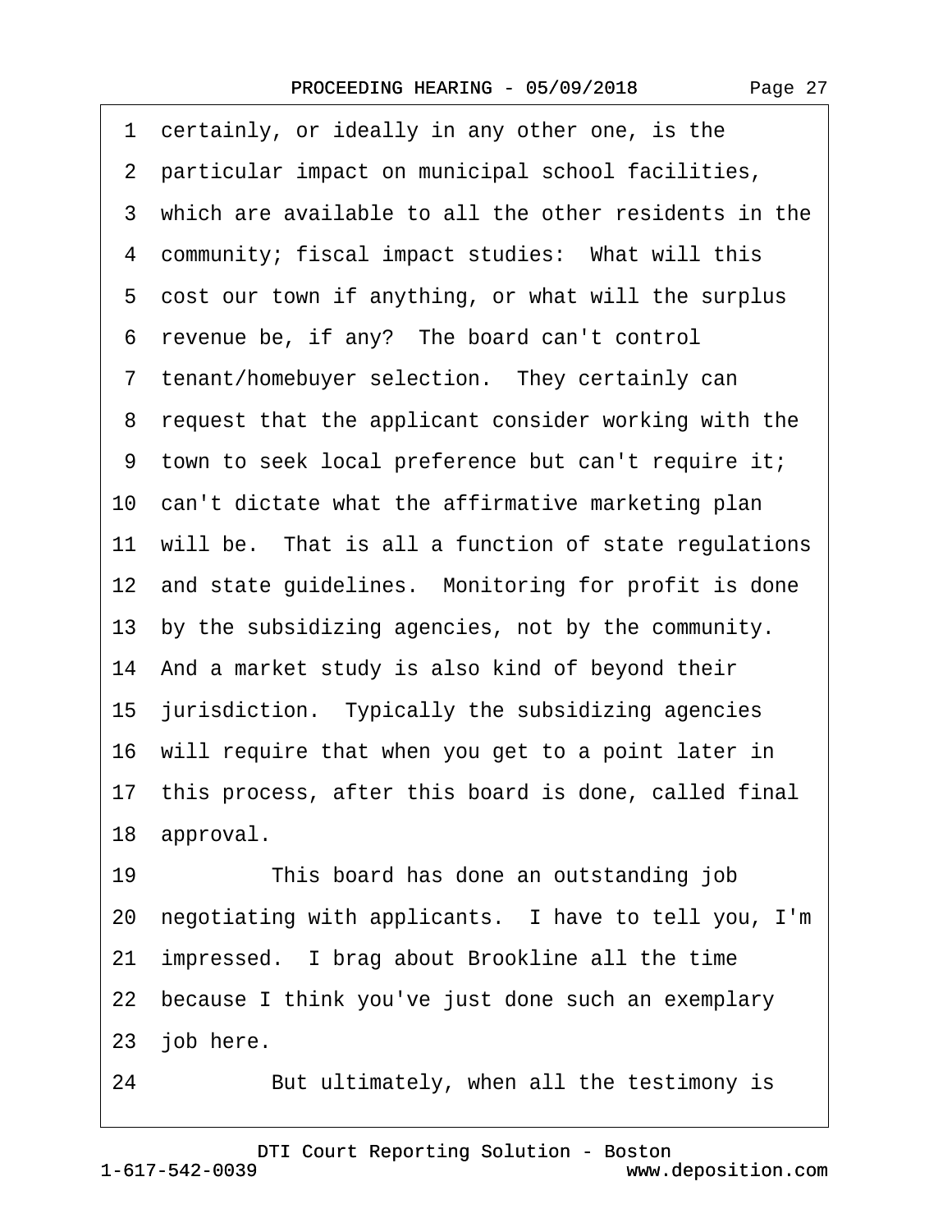1 certainly, or ideally in any other one, is the
2 particular impact on municipal school facilities,
3 which are available to all the other residents in the
4 community; fiscal impact studies: What will this
5 cost our town if anything, or what will the surplus
6 revenue be, if any? The board can't control
7 tenant/homebuyer selection. They certainly can
8 request that the applicant consider working with the
9 town to seek local preference but can't require it;
10 can't dictate what the affirmative marketing plan
11 will be. That is all a function of state regulations
12 and state guidelines. Monitoring for profit is done
13 by the subsidizing agencies, not by the community.
14 And a market study is also kind of beyond their
15 jurisdiction. Typically the subsidizing agencies
16 will require that when you get to a point later in
17 this process, after this board is done, called final
18 approval.
19 This board has done an outstanding job
20 negotiating with applicants. I have to tell you, I'm
21 impressed. I brag about Brookline all the time
22 because I think you've just done such an exemplary
23 job here.
24 But ultimately, when all the testimony is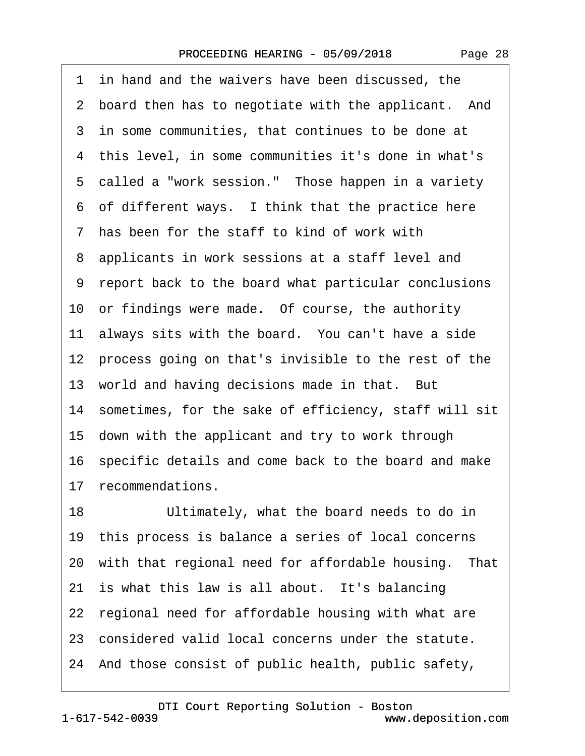1 in hand and the waivers have been discussed, the
2 board then has to negotiate with the applicant. And
3 in some communities, that continues to be done at
4 this level, in some communities it's done in what's
5 called a "work session." Those happen in a variety
6 of different ways. I think that the practice here
7 has been for the staff to kind of work with
8 applicants in work sessions at a staff level and
9 report back to the board what particular conclusions
10 or findings were made. Of course, the authority
11 always sits with the board. You can't have a side
12 process going on that's invisible to the rest of the
13 world and having decisions made in that. But
14 sometimes, for the sake of efficiency, staff will sit
15 down with the applicant and try to work through
16 specific details and come back to the board and make
17 recommendations.
18 Ultimately, what the board needs to do in
19 this process is balance a series of local concerns
20 with that regional need for affordable housing. That
21 is what this law is all about. It's balancing
22 regional need for affordable housing with what are
23 considered valid local concerns under the statute.
24 And those consist of public health, public safety,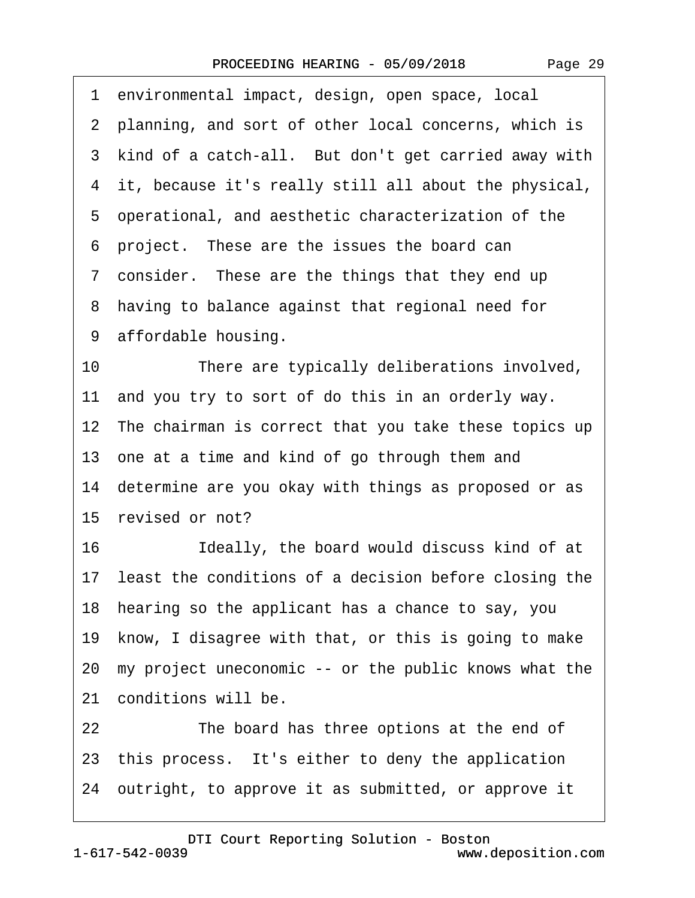1 environmental impact, design, open space, local
2 planning, and sort of other local concerns, which is
3 kind of a catch-all. But don't get carried away with
4 it, because it's really still all about the physical,
5 operational, and aesthetic characterization of the
6 project. These are the issues the board can
7 consider. These are the things that they end up
8 having to balance against that regional need for
9 affordable housing.

10 There are typically deliberations involved,
11 and you try to sort of do this in an orderly way.
12 The chairman is correct that you take these topics up
13 one at a time and kind of go through them and
14 determine are you okay with things as proposed or as
15 revised or not?

16 Ideally, the board would discuss kind of at
17 least the conditions of a decision before closing the
18 hearing so the applicant has a chance to say, you
19 know, I disagree with that, or this is going to make
20 my project uneconomic -- or the public knows what the
21 conditions will be.

22 The board has three options at the end of
23 this process. It's either to deny the application
24 outright, to approve it as submitted, or approve it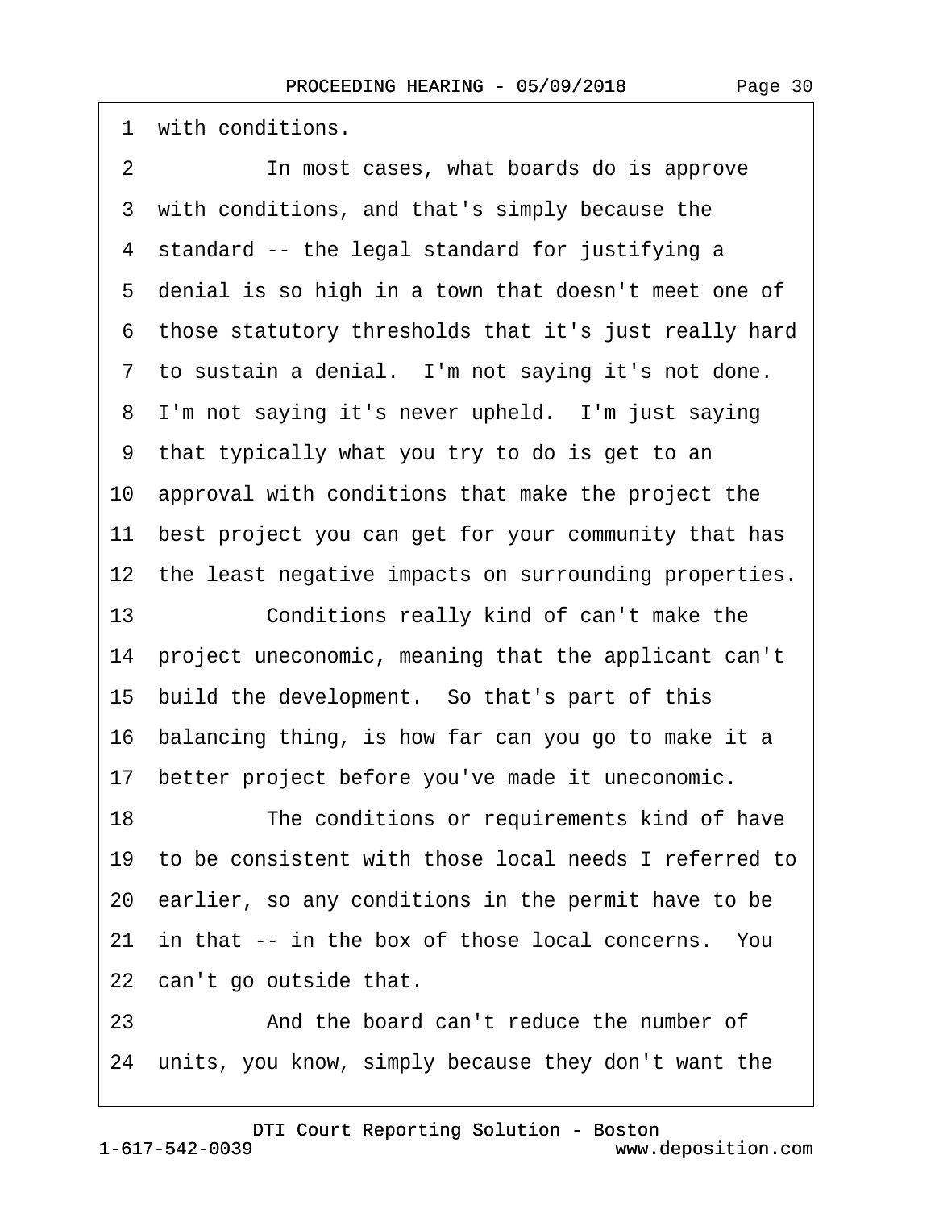1 with conditions.

2 In most cases, what boards do is approve

3 with conditions, and that's simply because the

4 standard -- the legal standard for justifying a

5 denial is so high in a town that doesn't meet one of

6 those statutory thresholds that it's just really hard

7 to sustain a denial. I'm not saying it's not done.

8 I'm not saying it's never upheld. I'm just saying

9 that typically what you try to do is get to an

10 approval with conditions that make the project the

11 best project you can get for your community that has

12 the least negative impacts on surrounding properties.

13 Conditions really kind of can't make the

14 project uneconomic, meaning that the applicant can't

15 build the development. So that's part of this

16 balancing thing, is how far can you go to make it a

17 better project before you've made it uneconomic.

18 The conditions or requirements kind of have

19 to be consistent with those local needs I referred to

20 earlier, so any conditions in the permit have to be

21 in that -- in the box of those local concerns. You

22 can't go outside that.

23 And the board can't reduce the number of

24 units, you know, simply because they don't want the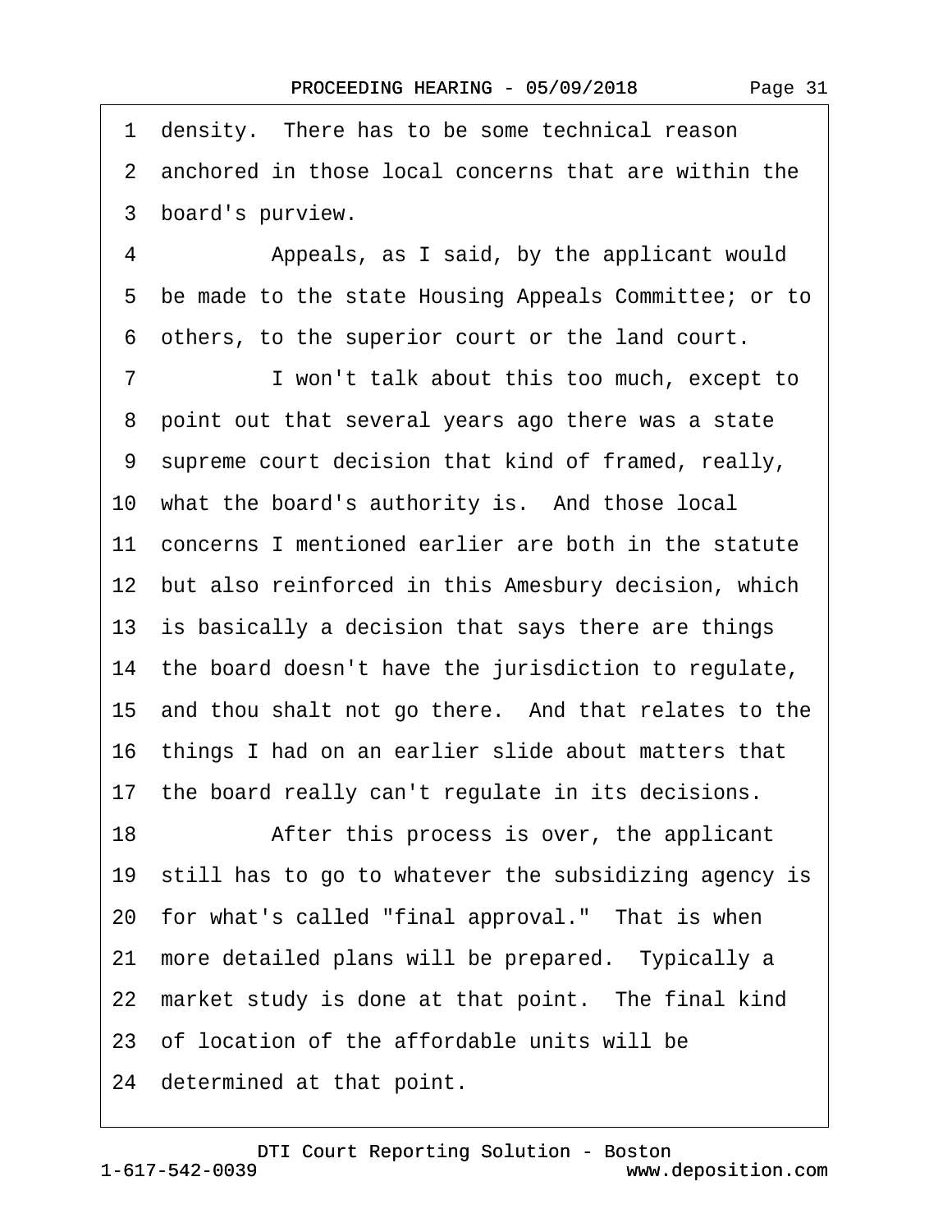1 density. There has to be some technical reason
2 anchored in those local concerns that are within the
3 board's purview.
4 Appeals, as I said, by the applicant would
5 be made to the state Housing Appeals Committee; or to
6 others, to the superior court or the land court.
7 I won't talk about this too much, except to
8 point out that several years ago there was a state
9 supreme court decision that kind of framed, really,
10 what the board's authority is. And those local
11 concerns I mentioned earlier are both in the statute
12 but also reinforced in this Amesbury decision, which
13 is basically a decision that says there are things
14 the board doesn't have the jurisdiction to regulate,
15 and thou shalt not go there. And that relates to the
16 things I had on an earlier slide about matters that
17 the board really can't regulate in its decisions.
18 After this process is over, the applicant
19 still has to go to whatever the subsidizing agency is
20 for what's called "final approval." That is when
21 more detailed plans will be prepared. Typically a
22 market study is done at that point. The final kind
23 of location of the affordable units will be
24 determined at that point.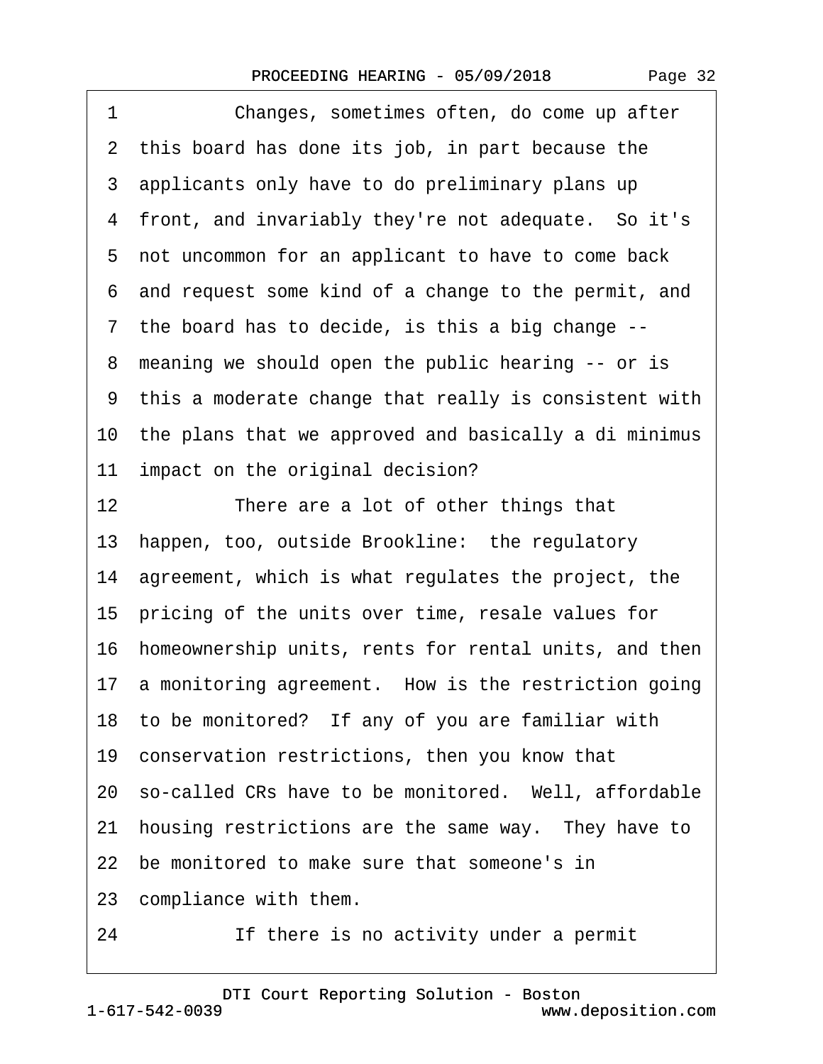1 Changes, sometimes often, do come up after
2 this board has done its job, in part because the
3 applicants only have to do preliminary plans up
4 front, and invariably they're not adequate. So it's
5 not uncommon for an applicant to have to come back
6 and request some kind of a change to the permit, and
7 the board has to decide, is this a big change --
8 meaning we should open the public hearing -- or is
9 this a moderate change that really is consistent with
10 the plans that we approved and basically a di minimus
11 impact on the original decision?
12 There are a lot of other things that
13 happen, too, outside Brookline: the regulatory
14 agreement, which is what regulates the project, the
15 pricing of the units over time, resale values for
16 homeownership units, rents for rental units, and then
17 a monitoring agreement. How is the restriction going
18 to be monitored? If any of you are familiar with
19 conservation restrictions, then you know that
20 so-called CRs have to be monitored. Well, affordable
21 housing restrictions are the same way. They have to
22 be monitored to make sure that someone's in
23 compliance with them.
24 If there is no activity under a permit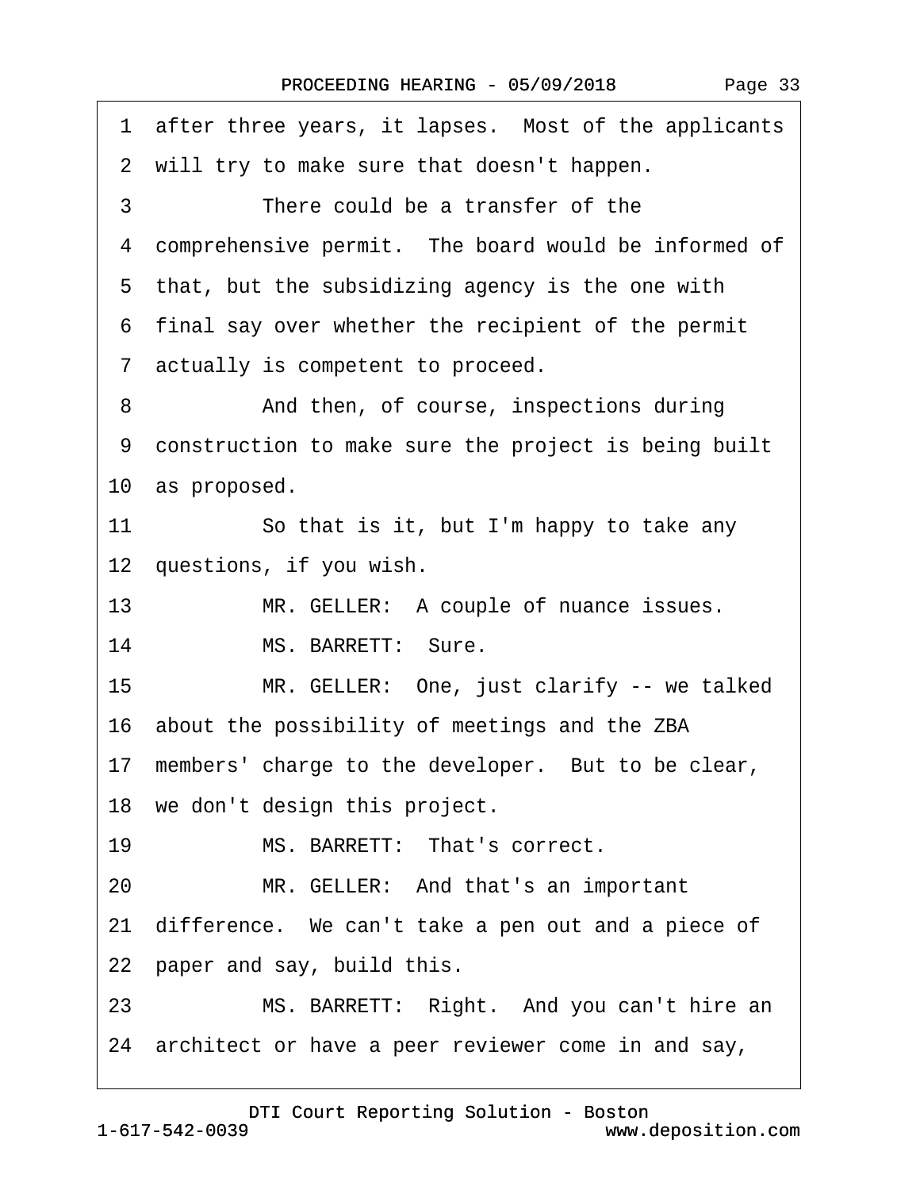1 after three years, it lapses. Most of the applicants
2 will try to make sure that doesn't happen.
3 There could be a transfer of the
4 comprehensive permit. The board would be informed of
5 that, but the subsidizing agency is the one with
6 final say over whether the recipient of the permit
7 actually is competent to proceed.
8 And then, of course, inspections during
9 construction to make sure the project is being built
10 as proposed.
11 So that is it, but I'm happy to take any
12 questions, if you wish.
13 MR. GELLER: A couple of nuance issues.
14 MS. BARRETT: Sure.
15 MR. GELLER: One, just clarify -- we talked
16 about the possibility of meetings and the ZBA
17 members' charge to the developer. But to be clear,
18 we don't design this project.
19 MS. BARRETT: That's correct.
20 MR. GELLER: And that's an important
21 difference. We can't take a pen out and a piece of
22 paper and say, build this.
23 MS. BARRETT: Right. And you can't hire an
24 architect or have a peer reviewer come in and say,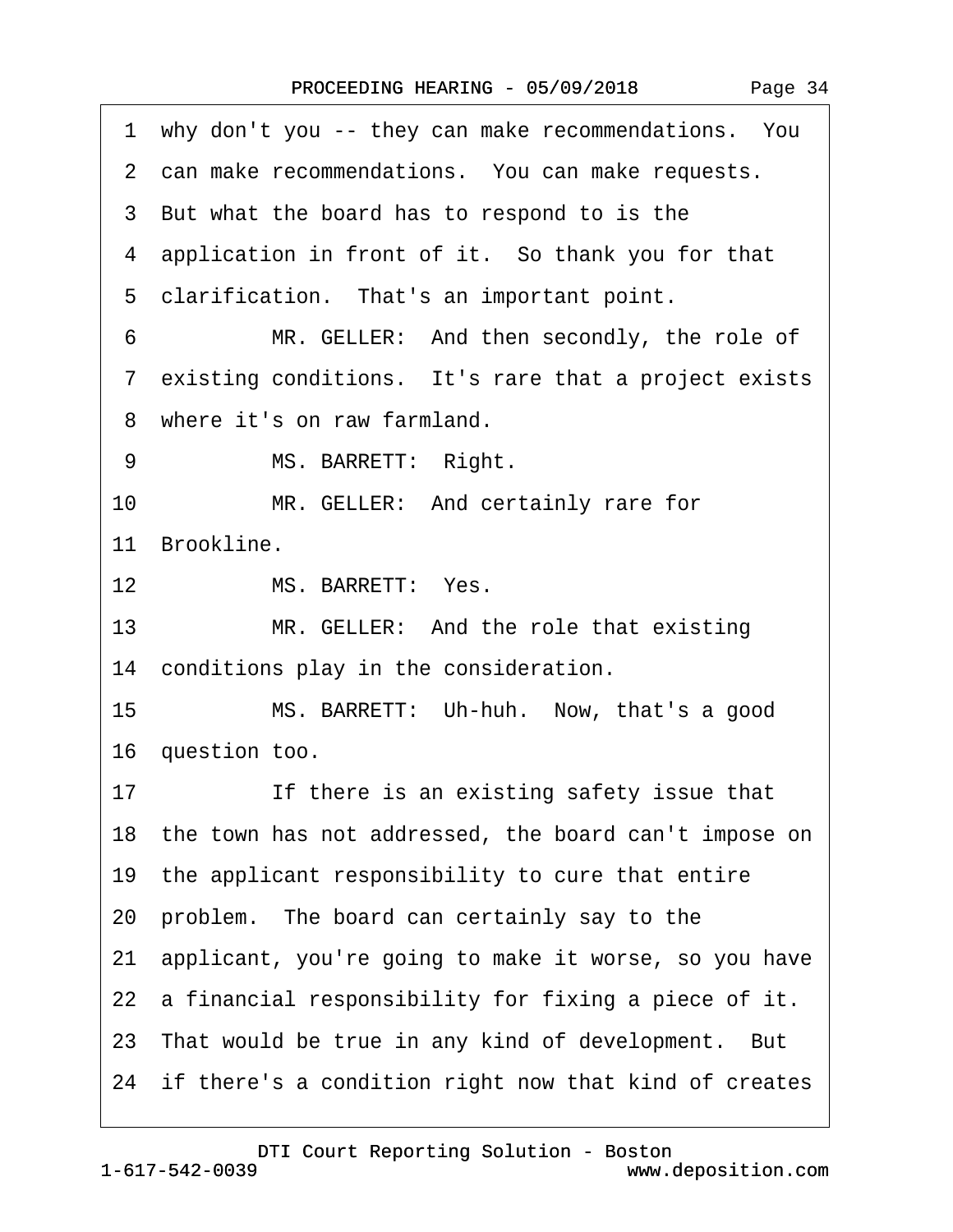1 why don't you -- they can make recommendations. You
2 can make recommendations. You can make requests.
3 But what the board has to respond to is the
4 application in front of it. So thank you for that
5 clarification. That's an important point.
6 MR. GELLER: And then secondly, the role of
7 existing conditions. It's rare that a project exists
8 where it's on raw farmland.
9 MS. BARRETT: Right.
10 MR. GELLER: And certainly rare for
11 Brookline.
12 MS. BARRETT: Yes.
13 MR. GELLER: And the role that existing
14 conditions play in the consideration.
15 MS. BARRETT: Uh-huh. Now, that's a good
16 question too.
17 If there is an existing safety issue that
18 the town has not addressed, the board can't impose on
19 the applicant responsibility to cure that entire
20 problem. The board can certainly say to the
21 applicant, you're going to make it worse, so you have
22 a financial responsibility for fixing a piece of it.
23 That would be true in any kind of development. But
24 if there's a condition right now that kind of creates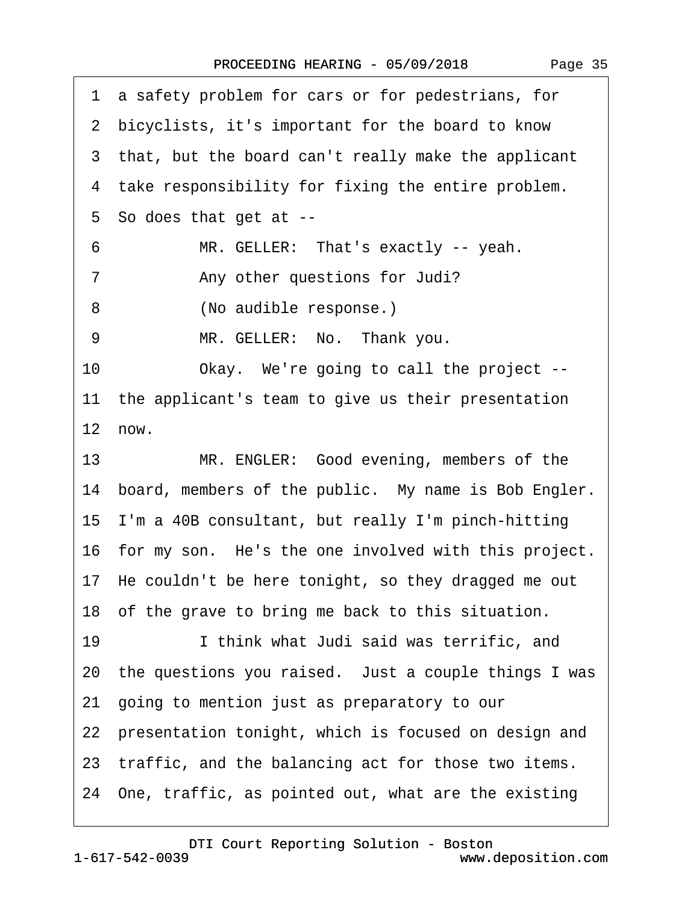1 a safety problem for cars or for pedestrians, for
2 bicyclists, it's important for the board to know
3 that, but the board can't really make the applicant
4 take responsibility for fixing the entire problem.
5 So does that get at --
6 MR. GELLER: That's exactly -- yeah.
7 Any other questions for Judi?
8 (No audible response.)
9 MR. GELLER: No. Thank you.
10 Okay. We're going to call the project --
11 the applicant's team to give us their presentation
12 now.
13 MR. ENGLER: Good evening, members of the
14 board, members of the public. My name is Bob Engler.
15 I'm a 40B consultant, but really I'm pinch-hitting
16 for my son. He's the one involved with this project.
17 He couldn't be here tonight, so they dragged me out
18 of the grave to bring me back to this situation.
19 I think what Judi said was terrific, and
20 the questions you raised. Just a couple things I was
21 going to mention just as preparatory to our
22 presentation tonight, which is focused on design and
23 traffic, and the balancing act for those two items.
24 One, traffic, as pointed out, what are the existing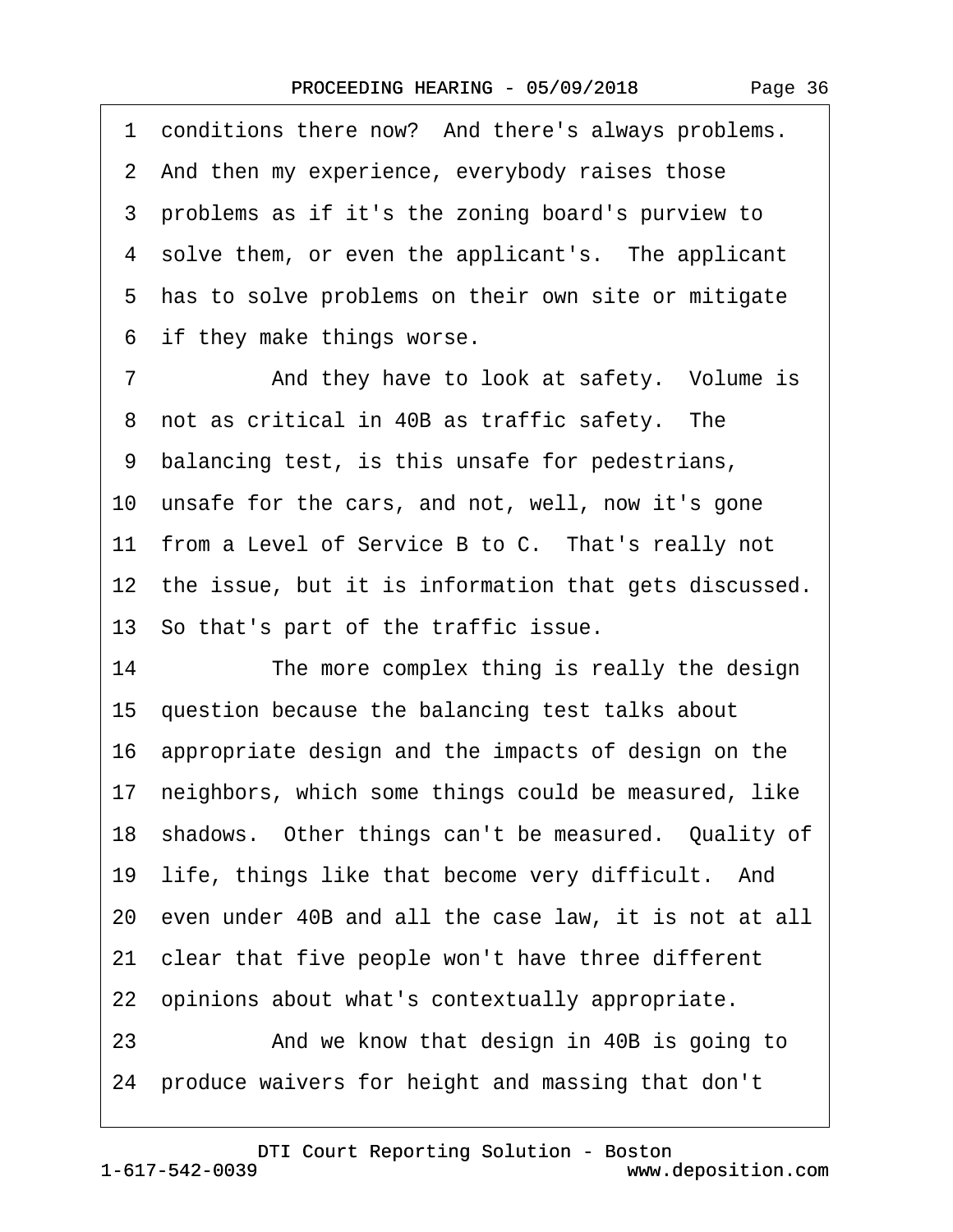1 conditions there now? And there's always problems.
2 And then my experience, everybody raises those
3 problems as if it's the zoning board's purview to
4 solve them, or even the applicant's. The applicant
5 has to solve problems on their own site or mitigate
6 if they make things worse.

7 And they have to look at safety. Volume is
8 not as critical in 40B as traffic safety. The
9 balancing test, is this unsafe for pedestrians,
10 unsafe for the cars, and not, well, now it's gone
11 from a Level of Service B to C. That's really not
12 the issue, but it is information that gets discussed.
13 So that's part of the traffic issue.

14 The more complex thing is really the design
15 question because the balancing test talks about
16 appropriate design and the impacts of design on the
17 neighbors, which some things could be measured, like
18 shadows. Other things can't be measured. Quality of
19 life, things like that become very difficult. And
20 even under 40B and all the case law, it is not at all
21 clear that five people won't have three different
22 opinions about what's contextually appropriate.

23 And we know that design in 40B is going to
24 produce waivers for height and massing that don't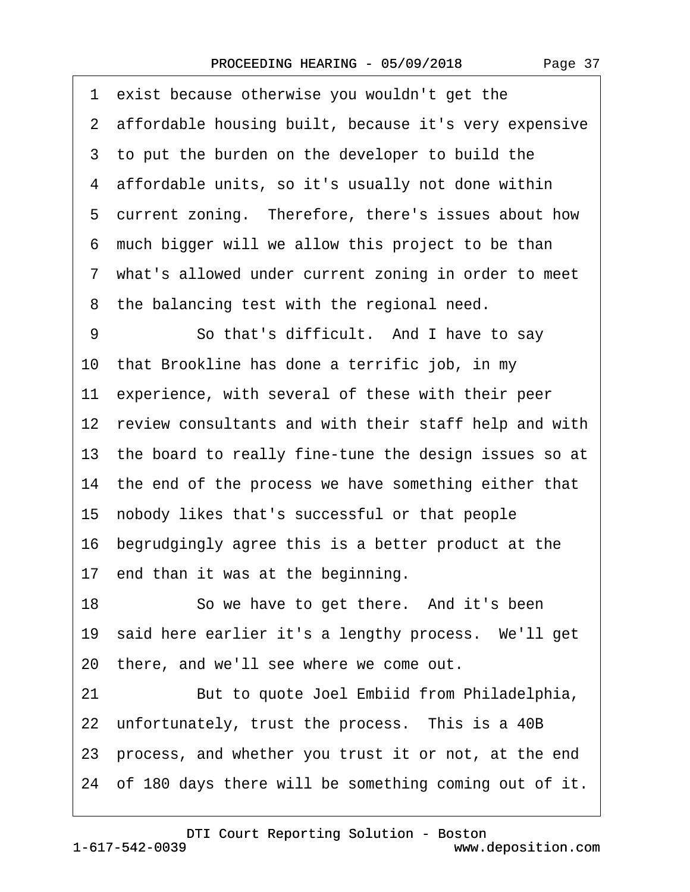1 exist because otherwise you wouldn't get the
2 affordable housing built, because it's very expensive
3 to put the burden on the developer to build the
4 affordable units, so it's usually not done within
5 current zoning. Therefore, there's issues about how
6 much bigger will we allow this project to be than
7 what's allowed under current zoning in order to meet
8 the balancing test with the regional need.
9 So that's difficult. And I have to say
10 that Brookline has done a terrific job, in my
11 experience, with several of these with their peer
12 review consultants and with their staff help and with
13 the board to really fine-tune the design issues so at
14 the end of the process we have something either that
15 nobody likes that's successful or that people
16 begrudgingly agree this is a better product at the
17 end than it was at the beginning.
18 So we have to get there. And it's been
19 said here earlier it's a lengthy process. We'll get
20 there, and we'll see where we come out.
21 But to quote Joel Embiid from Philadelphia,
22 unfortunately, trust the process. This is a 40B
23 process, and whether you trust it or not, at the end
24 of 180 days there will be something coming out of it.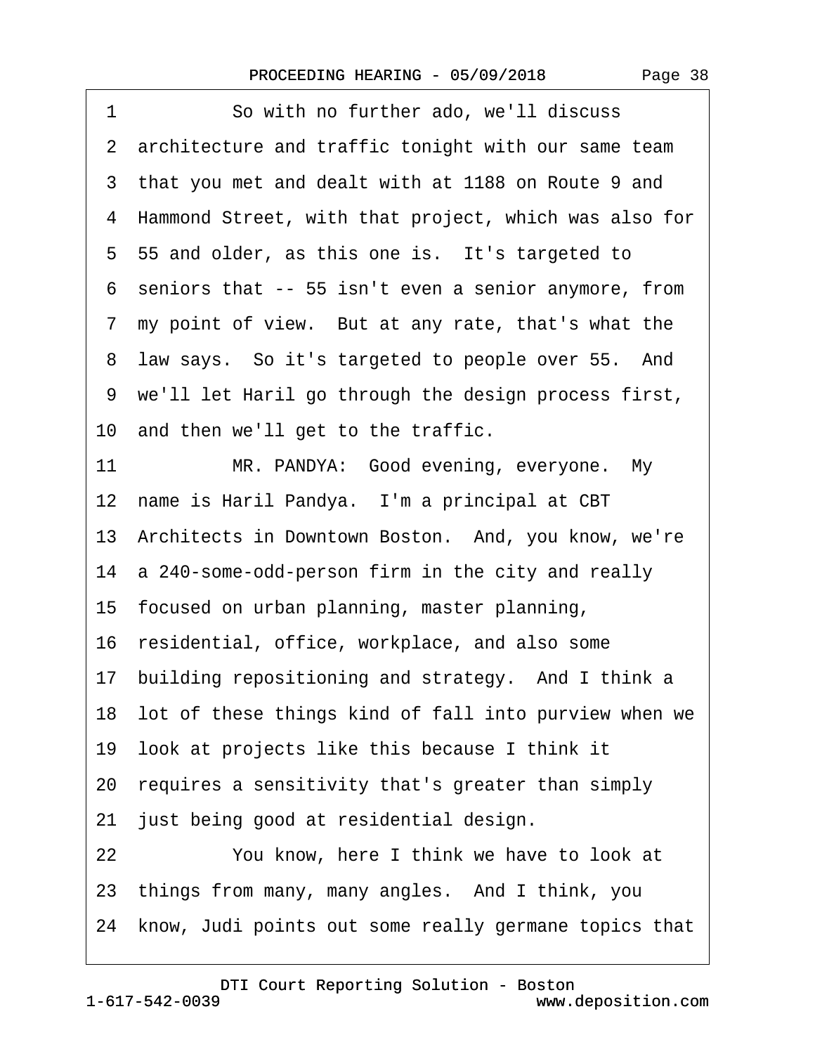1 So with no further ado, we'll discuss
2 architecture and traffic tonight with our same team
3 that you met and dealt with at 1188 on Route 9 and
4 Hammond Street, with that project, which was also for
5 55 and older, as this one is. It's targeted to
6 seniors that -- 55 isn't even a senior anymore, from
7 my point of view. But at any rate, that's what the
8 law says. So it's targeted to people over 55. And
9 we'll let Haril go through the design process first,
10 and then we'll get to the traffic.
11 MR. PANDYA: Good evening, everyone. My
12 name is Haril Pandya. I'm a principal at CBT
13 Architects in Downtown Boston. And, you know, we're
14 a 240-some-odd-person firm in the city and really
15 focused on urban planning, master planning,
16 residential, office, workplace, and also some
17 building repositioning and strategy. And I think a
18 lot of these things kind of fall into purview when we
19 look at projects like this because I think it
20 requires a sensitivity that's greater than simply
21 just being good at residential design.
22 You know, here I think we have to look at
23 things from many, many angles. And I think, you
24 know, Judi points out some really germane topics that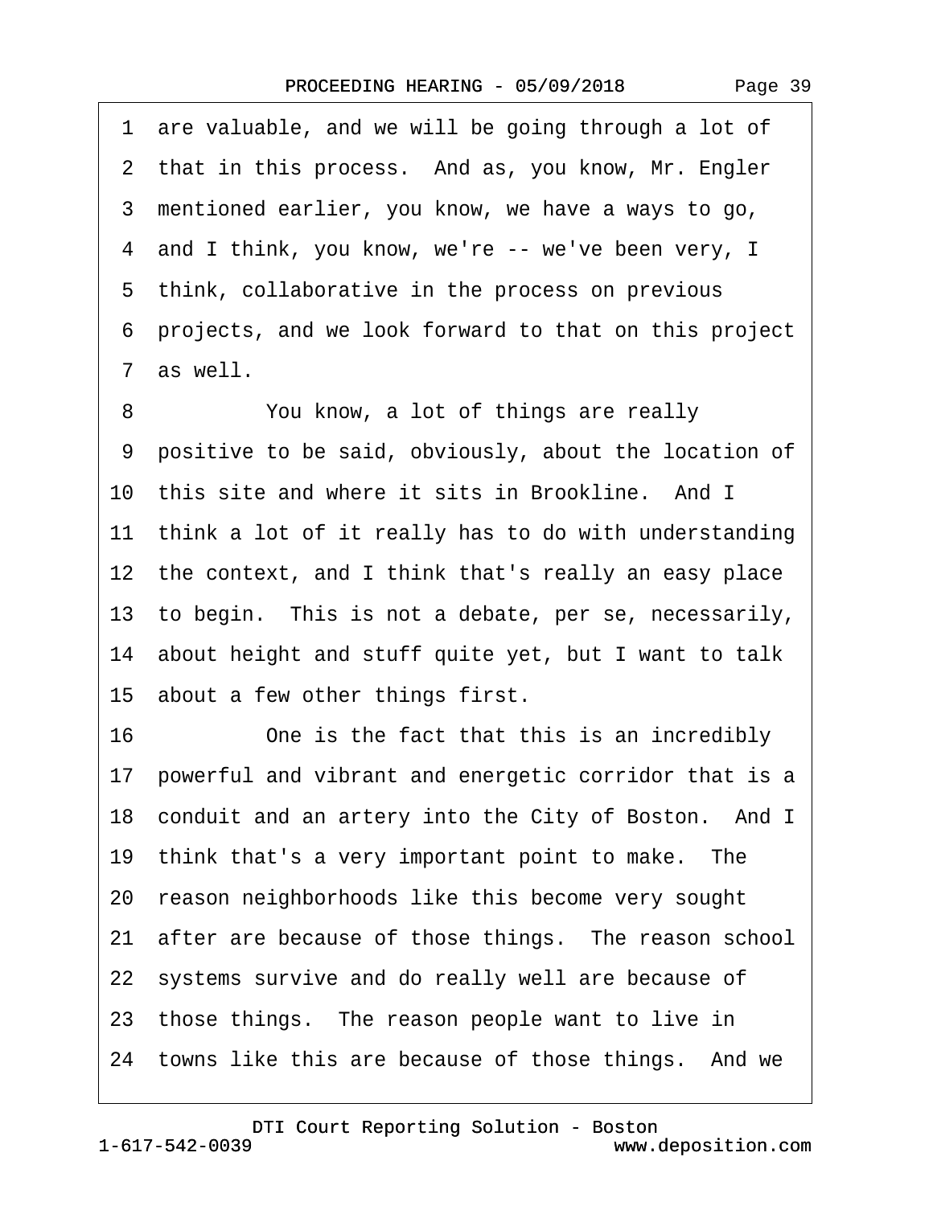1 are valuable, and we will be going through a lot of
2 that in this process. And as, you know, Mr. Engler
3 mentioned earlier, you know, we have a ways to go,
4 and I think, you know, we're -- we've been very, I
5 think, collaborative in the process on previous
6 projects, and we look forward to that on this project
7 as well.

8 You know, a lot of things are really
9 positive to be said, obviously, about the location of
10 this site and where it sits in Brookline. And I
11 think a lot of it really has to do with understanding
12 the context, and I think that's really an easy place
13 to begin. This is not a debate, per se, necessarily,
14 about height and stuff quite yet, but I want to talk
15 about a few other things first.

16 One is the fact that this is an incredibly
17 powerful and vibrant and energetic corridor that is a
18 conduit and an artery into the City of Boston. And I
19 think that's a very important point to make. The
20 reason neighborhoods like this become very sought
21 after are because of those things. The reason school
22 systems survive and do really well are because of
23 those things. The reason people want to live in
24 towns like this are because of those things. And we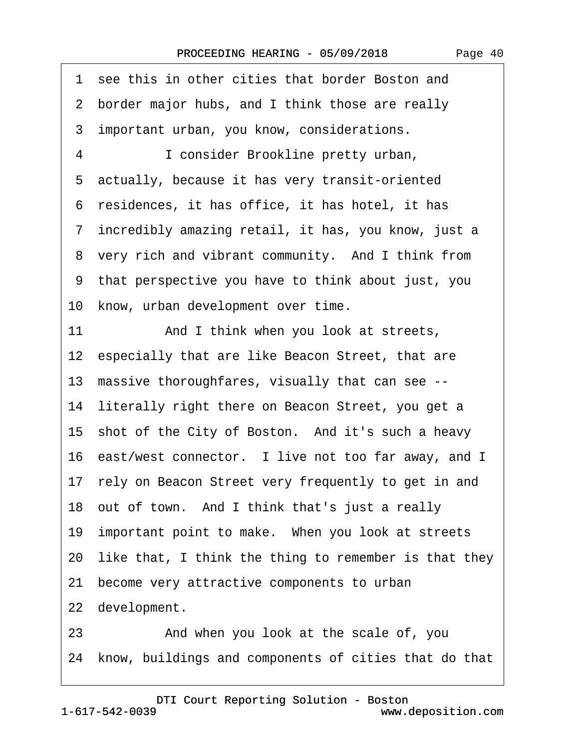1 see this in other cities that border Boston and
2 border major hubs, and I think those are really
3 important urban, you know, considerations.
4 I consider Brookline pretty urban,
5 actually, because it has very transit-oriented
6 residences, it has office, it has hotel, it has
7 incredibly amazing retail, it has, you know, just a
8 very rich and vibrant community. And I think from
9 that perspective you have to think about just, you
10 know, urban development over time.
11 And I think when you look at streets,
12 especially that are like Beacon Street, that are
13 massive thoroughfares, visually that can see --
14 literally right there on Beacon Street, you get a
15 shot of the City of Boston. And it's such a heavy
16 east/west connector. I live not too far away, and I
17 rely on Beacon Street very frequently to get in and
18 out of town. And I think that's just a really
19 important point to make. When you look at streets
20 like that, I think the thing to remember is that they
21 become very attractive components to urban
22 development.
23 And when you look at the scale of, you
24 know, buildings and components of cities that do that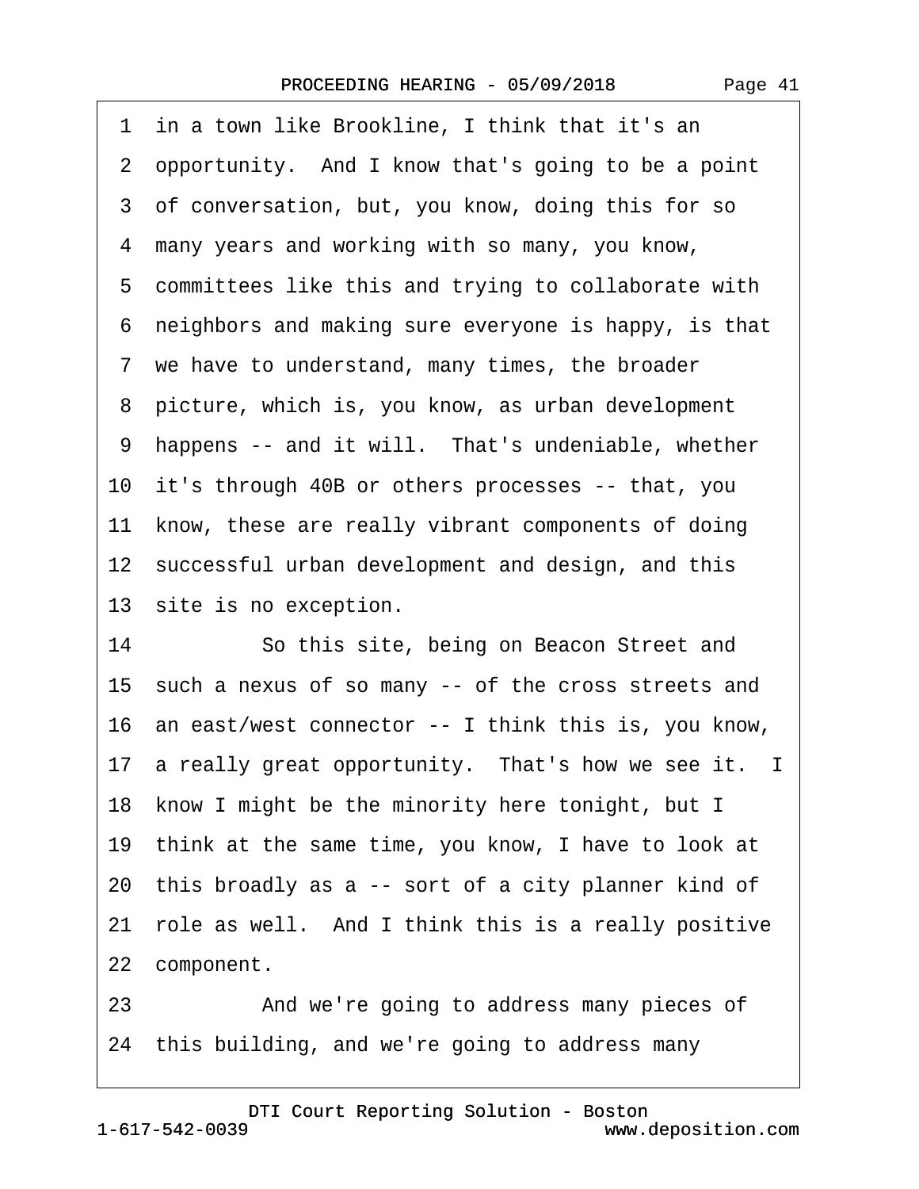1 in a town like Brookline, I think that it's an
2 opportunity. And I know that's going to be a point
3 of conversation, but, you know, doing this for so
4 many years and working with so many, you know,
5 committees like this and trying to collaborate with
6 neighbors and making sure everyone is happy, is that
7 we have to understand, many times, the broader
8 picture, which is, you know, as urban development
9 happens -- and it will. That's undeniable, whether
10 it's through 40B or others processes -- that, you
11 know, these are really vibrant components of doing
12 successful urban development and design, and this
13 site is no exception.
14 So this site, being on Beacon Street and
15 such a nexus of so many -- of the cross streets and
16 an east/west connector -- I think this is, you know,
17 a really great opportunity. That's how we see it. I
18 know I might be the minority here tonight, but I
19 think at the same time, you know, I have to look at
20 this broadly as a -- sort of a city planner kind of
21 role as well. And I think this is a really positive
22 component.
23 And we're going to address many pieces of
24 this building, and we're going to address many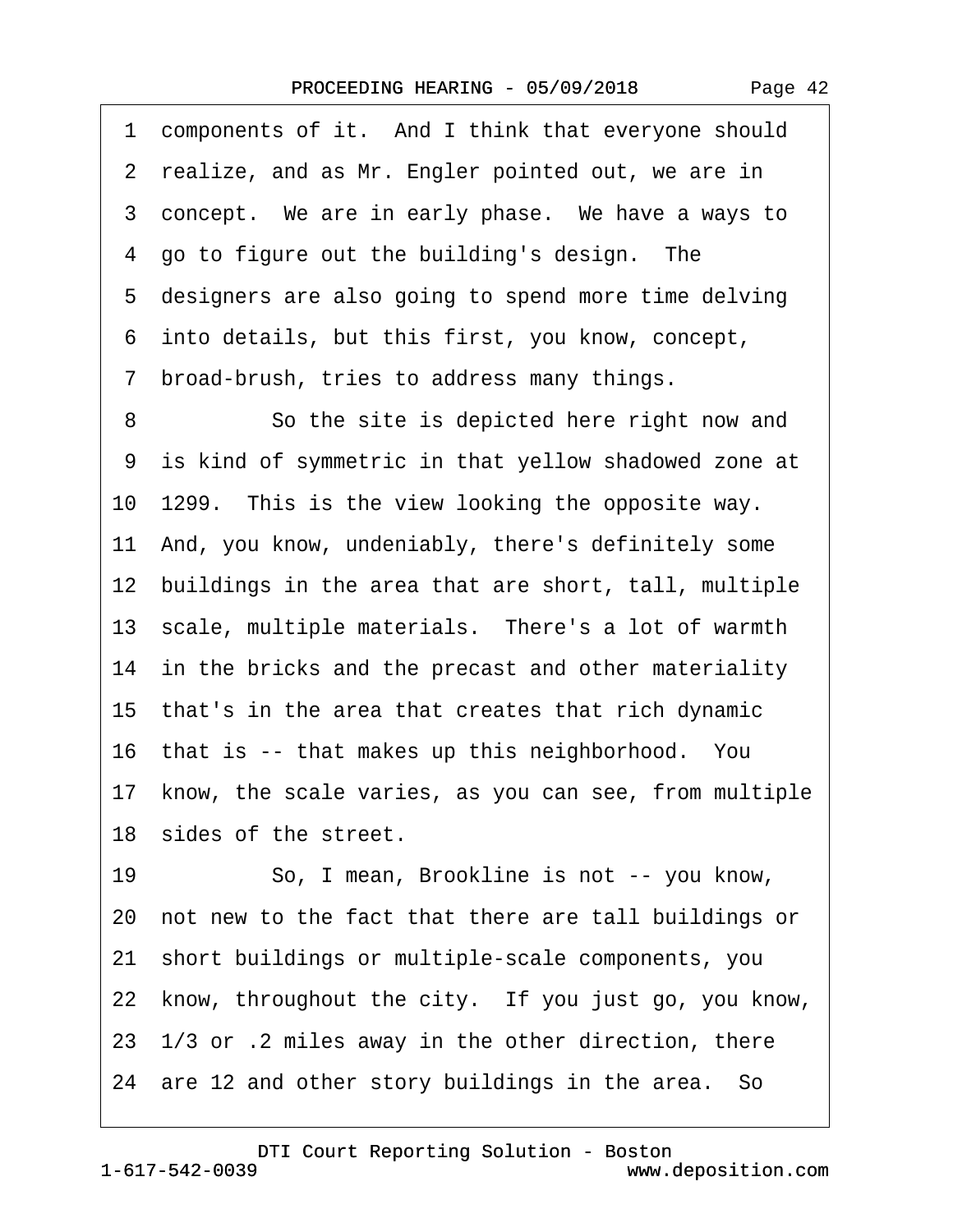1 components of it. And I think that everyone should
2 realize, and as Mr. Engler pointed out, we are in
3 concept. We are in early phase. We have a ways to
4 go to figure out the building's design. The
5 designers are also going to spend more time delving
6 into details, but this first, you know, concept,
7 broad-brush, tries to address many things.
8 So the site is depicted here right now and
9 is kind of symmetric in that yellow shadowed zone at
10 1299. This is the view looking the opposite way.
11 And, you know, undeniably, there's definitely some
12 buildings in the area that are short, tall, multiple
13 scale, multiple materials. There's a lot of warmth
14 in the bricks and the precast and other materiality
15 that's in the area that creates that rich dynamic
16 that is -- that makes up this neighborhood. You
17 know, the scale varies, as you can see, from multiple
18 sides of the street.
19 So, I mean, Brookline is not -- you know,
20 not new to the fact that there are tall buildings or
21 short buildings or multiple-scale components, you
22 know, throughout the city. If you just go, you know,
23 1/3 or .2 miles away in the other direction, there
24 are 12 and other story buildings in the area. So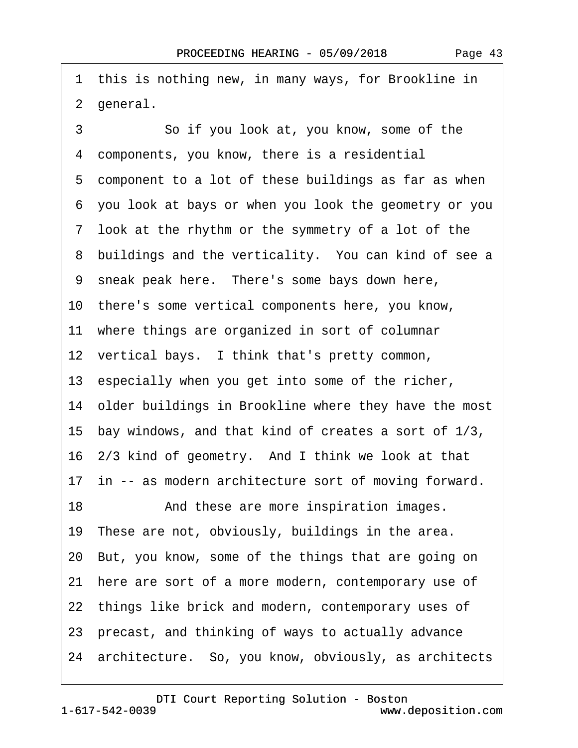1 this is nothing new, in many ways, for Brookline in
2 general.
3 So if you look at, you know, some of the
4 components, you know, there is a residential
5 component to a lot of these buildings as far as when
6 you look at bays or when you look the geometry or you
7 look at the rhythm or the symmetry of a lot of the
8 buildings and the verticality. You can kind of see a
9 sneak peak here. There's some bays down here,
10 there's some vertical components here, you know,
11 where things are organized in sort of columnar
12 vertical bays. I think that's pretty common,
13 especially when you get into some of the richer,
14 older buildings in Brookline where they have the most
15 bay windows, and that kind of creates a sort of 1/3,
16 2/3 kind of geometry. And I think we look at that
17 in -- as modern architecture sort of moving forward.
18 And these are more inspiration images.
19 These are not, obviously, buildings in the area.
20 But, you know, some of the things that are going on
21 here are sort of a more modern, contemporary use of
22 things like brick and modern, contemporary uses of
23 precast, and thinking of ways to actually advance
24 architecture. So, you know, obviously, as architects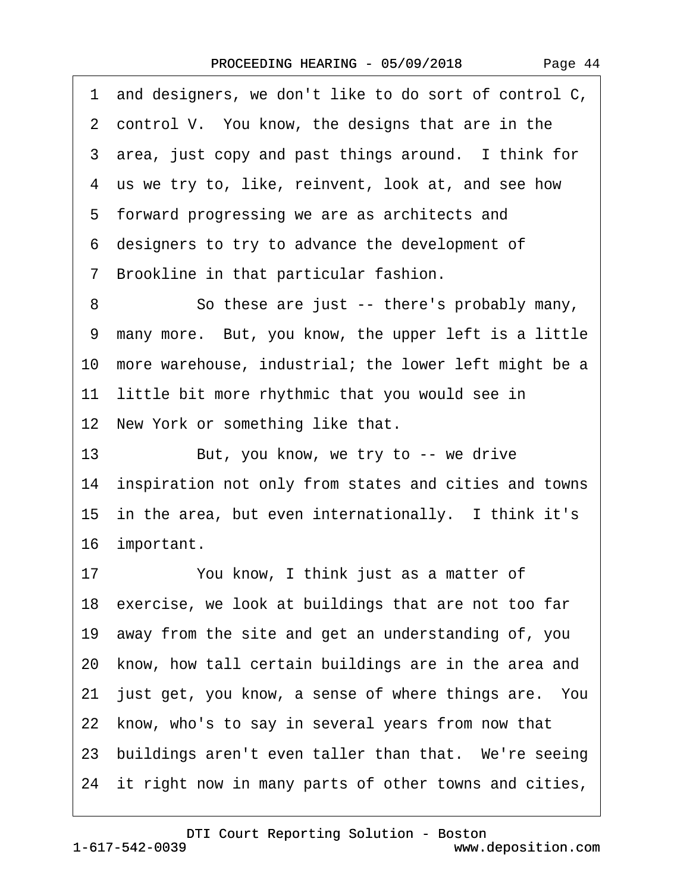1 and designers, we don't like to do sort of control C,
2 control V. You know, the designs that are in the
3 area, just copy and past things around. I think for
4 us we try to, like, reinvent, look at, and see how
5 forward progressing we are as architects and
6 designers to try to advance the development of
7 Brookline in that particular fashion.
8 So these are just -- there's probably many,
9 many more. But, you know, the upper left is a little
10 more warehouse, industrial; the lower left might be a
11 little bit more rhythmic that you would see in
12 New York or something like that.
13 But, you know, we try to -- we drive
14 inspiration not only from states and cities and towns
15 in the area, but even internationally. I think it's
16 important.
17 You know, I think just as a matter of
18 exercise, we look at buildings that are not too far
19 away from the site and get an understanding of, you
20 know, how tall certain buildings are in the area and
21 just get, you know, a sense of where things are. You
22 know, who's to say in several years from now that
23 buildings aren't even taller than that. We're seeing
24 it right now in many parts of other towns and cities,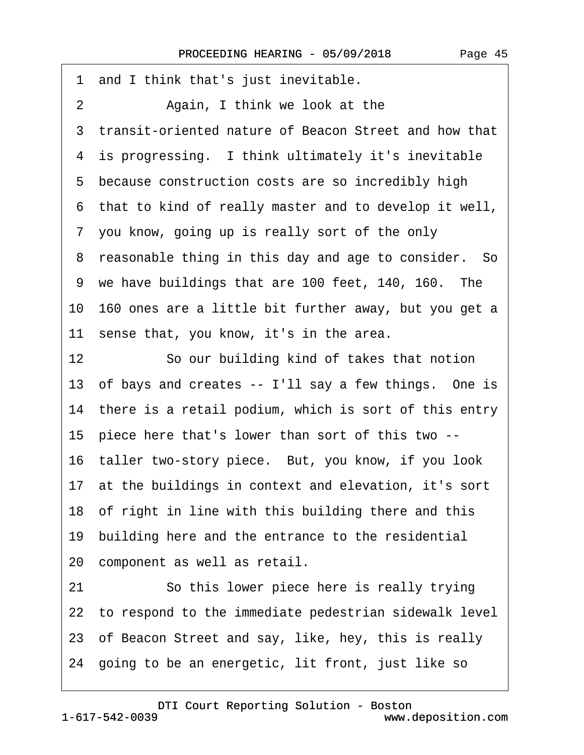1 and I think that's just inevitable.

2 Again, I think we look at the

3 transit-oriented nature of Beacon Street and how that

4 is progressing. I think ultimately it's inevitable

5 because construction costs are so incredibly high

6 that to kind of really master and to develop it well,

7 you know, going up is really sort of the only

8 reasonable thing in this day and age to consider. So

9 we have buildings that are 100 feet, 140, 160. The

10 160 ones are a little bit further away, but you get a

11 sense that, you know, it's in the area.

12 So our building kind of takes that notion

13 of bays and creates -- I'll say a few things. One is

14 there is a retail podium, which is sort of this entry

15 piece here that's lower than sort of this two --

16 taller two-story piece. But, you know, if you look

17 at the buildings in context and elevation, it's sort

18 of right in line with this building there and this

19 building here and the entrance to the residential

20 component as well as retail.

21 So this lower piece here is really trying

22 to respond to the immediate pedestrian sidewalk level

23 of Beacon Street and say, like, hey, this is really

24 going to be an energetic, lit front, just like so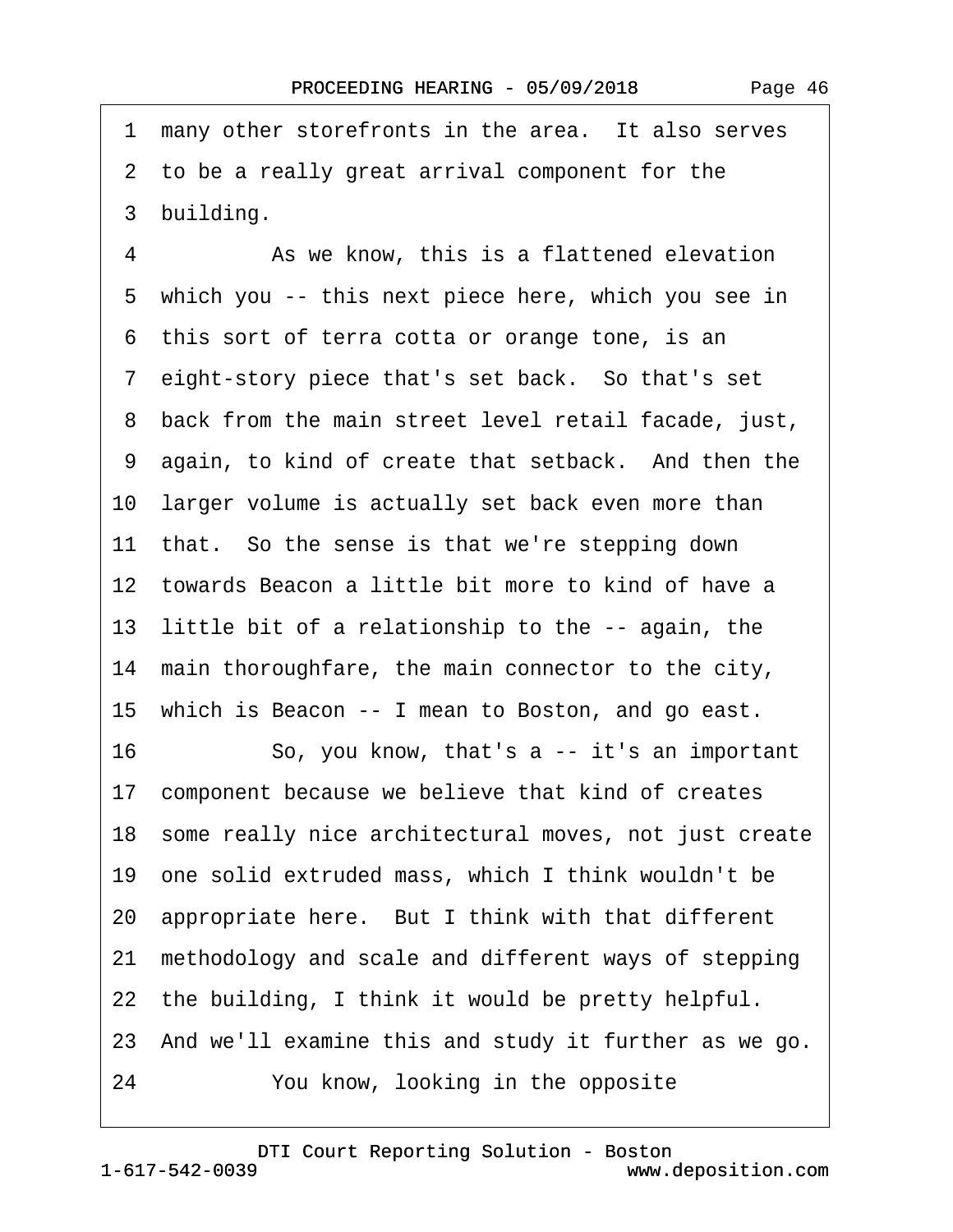1 many other storefronts in the area. It also serves
2 to be a really great arrival component for the
3 building.

4 As we know, this is a flattened elevation
5 which you -- this next piece here, which you see in
6 this sort of terra cotta or orange tone, is an
7 eight-story piece that's set back. So that's set
8 back from the main street level retail facade, just,
9 again, to kind of create that setback. And then the
10 larger volume is actually set back even more than
11 that. So the sense is that we're stepping down
12 towards Beacon a little bit more to kind of have a
13 little bit of a relationship to the -- again, the
14 main thoroughfare, the main connector to the city,
15 which is Beacon -- I mean to Boston, and go east.

16 So, you know, that's a -- it's an important
17 component because we believe that kind of creates
18 some really nice architectural moves, not just create
19 one solid extruded mass, which I think wouldn't be
20 appropriate here. But I think with that different
21 methodology and scale and different ways of stepping
22 the building, I think it would be pretty helpful.
23 And we'll examine this and study it further as we go.

24 You know, looking in the opposite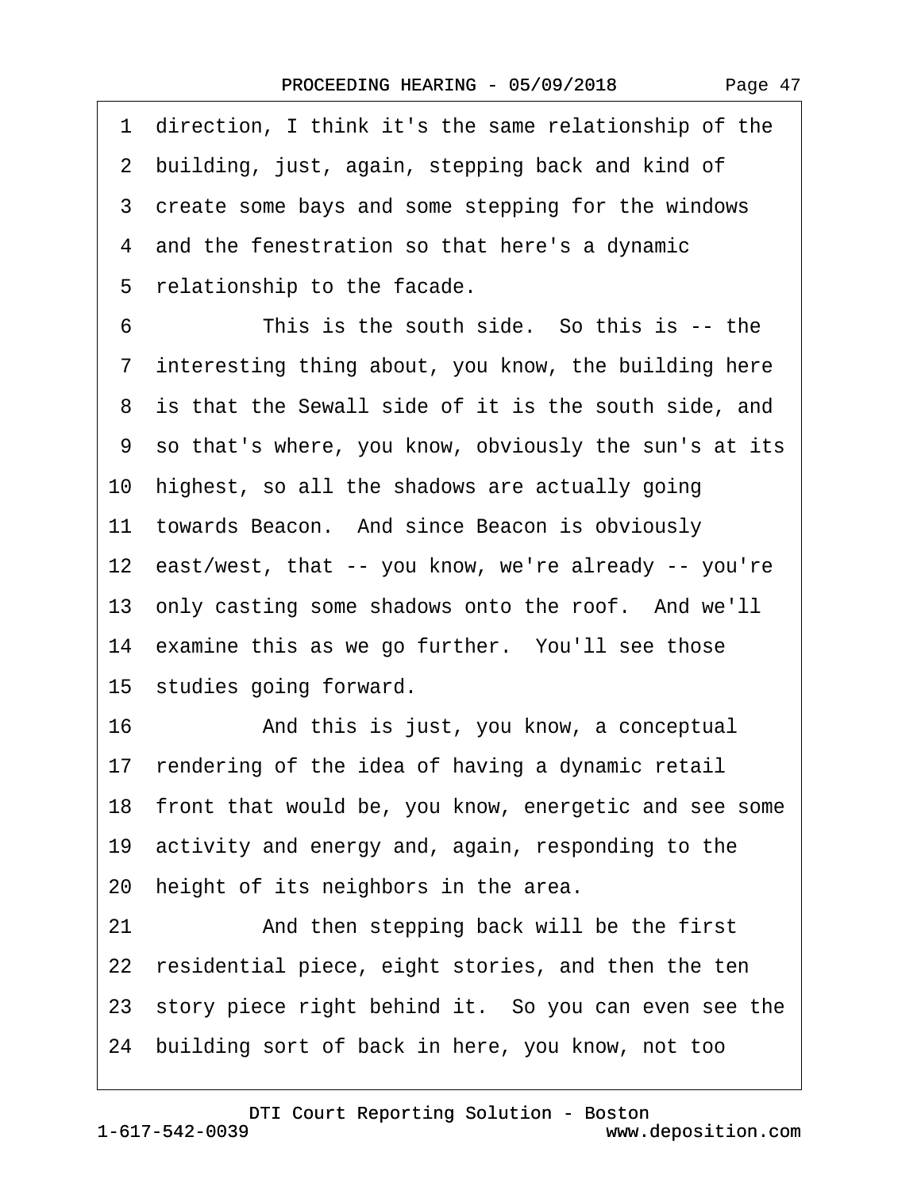1 direction, I think it's the same relationship of the
2 building, just, again, stepping back and kind of
3 create some bays and some stepping for the windows
4 and the fenestration so that here's a dynamic
5 relationship to the facade.

6 This is the south side. So this is -- the
7 interesting thing about, you know, the building here
8 is that the Sewall side of it is the south side, and
9 so that's where, you know, obviously the sun's at its
10 highest, so all the shadows are actually going
11 towards Beacon. And since Beacon is obviously
12 east/west, that -- you know, we're already -- you're
13 only casting some shadows onto the roof. And we'll
14 examine this as we go further. You'll see those
15 studies going forward.

16 And this is just, you know, a conceptual
17 rendering of the idea of having a dynamic retail
18 front that would be, you know, energetic and see some
19 activity and energy and, again, responding to the
20 height of its neighbors in the area.

21 And then stepping back will be the first
22 residential piece, eight stories, and then the ten
23 story piece right behind it. So you can even see the
24 building sort of back in here, you know, not too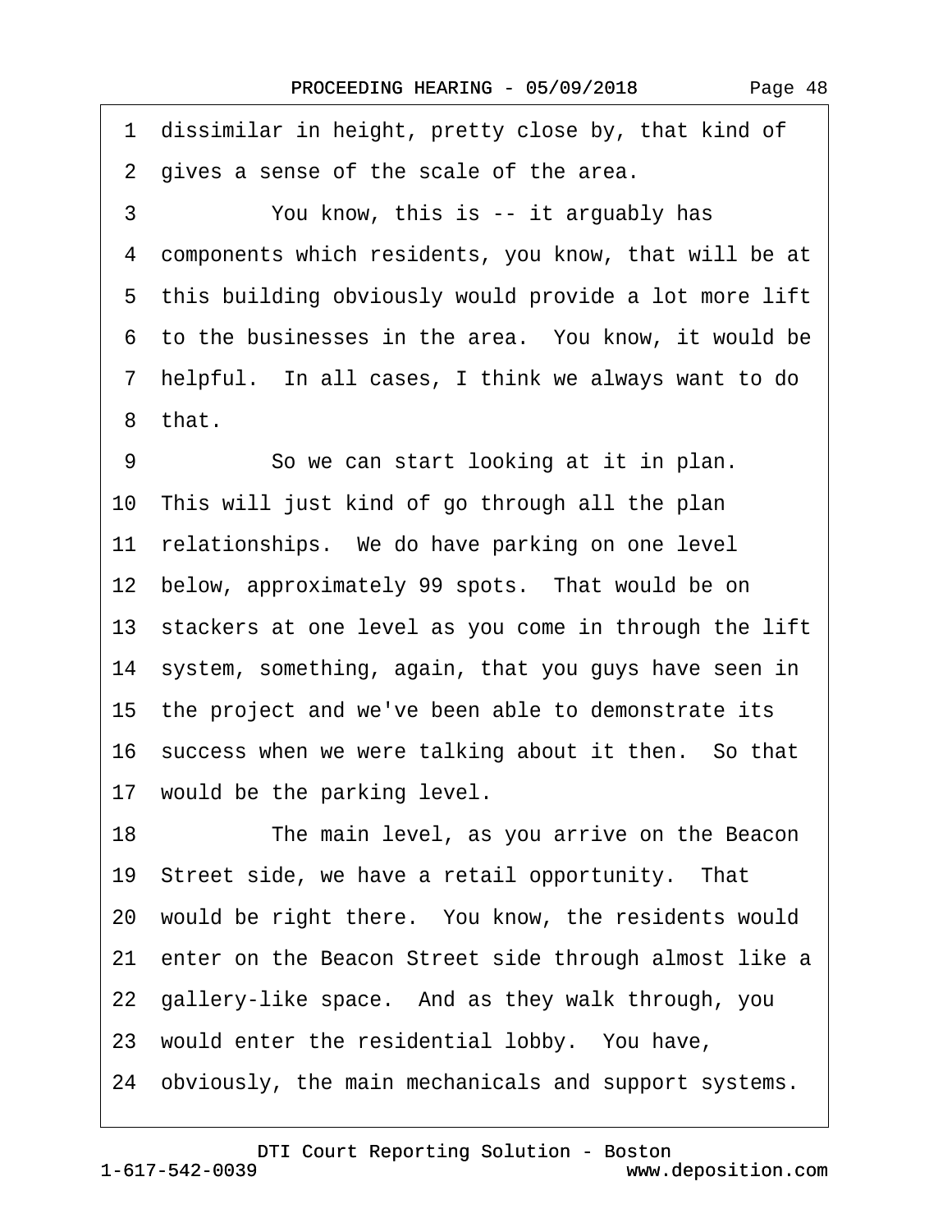1 dissimilar in height, pretty close by, that kind of
2 gives a sense of the scale of the area.
3 You know, this is -- it arguably has
4 components which residents, you know, that will be at
5 this building obviously would provide a lot more lift
6 to the businesses in the area. You know, it would be
7 helpful. In all cases, I think we always want to do
8 that.
9 So we can start looking at it in plan.
10 This will just kind of go through all the plan
11 relationships. We do have parking on one level
12 below, approximately 99 spots. That would be on
13 stackers at one level as you come in through the lift
14 system, something, again, that you guys have seen in
15 the project and we've been able to demonstrate its
16 success when we were talking about it then. So that
17 would be the parking level.
18 The main level, as you arrive on the Beacon
19 Street side, we have a retail opportunity. That
20 would be right there. You know, the residents would
21 enter on the Beacon Street side through almost like a
22 gallery-like space. And as they walk through, you
23 would enter the residential lobby. You have,
24 obviously, the main mechanicals and support systems.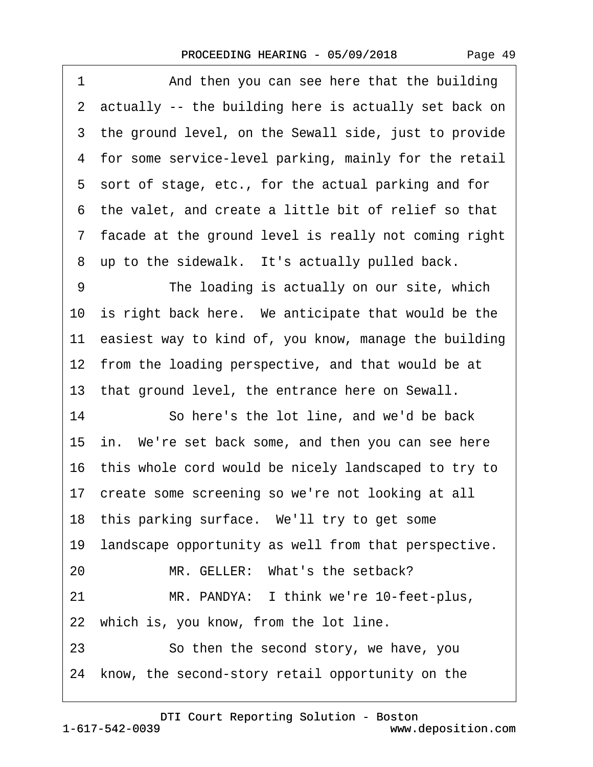1 And then you can see here that the building
2 actually -- the building here is actually set back on
3 the ground level, on the Sewall side, just to provide
4 for some service-level parking, mainly for the retail
5 sort of stage, etc., for the actual parking and for
6 the valet, and create a little bit of relief so that
7 facade at the ground level is really not coming right
8 up to the sidewalk. It's actually pulled back.
9 The loading is actually on our site, which
10 is right back here. We anticipate that would be the
11 easiest way to kind of, you know, manage the building
12 from the loading perspective, and that would be at
13 that ground level, the entrance here on Sewall.
14 So here's the lot line, and we'd be back
15 in. We're set back some, and then you can see here
16 this whole cord would be nicely landscaped to try to
17 create some screening so we're not looking at all
18 this parking surface. We'll try to get some
19 landscape opportunity as well from that perspective.
20 MR. GELLER: What's the setback?
21 MR. PANDYA: I think we're 10-feet-plus,
22 which is, you know, from the lot line.
23 So then the second story, we have, you
24 know, the second-story retail opportunity on the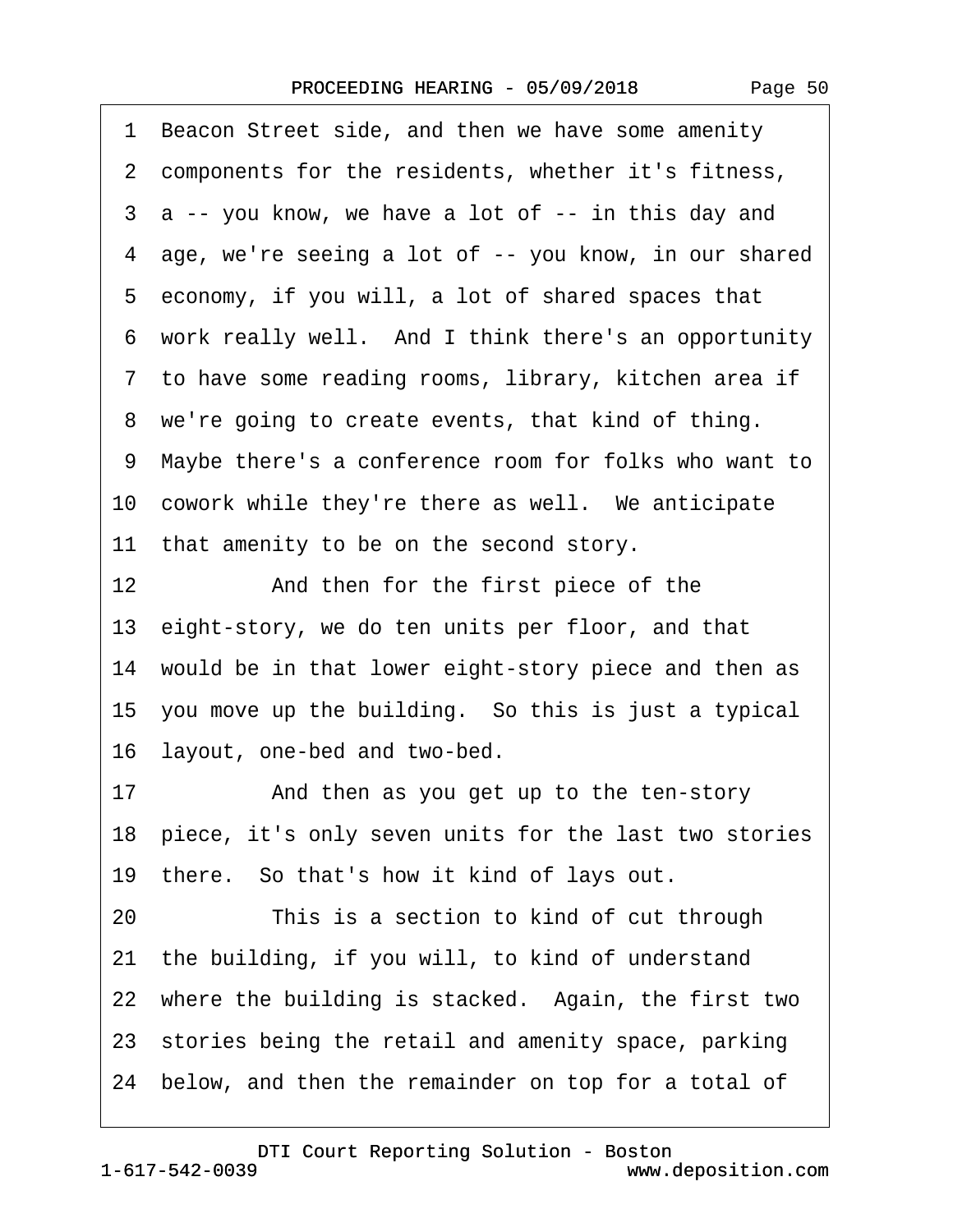1 Beacon Street side, and then we have some amenity
2 components for the residents, whether it's fitness,
3 a -- you know, we have a lot of -- in this day and
4 age, we're seeing a lot of -- you know, in our shared
5 economy, if you will, a lot of shared spaces that
6 work really well.  And I think there's an opportunity
7 to have some reading rooms, library, kitchen area if
8 we're going to create events, that kind of thing.
9 Maybe there's a conference room for folks who want to
10 cowork while they're there as well.  We anticipate
11 that amenity to be on the second story.
12           And then for the first piece of the
13 eight-story, we do ten units per floor, and that
14 would be in that lower eight-story piece and then as
15 you move up the building.  So this is just a typical
16 layout, one-bed and two-bed.
17           And then as you get up to the ten-story
18 piece, it's only seven units for the last two stories
19 there.  So that's how it kind of lays out.
20           This is a section to kind of cut through
21 the building, if you will, to kind of understand
22 where the building is stacked.  Again, the first two
23 stories being the retail and amenity space, parking
24 below, and then the remainder on top for a total of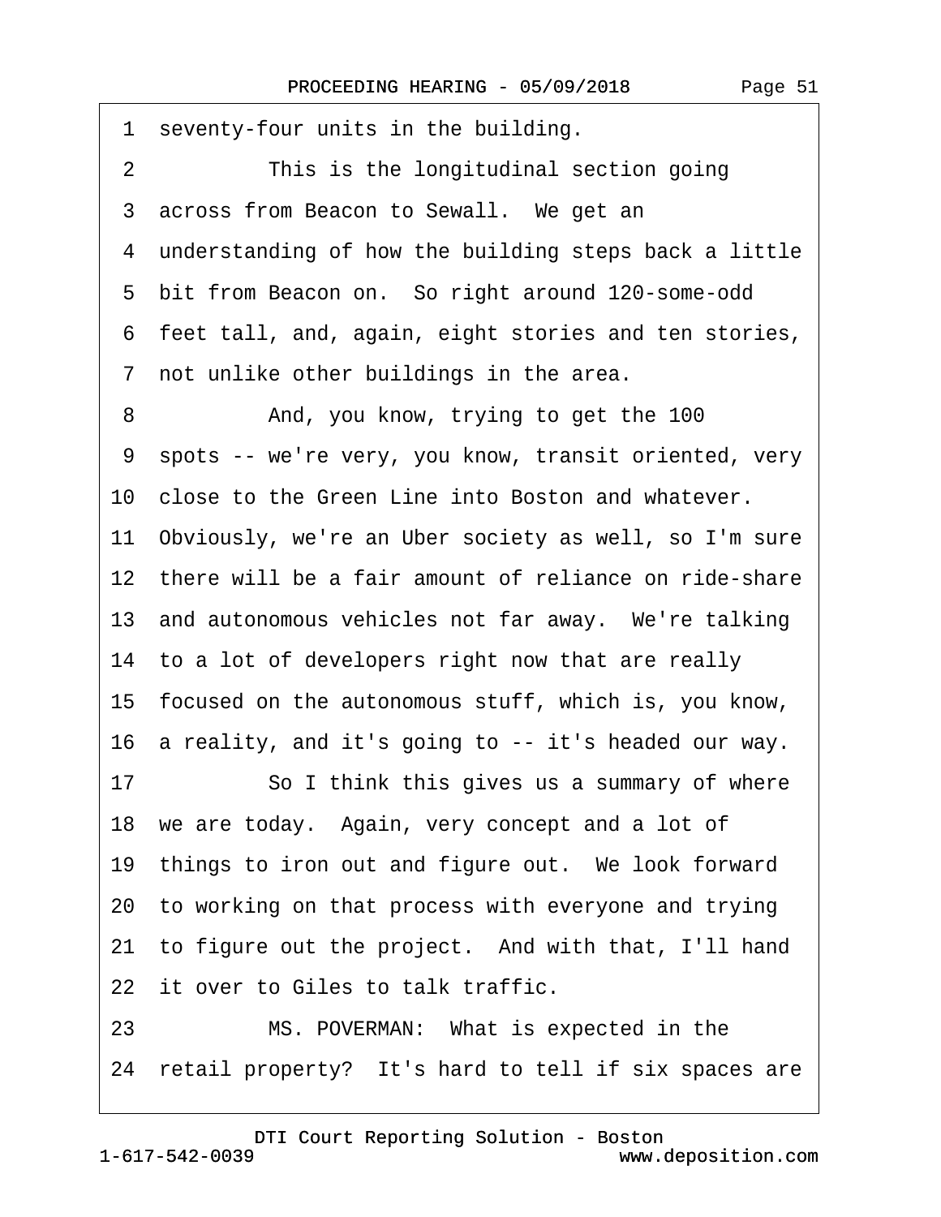1 seventy-four units in the building.

2 This is the longitudinal section going

3 across from Beacon to Sewall. We get an

4 understanding of how the building steps back a little

5 bit from Beacon on. So right around 120-some-odd

6 feet tall, and, again, eight stories and ten stories,

7 not unlike other buildings in the area.

8 And, you know, trying to get the 100

9 spots -- we're very, you know, transit oriented, very

10 close to the Green Line into Boston and whatever.

11 Obviously, we're an Uber society as well, so I'm sure

12 there will be a fair amount of reliance on ride-share

13 and autonomous vehicles not far away. We're talking

14 to a lot of developers right now that are really

15 focused on the autonomous stuff, which is, you know,

16 a reality, and it's going to -- it's headed our way.

17 So I think this gives us a summary of where

18 we are today. Again, very concept and a lot of

19 things to iron out and figure out. We look forward

20 to working on that process with everyone and trying

21 to figure out the project. And with that, I'll hand

22 it over to Giles to talk traffic.

23 MS. POVERMAN: What is expected in the

24 retail property? It's hard to tell if six spaces are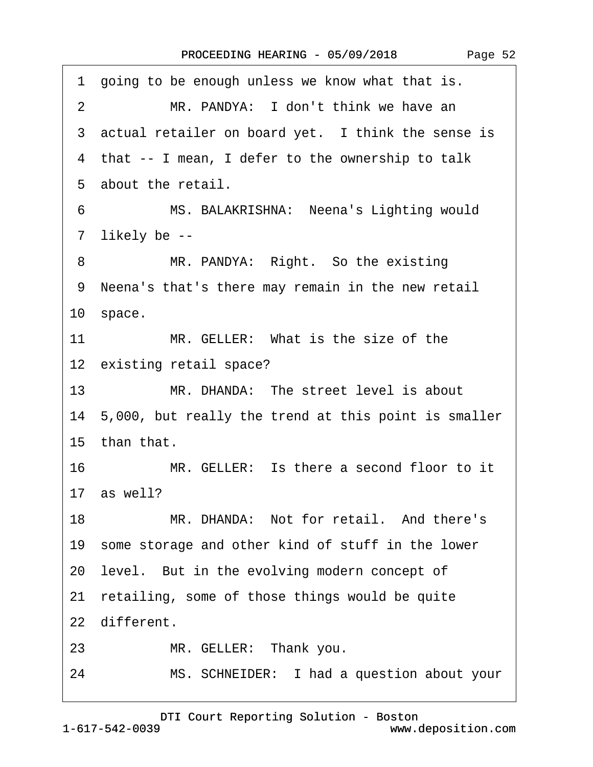1 going to be enough unless we know what that is.

2 MR. PANDYA: I don't think we have an

3 actual retailer on board yet. I think the sense is

4 that -- I mean, I defer to the ownership to talk

5 about the retail.

6 MS. BALAKRISHNA: Neena's Lighting would

7 likely be --

8 MR. PANDYA: Right. So the existing

9 Neena's that's there may remain in the new retail

10 space.

11 MR. GELLER: What is the size of the

12 existing retail space?

13 MR. DHANDA: The street level is about

14 5,000, but really the trend at this point is smaller

15 than that.

16 MR. GELLER: Is there a second floor to it

17 as well?

18 MR. DHANDA: Not for retail. And there's

19 some storage and other kind of stuff in the lower

20 level. But in the evolving modern concept of

21 retailing, some of those things would be quite

22 different.

23 MR. GELLER: Thank you.

24 MS. SCHNEIDER: I had a question about your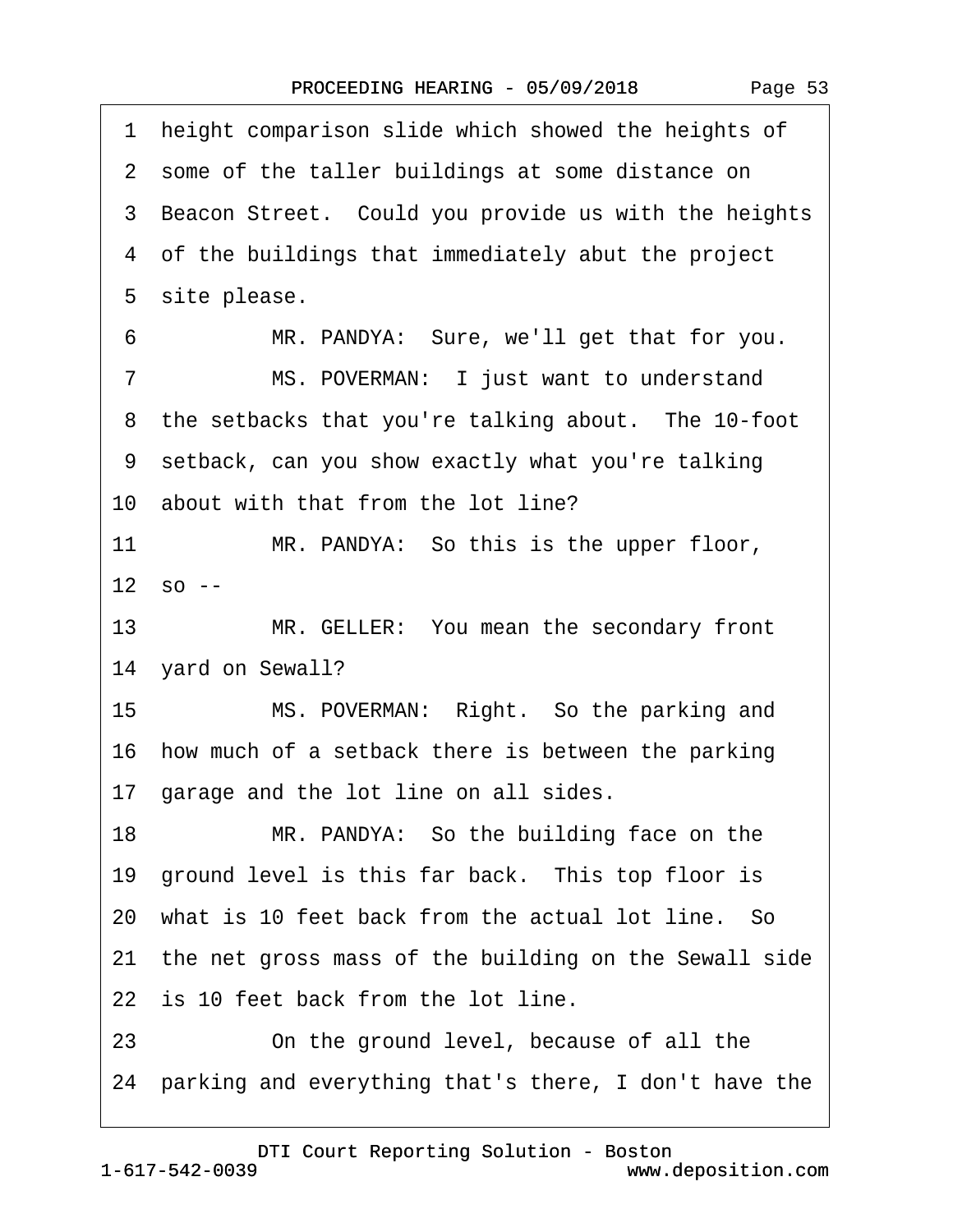1 height comparison slide which showed the heights of
2 some of the taller buildings at some distance on
3 Beacon Street. Could you provide us with the heights
4 of the buildings that immediately abut the project
5 site please.

6 MR. PANDYA: Sure, we'll get that for you.

7 MS. POVERMAN: I just want to understand
8 the setbacks that you're talking about. The 10-foot
9 setback, can you show exactly what you're talking
10 about with that from the lot line?

11 MR. PANDYA: So this is the upper floor,
12 so --

13 MR. GELLER: You mean the secondary front
14 yard on Sewall?

15 MS. POVERMAN: Right. So the parking and
16 how much of a setback there is between the parking
17 garage and the lot line on all sides.

18 MR. PANDYA: So the building face on the
19 ground level is this far back. This top floor is
20 what is 10 feet back from the actual lot line. So
21 the net gross mass of the building on the Sewall side
22 is 10 feet back from the lot line.

23 On the ground level, because of all the
24 parking and everything that's there, I don't have the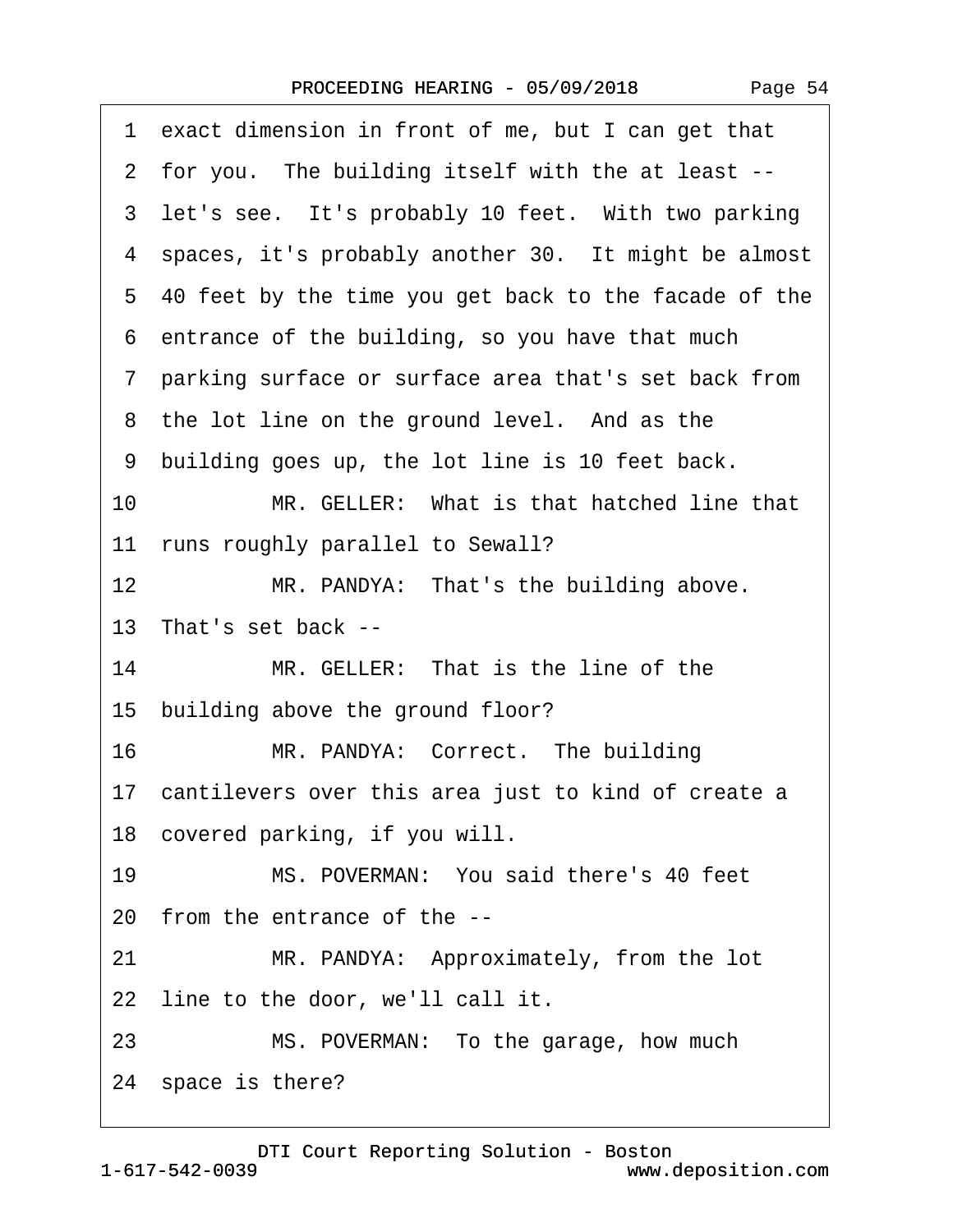1 exact dimension in front of me, but I can get that
2 for you. The building itself with the at least --
3 let's see. It's probably 10 feet. With two parking
4 spaces, it's probably another 30. It might be almost
5 40 feet by the time you get back to the facade of the
6 entrance of the building, so you have that much
7 parking surface or surface area that's set back from
8 the lot line on the ground level. And as the
9 building goes up, the lot line is 10 feet back.
10 MR. GELLER: What is that hatched line that
11 runs roughly parallel to Sewall?
12 MR. PANDYA: That's the building above.
13 That's set back --
14 MR. GELLER: That is the line of the
15 building above the ground floor?
16 MR. PANDYA: Correct. The building
17 cantilevers over this area just to kind of create a
18 covered parking, if you will.
19 MS. POVERMAN: You said there's 40 feet
20 from the entrance of the --
21 MR. PANDYA: Approximately, from the lot
22 line to the door, we'll call it.
23 MS. POVERMAN: To the garage, how much
24 space is there?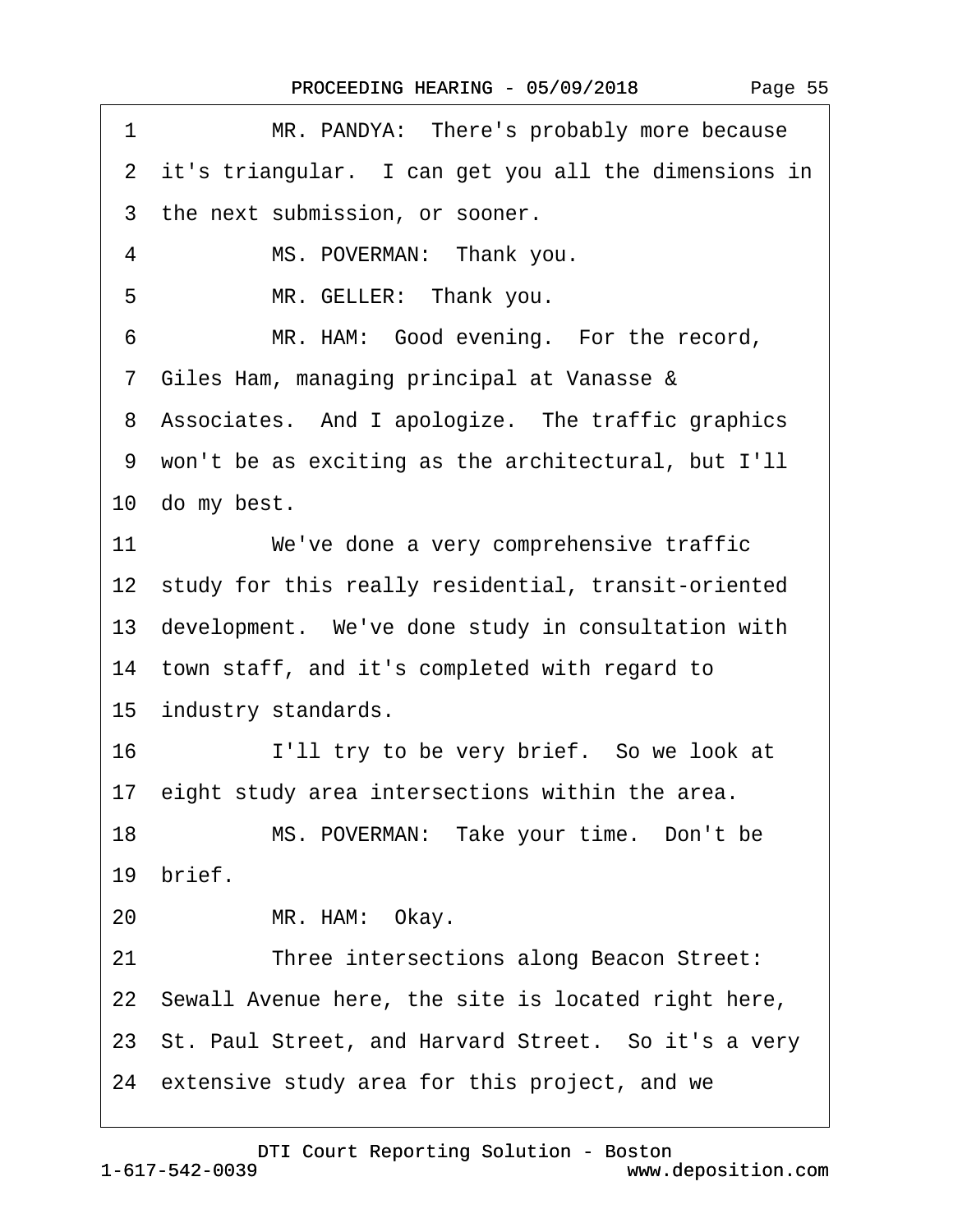1 MR. PANDYA: There's probably more because
2 it's triangular. I can get you all the dimensions in
3 the next submission, or sooner.
4 MS. POVERMAN: Thank you.
5 MR. GELLER: Thank you.
6 MR. HAM: Good evening. For the record,
7 Giles Ham, managing principal at Vanasse &
8 Associates. And I apologize. The traffic graphics
9 won't be as exciting as the architectural, but I'll
10 do my best.
11 We've done a very comprehensive traffic
12 study for this really residential, transit-oriented
13 development. We've done study in consultation with
14 town staff, and it's completed with regard to
15 industry standards.
16 I'll try to be very brief. So we look at
17 eight study area intersections within the area.
18 MS. POVERMAN: Take your time. Don't be
19 brief.
20 MR. HAM: Okay.
21 Three intersections along Beacon Street:
22 Sewall Avenue here, the site is located right here,
23 St. Paul Street, and Harvard Street. So it's a very
24 extensive study area for this project, and we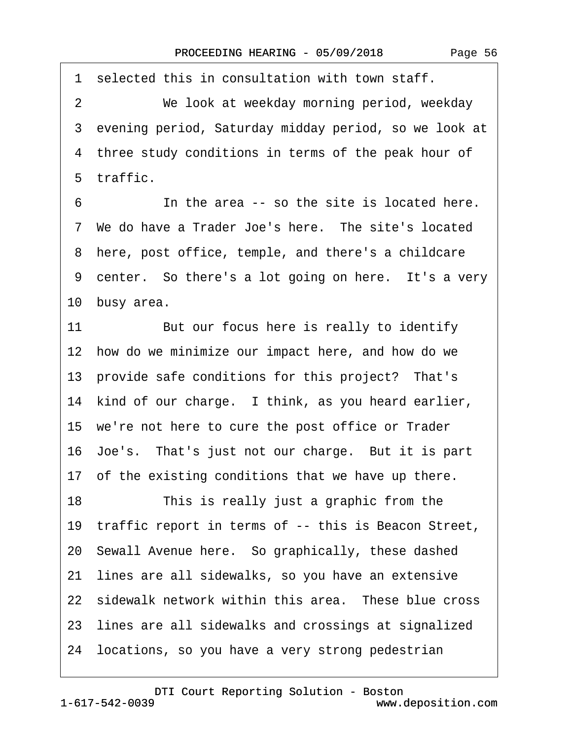1 selected this in consultation with town staff.

2 We look at weekday morning period, weekday

3 evening period, Saturday midday period, so we look at

4 three study conditions in terms of the peak hour of

5 traffic.

6 In the area -- so the site is located here.

7 We do have a Trader Joe's here. The site's located

8 here, post office, temple, and there's a childcare

9 center. So there's a lot going on here. It's a very

10 busy area.

11 But our focus here is really to identify

12 how do we minimize our impact here, and how do we

13 provide safe conditions for this project? That's

14 kind of our charge. I think, as you heard earlier,

15 we're not here to cure the post office or Trader

16 Joe's. That's just not our charge. But it is part

17 of the existing conditions that we have up there.

18 This is really just a graphic from the

19 traffic report in terms of -- this is Beacon Street,

20 Sewall Avenue here. So graphically, these dashed

21 lines are all sidewalks, so you have an extensive

22 sidewalk network within this area. These blue cross

23 lines are all sidewalks and crossings at signalized

24 locations, so you have a very strong pedestrian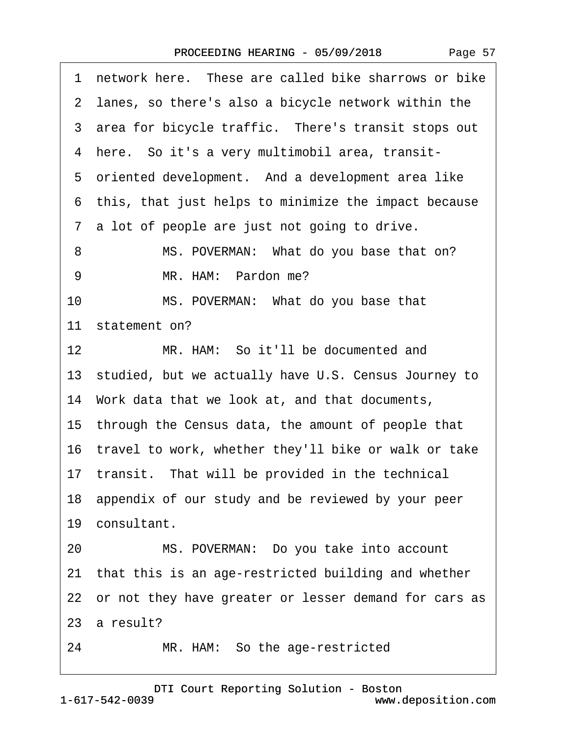1 network here. These are called bike sharrows or bike
2 lanes, so there's also a bicycle network within the
3 area for bicycle traffic. There's transit stops out
4 here. So it's a very multimobil area, transit-
5 oriented development. And a development area like
6 this, that just helps to minimize the impact because
7 a lot of people are just not going to drive.
8 MS. POVERMAN: What do you base that on?
9 MR. HAM: Pardon me?
10 MS. POVERMAN: What do you base that
11 statement on?
12 MR. HAM: So it'll be documented and
13 studied, but we actually have U.S. Census Journey to
14 Work data that we look at, and that documents,
15 through the Census data, the amount of people that
16 travel to work, whether they'll bike or walk or take
17 transit. That will be provided in the technical
18 appendix of our study and be reviewed by your peer
19 consultant.
20 MS. POVERMAN: Do you take into account
21 that this is an age-restricted building and whether
22 or not they have greater or lesser demand for cars as
23 a result?
24 MR. HAM: So the age-restricted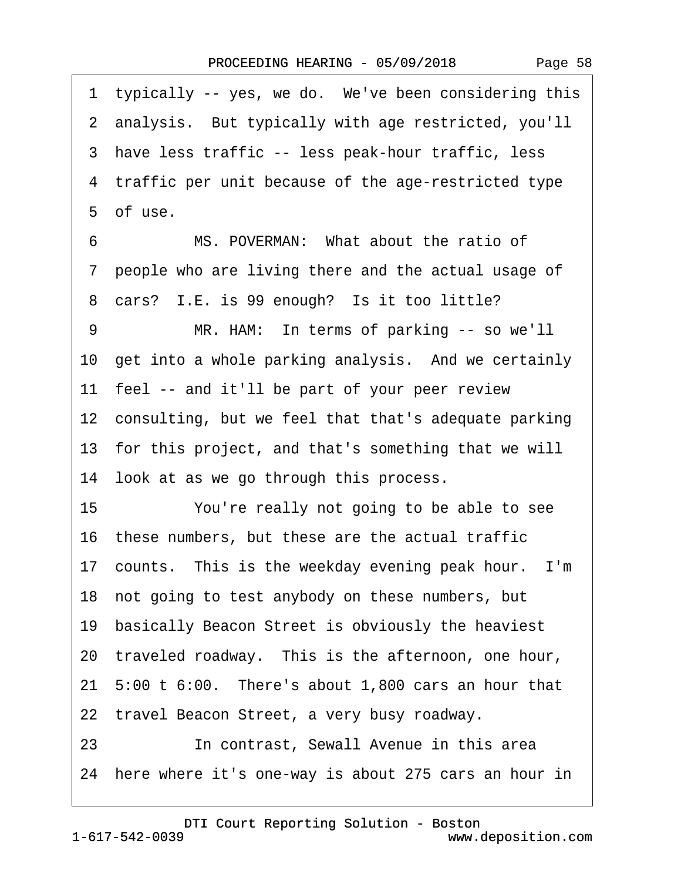1 typically -- yes, we do. We've been considering this
2 analysis. But typically with age restricted, you'll
3 have less traffic -- less peak-hour traffic, less
4 traffic per unit because of the age-restricted type
5 of use.

6 MS. POVERMAN: What about the ratio of
7 people who are living there and the actual usage of
8 cars? I.E. is 99 enough? Is it too little?

9 MR. HAM: In terms of parking -- so we'll
10 get into a whole parking analysis. And we certainly
11 feel -- and it'll be part of your peer review
12 consulting, but we feel that that's adequate parking
13 for this project, and that's something that we will
14 look at as we go through this process.

15 You're really not going to be able to see
16 these numbers, but these are the actual traffic
17 counts. This is the weekday evening peak hour. I'm
18 not going to test anybody on these numbers, but
19 basically Beacon Street is obviously the heaviest
20 traveled roadway. This is the afternoon, one hour,
21 5:00 t 6:00. There's about 1,800 cars an hour that
22 travel Beacon Street, a very busy roadway.

23 In contrast, Sewall Avenue in this area
24 here where it's one-way is about 275 cars an hour in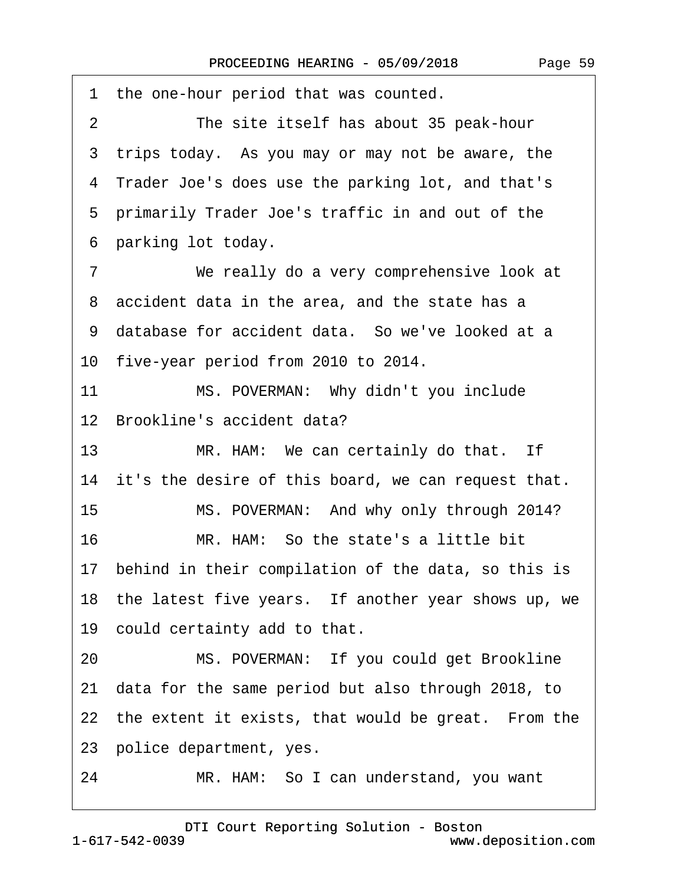1 the one-hour period that was counted.

2 The site itself has about 35 peak-hour

3 trips today. As you may or may not be aware, the

4 Trader Joe's does use the parking lot, and that's

5 primarily Trader Joe's traffic in and out of the

6 parking lot today.

7 We really do a very comprehensive look at

8 accident data in the area, and the state has a

9 database for accident data. So we've looked at a

10 five-year period from 2010 to 2014.

11 MS. POVERMAN: Why didn't you include

12 Brookline's accident data?

13 MR. HAM: We can certainly do that. If

14 it's the desire of this board, we can request that.

15 MS. POVERMAN: And why only through 2014?

16 MR. HAM: So the state's a little bit

17 behind in their compilation of the data, so this is

18 the latest five years. If another year shows up, we

19 could certainty add to that.

20 MS. POVERMAN: If you could get Brookline

21 data for the same period but also through 2018, to

22 the extent it exists, that would be great. From the

23 police department, yes.

24 MR. HAM: So I can understand, you want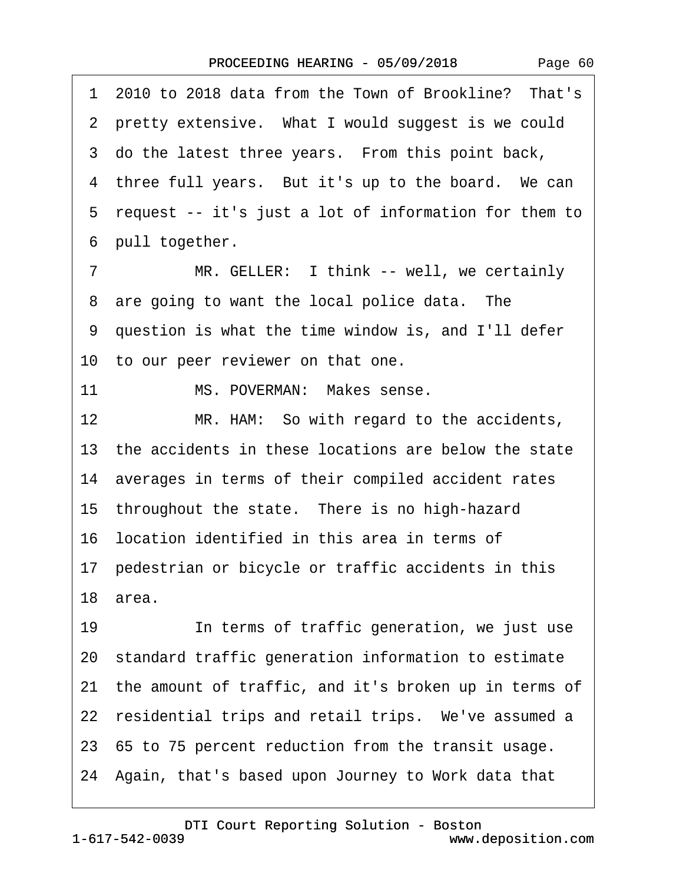1 2010 to 2018 data from the Town of Brookline? That's
2 pretty extensive. What I would suggest is we could
3 do the latest three years. From this point back,
4 three full years. But it's up to the board. We can
5 request -- it's just a lot of information for them to
6 pull together.

7 MR. GELLER: I think -- well, we certainly
8 are going to want the local police data. The
9 question is what the time window is, and I'll defer
10 to our peer reviewer on that one.

11 MS. POVERMAN: Makes sense.

12 MR. HAM: So with regard to the accidents,
13 the accidents in these locations are below the state
14 averages in terms of their compiled accident rates
15 throughout the state. There is no high-hazard
16 location identified in this area in terms of
17 pedestrian or bicycle or traffic accidents in this
18 area.

19 In terms of traffic generation, we just use
20 standard traffic generation information to estimate
21 the amount of traffic, and it's broken up in terms of
22 residential trips and retail trips. We've assumed a
23 65 to 75 percent reduction from the transit usage.
24 Again, that's based upon Journey to Work data that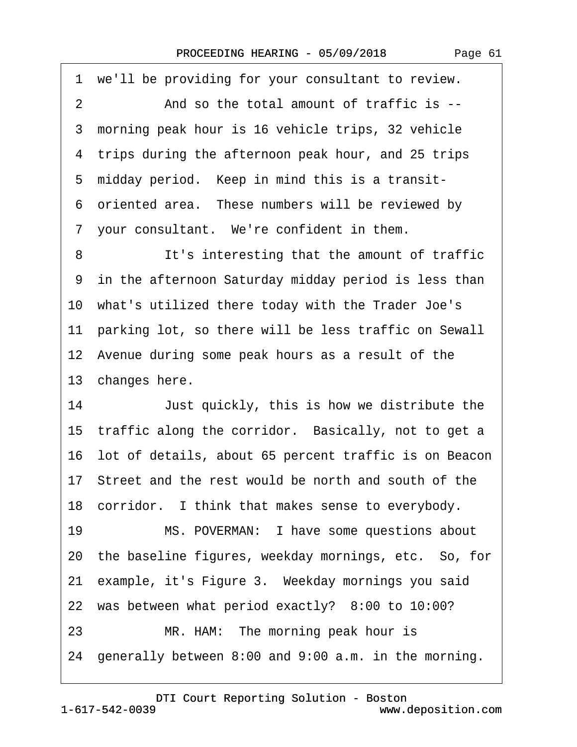1 we'll be providing for your consultant to review.

2 And so the total amount of traffic is --

3 morning peak hour is 16 vehicle trips, 32 vehicle

4 trips during the afternoon peak hour, and 25 trips

5 midday period. Keep in mind this is a transit-

6 oriented area. These numbers will be reviewed by

7 your consultant. We're confident in them.

8 It's interesting that the amount of traffic

9 in the afternoon Saturday midday period is less than

10 what's utilized there today with the Trader Joe's

11 parking lot, so there will be less traffic on Sewall

12 Avenue during some peak hours as a result of the

13 changes here.

14 Just quickly, this is how we distribute the

15 traffic along the corridor. Basically, not to get a

16 lot of details, about 65 percent traffic is on Beacon

17 Street and the rest would be north and south of the

18 corridor. I think that makes sense to everybody.

19 MS. POVERMAN: I have some questions about

20 the baseline figures, weekday mornings, etc. So, for

21 example, it's Figure 3. Weekday mornings you said

22 was between what period exactly? 8:00 to 10:00?

23 MR. HAM: The morning peak hour is

24 generally between 8:00 and 9:00 a.m. in the morning.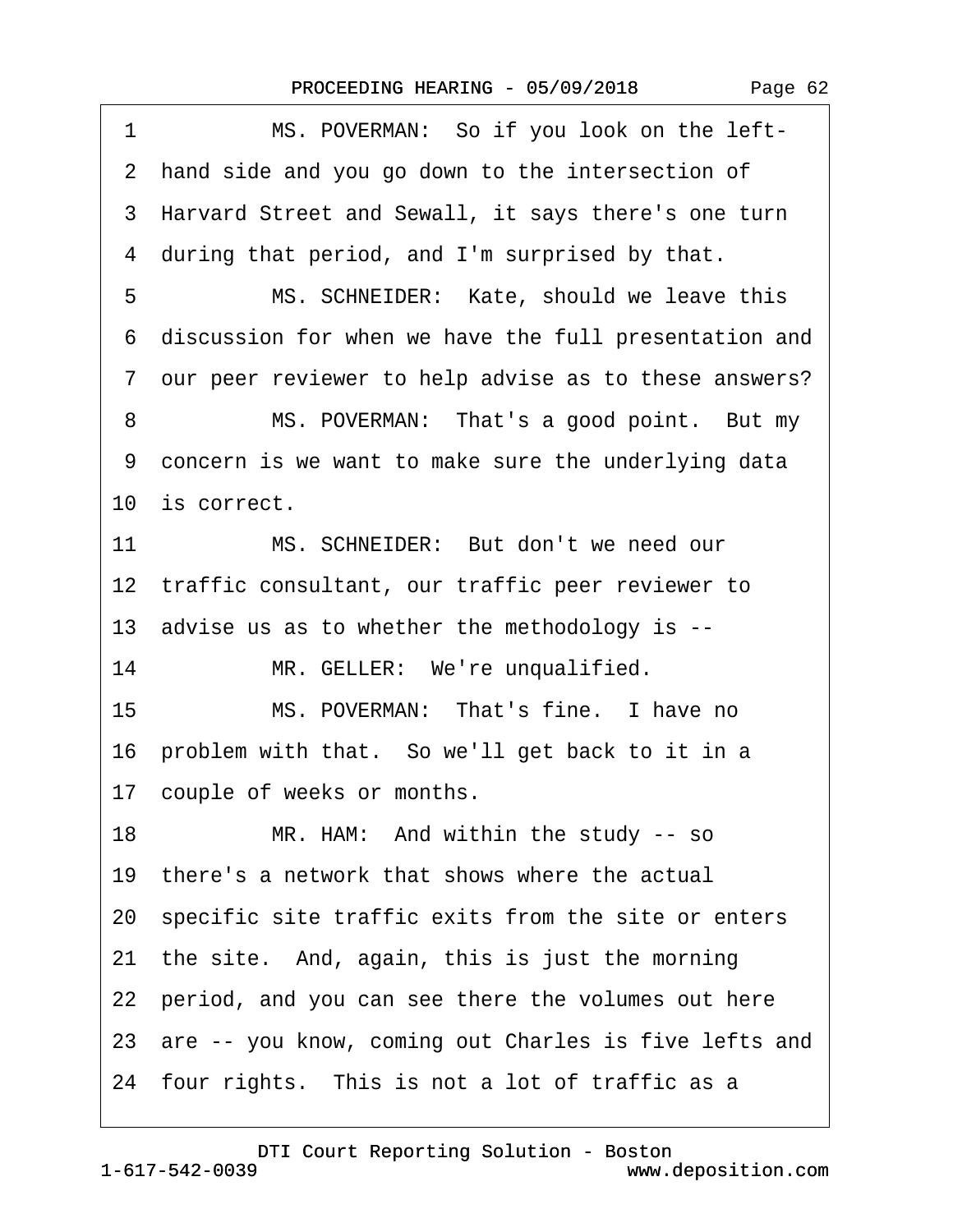1 MS. POVERMAN: So if you look on the left-
2 hand side and you go down to the intersection of
3 Harvard Street and Sewall, it says there's one turn
4 during that period, and I'm surprised by that.
5 MS. SCHNEIDER: Kate, should we leave this
6 discussion for when we have the full presentation and
7 our peer reviewer to help advise as to these answers?
8 MS. POVERMAN: That's a good point. But my
9 concern is we want to make sure the underlying data
10 is correct.
11 MS. SCHNEIDER: But don't we need our
12 traffic consultant, our traffic peer reviewer to
13 advise us as to whether the methodology is --
14 MR. GELLER: We're unqualified.
15 MS. POVERMAN: That's fine. I have no
16 problem with that. So we'll get back to it in a
17 couple of weeks or months.
18 MR. HAM: And within the study -- so
19 there's a network that shows where the actual
20 specific site traffic exits from the site or enters
21 the site. And, again, this is just the morning
22 period, and you can see there the volumes out here
23 are -- you know, coming out Charles is five lefts and
24 four rights. This is not a lot of traffic as a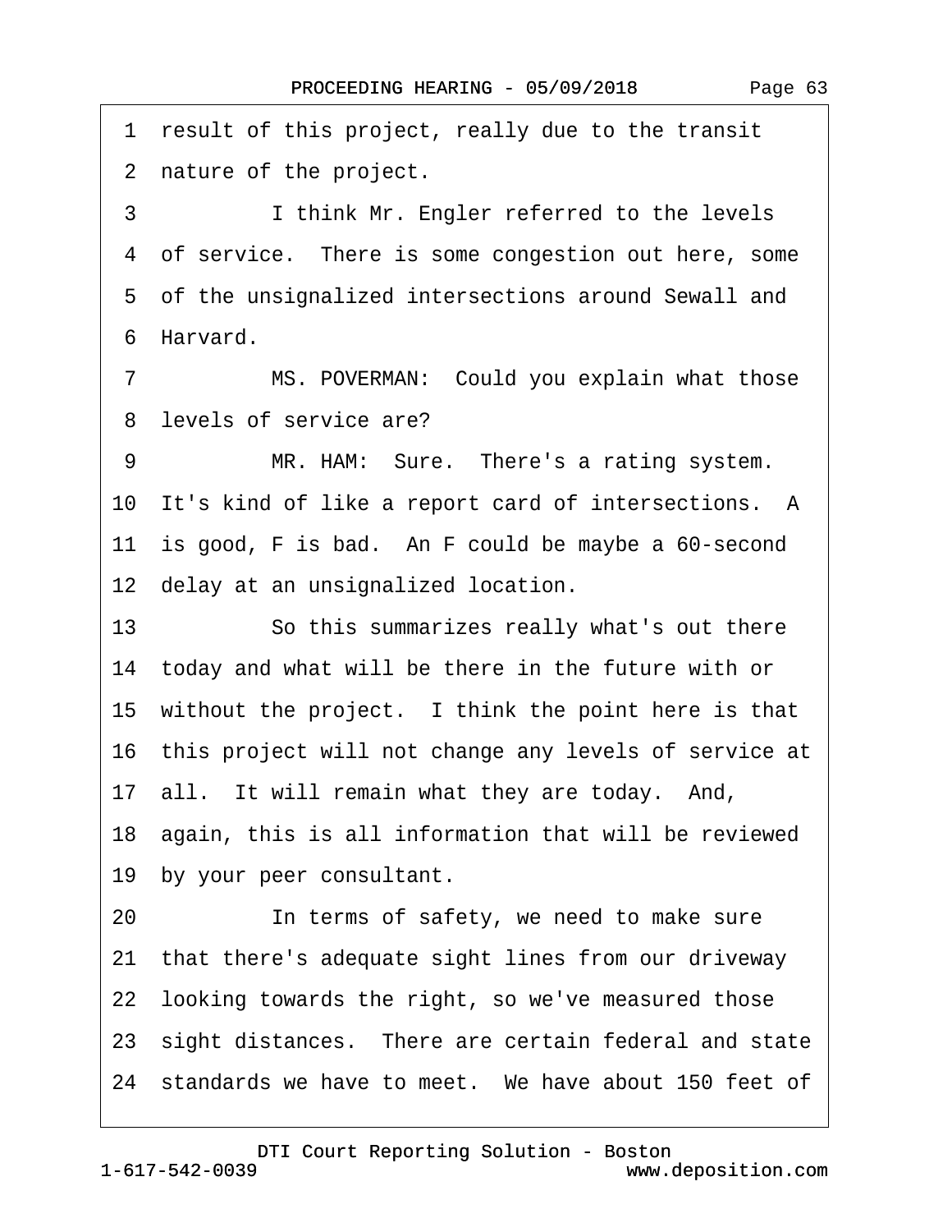1 result of this project, really due to the transit
2 nature of the project.
3 I think Mr. Engler referred to the levels
4 of service. There is some congestion out here, some
5 of the unsignalized intersections around Sewall and
6 Harvard.
7 MS. POVERMAN: Could you explain what those
8 levels of service are?
9 MR. HAM: Sure. There's a rating system.
10 It's kind of like a report card of intersections. A
11 is good, F is bad. An F could be maybe a 60-second
12 delay at an unsignalized location.
13 So this summarizes really what's out there
14 today and what will be there in the future with or
15 without the project. I think the point here is that
16 this project will not change any levels of service at
17 all. It will remain what they are today. And,
18 again, this is all information that will be reviewed
19 by your peer consultant.
20 In terms of safety, we need to make sure
21 that there's adequate sight lines from our driveway
22 looking towards the right, so we've measured those
23 sight distances. There are certain federal and state
24 standards we have to meet. We have about 150 feet of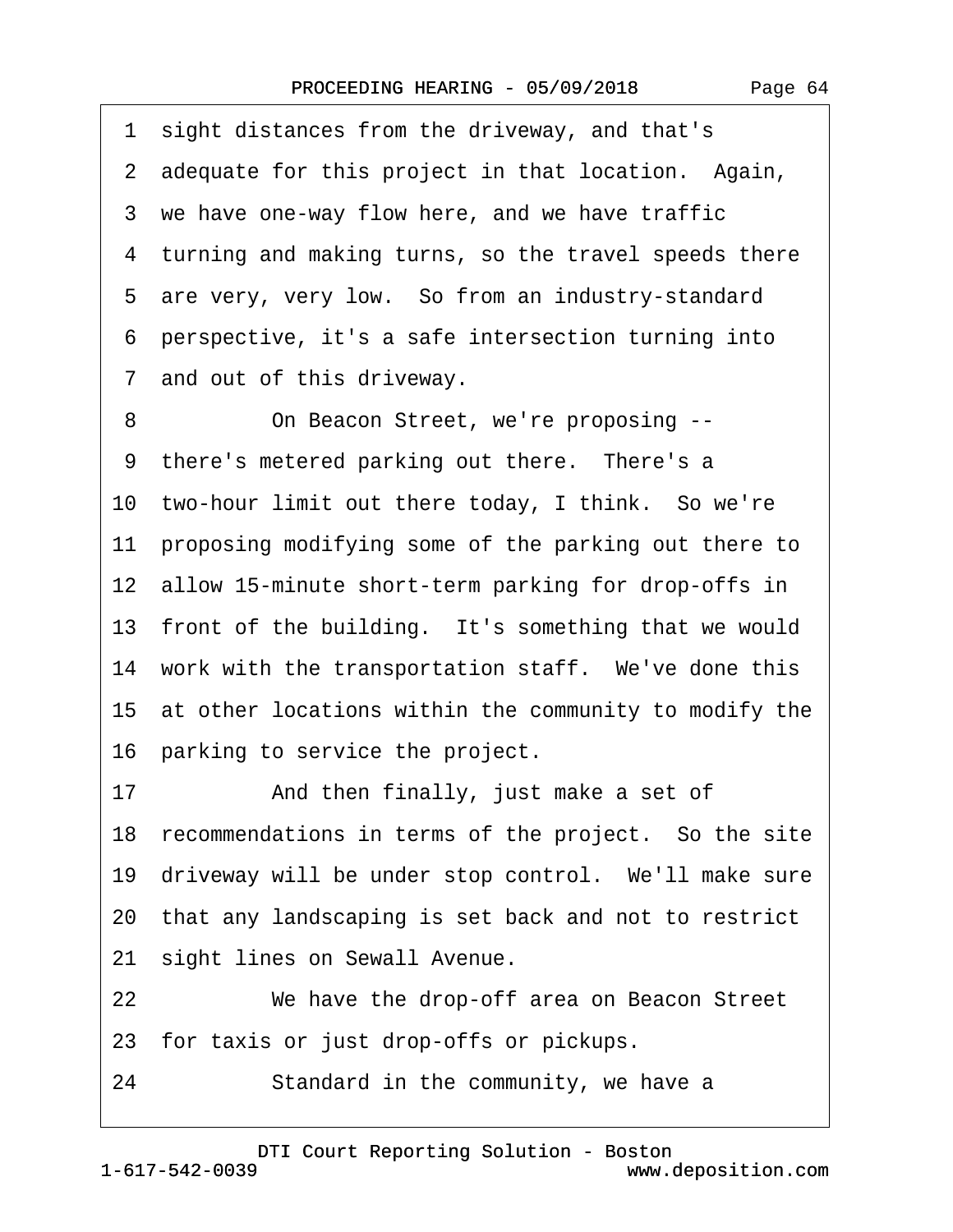1 sight distances from the driveway, and that's
2 adequate for this project in that location. Again,
3 we have one-way flow here, and we have traffic
4 turning and making turns, so the travel speeds there
5 are very, very low. So from an industry-standard
6 perspective, it's a safe intersection turning into
7 and out of this driveway.

8 On Beacon Street, we're proposing --
9 there's metered parking out there. There's a
10 two-hour limit out there today, I think. So we're
11 proposing modifying some of the parking out there to
12 allow 15-minute short-term parking for drop-offs in
13 front of the building. It's something that we would
14 work with the transportation staff. We've done this
15 at other locations within the community to modify the
16 parking to service the project.

17 And then finally, just make a set of
18 recommendations in terms of the project. So the site
19 driveway will be under stop control. We'll make sure
20 that any landscaping is set back and not to restrict
21 sight lines on Sewall Avenue.

22 We have the drop-off area on Beacon Street
23 for taxis or just drop-offs or pickups.

24 Standard in the community, we have a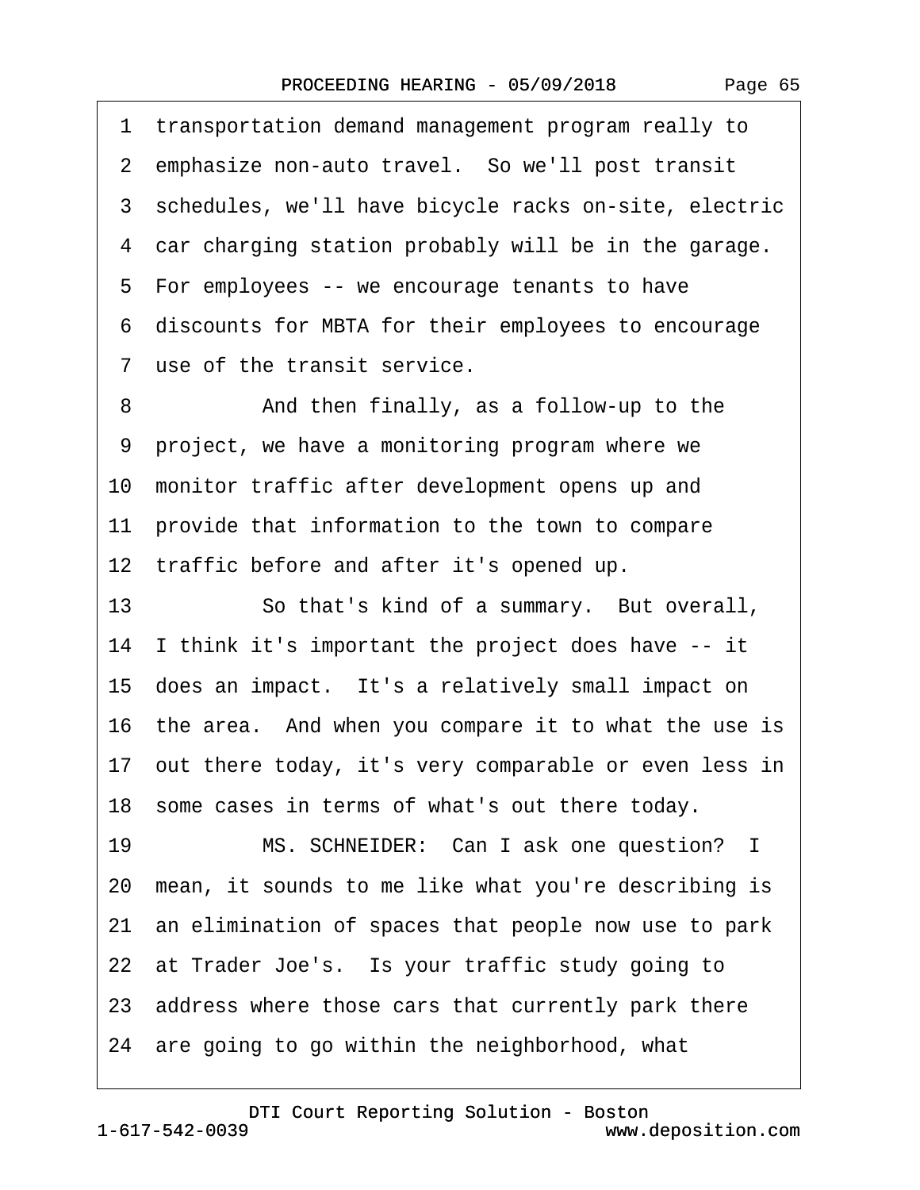1 transportation demand management program really to
2 emphasize non-auto travel. So we'll post transit
3 schedules, we'll have bicycle racks on-site, electric
4 car charging station probably will be in the garage.
5 For employees -- we encourage tenants to have
6 discounts for MBTA for their employees to encourage
7 use of the transit service.

8 And then finally, as a follow-up to the
9 project, we have a monitoring program where we
10 monitor traffic after development opens up and
11 provide that information to the town to compare
12 traffic before and after it's opened up.

13 So that's kind of a summary. But overall,
14 I think it's important the project does have -- it
15 does an impact. It's a relatively small impact on
16 the area. And when you compare it to what the use is
17 out there today, it's very comparable or even less in
18 some cases in terms of what's out there today.

19 MS. SCHNEIDER: Can I ask one question? I
20 mean, it sounds to me like what you're describing is
21 an elimination of spaces that people now use to park
22 at Trader Joe's. Is your traffic study going to
23 address where those cars that currently park there
24 are going to go within the neighborhood, what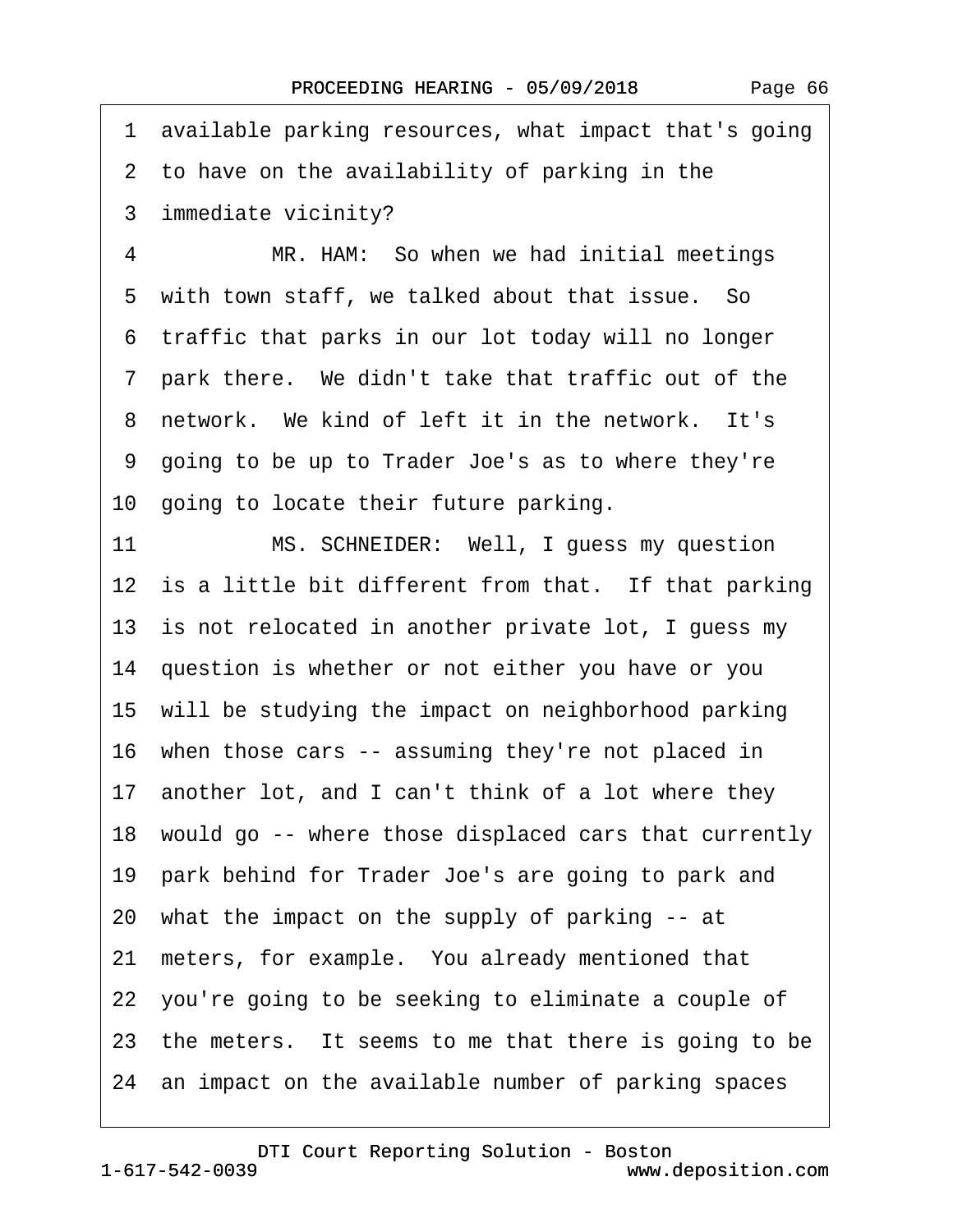1 available parking resources, what impact that's going
2 to have on the availability of parking in the
3 immediate vicinity?
4 MR. HAM: So when we had initial meetings
5 with town staff, we talked about that issue. So
6 traffic that parks in our lot today will no longer
7 park there. We didn't take that traffic out of the
8 network. We kind of left it in the network. It's
9 going to be up to Trader Joe's as to where they're
10 going to locate their future parking.
11 MS. SCHNEIDER: Well, I guess my question
12 is a little bit different from that. If that parking
13 is not relocated in another private lot, I guess my
14 question is whether or not either you have or you
15 will be studying the impact on neighborhood parking
16 when those cars -- assuming they're not placed in
17 another lot, and I can't think of a lot where they
18 would go -- where those displaced cars that currently
19 park behind for Trader Joe's are going to park and
20 what the impact on the supply of parking -- at
21 meters, for example. You already mentioned that
22 you're going to be seeking to eliminate a couple of
23 the meters. It seems to me that there is going to be
24 an impact on the available number of parking spaces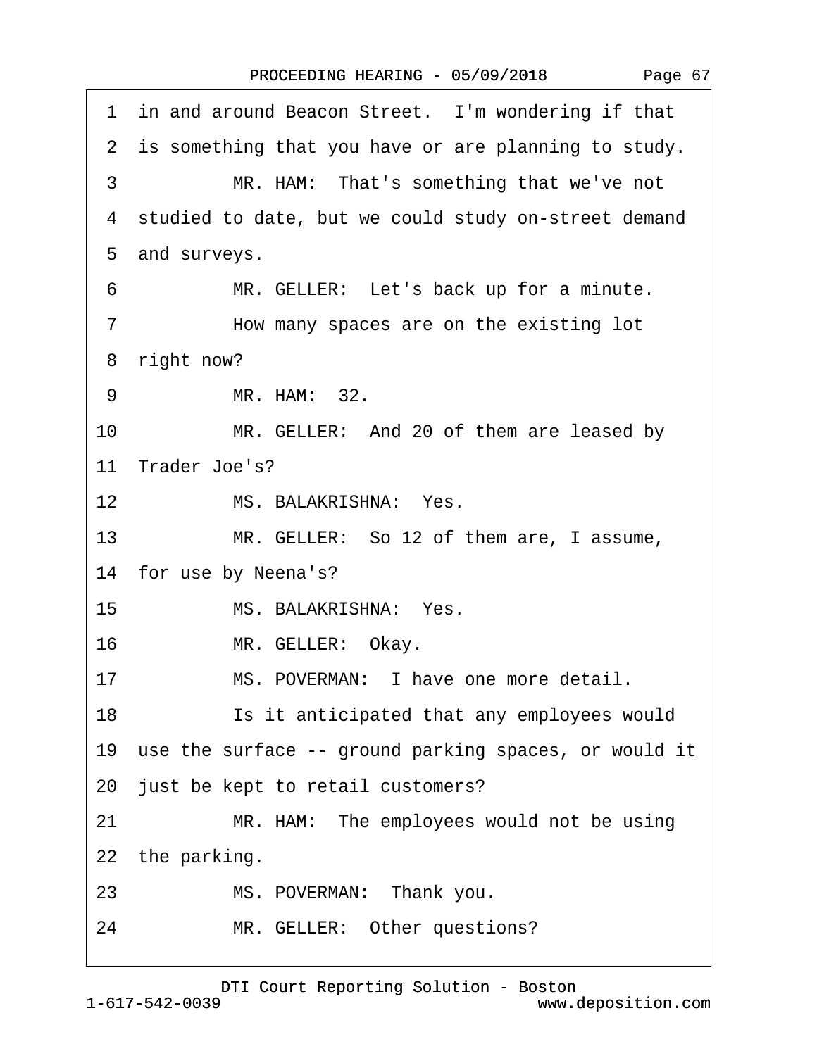1 in and around Beacon Street. I'm wondering if that
2 is something that you have or are planning to study.
3 MR. HAM: That's something that we've not
4 studied to date, but we could study on-street demand
5 and surveys.
6 MR. GELLER: Let's back up for a minute.
7 How many spaces are on the existing lot
8 right now?
9 MR. HAM: 32.
10 MR. GELLER: And 20 of them are leased by
11 Trader Joe's?
12 MS. BALAKRISHNA: Yes.
13 MR. GELLER: So 12 of them are, I assume,
14 for use by Neena's?
15 MS. BALAKRISHNA: Yes.
16 MR. GELLER: Okay.
17 MS. POVERMAN: I have one more detail.
18 Is it anticipated that any employees would
19 use the surface -- ground parking spaces, or would it
20 just be kept to retail customers?
21 MR. HAM: The employees would not be using
22 the parking.
23 MS. POVERMAN: Thank you.
24 MR. GELLER: Other questions?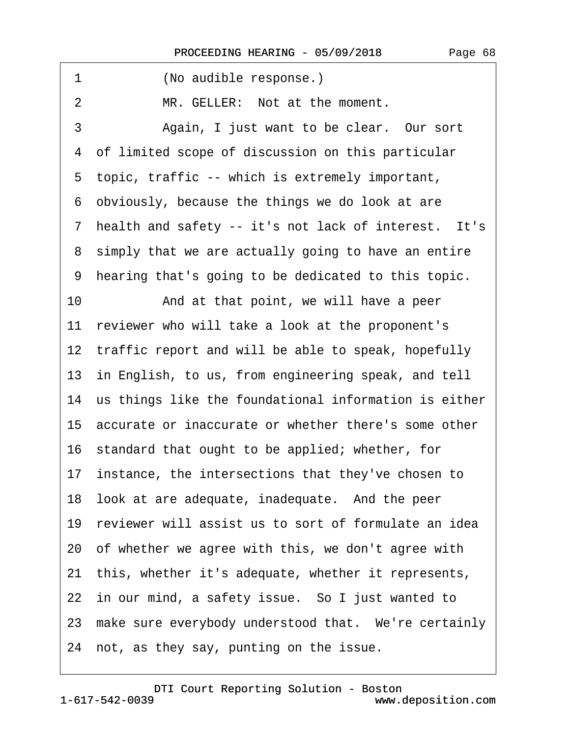1 (No audible response.)

2 MR. GELLER: Not at the moment.

3 Again, I just want to be clear. Our sort

4 of limited scope of discussion on this particular

5 topic, traffic -- which is extremely important,

6 obviously, because the things we do look at are

7 health and safety -- it's not lack of interest. It's

8 simply that we are actually going to have an entire

9 hearing that's going to be dedicated to this topic.

10 And at that point, we will have a peer

11 reviewer who will take a look at the proponent's

12 traffic report and will be able to speak, hopefully

13 in English, to us, from engineering speak, and tell

14 us things like the foundational information is either

15 accurate or inaccurate or whether there's some other

16 standard that ought to be applied; whether, for

17 instance, the intersections that they've chosen to

18 look at are adequate, inadequate. And the peer

19 reviewer will assist us to sort of formulate an idea

20 of whether we agree with this, we don't agree with

21 this, whether it's adequate, whether it represents,

22 in our mind, a safety issue. So I just wanted to

23 make sure everybody understood that. We're certainly

24 not, as they say, punting on the issue.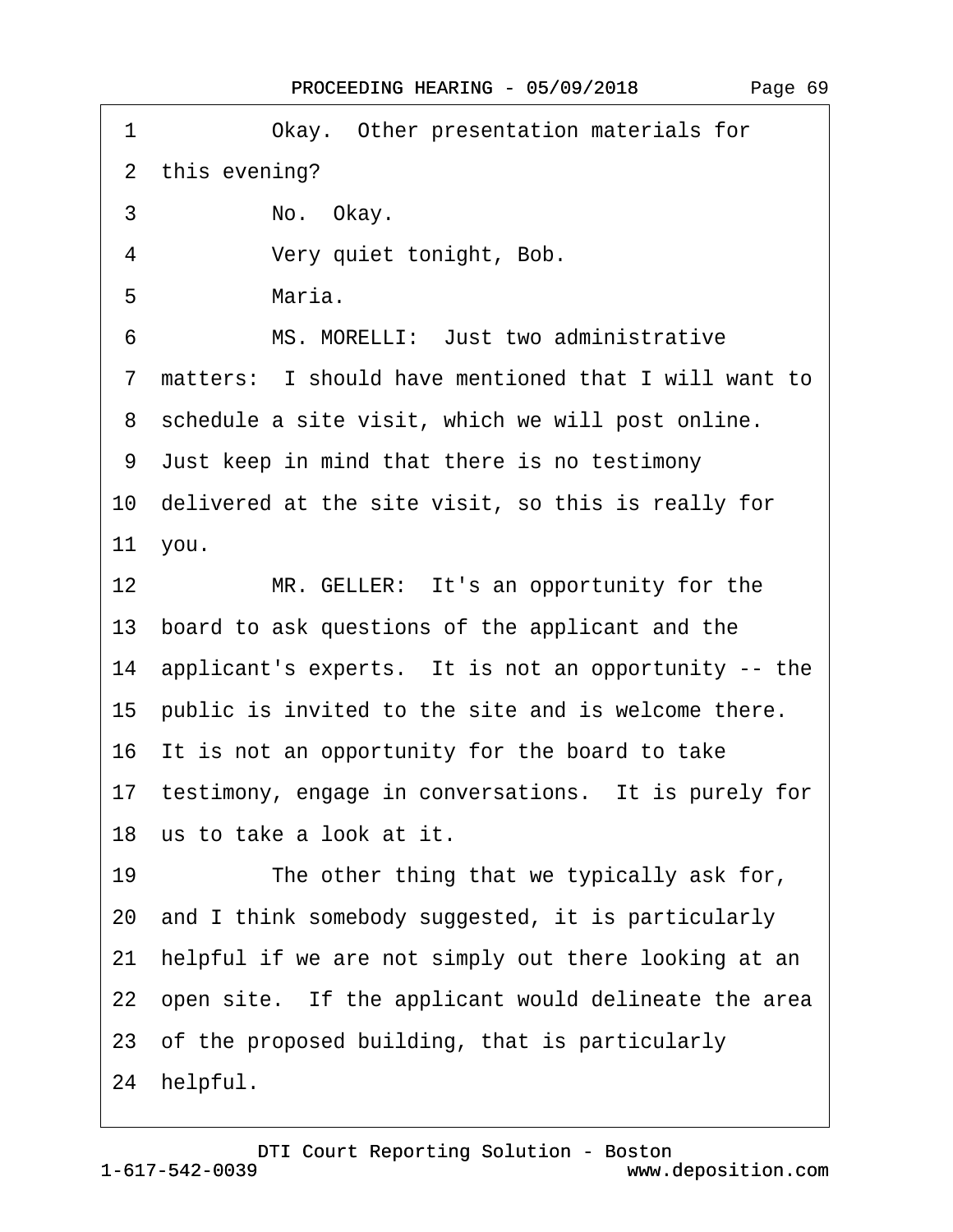1 Okay. Other presentation materials for
2 this evening?
3 No. Okay.
4 Very quiet tonight, Bob.
5 Maria.
6 MS. MORELLI: Just two administrative
7 matters: I should have mentioned that I will want to
8 schedule a site visit, which we will post online.
9 Just keep in mind that there is no testimony
10 delivered at the site visit, so this is really for
11 you.
12 MR. GELLER: It's an opportunity for the
13 board to ask questions of the applicant and the
14 applicant's experts. It is not an opportunity -- the
15 public is invited to the site and is welcome there.
16 It is not an opportunity for the board to take
17 testimony, engage in conversations. It is purely for
18 us to take a look at it.
19 The other thing that we typically ask for,
20 and I think somebody suggested, it is particularly
21 helpful if we are not simply out there looking at an
22 open site. If the applicant would delineate the area
23 of the proposed building, that is particularly
24 helpful.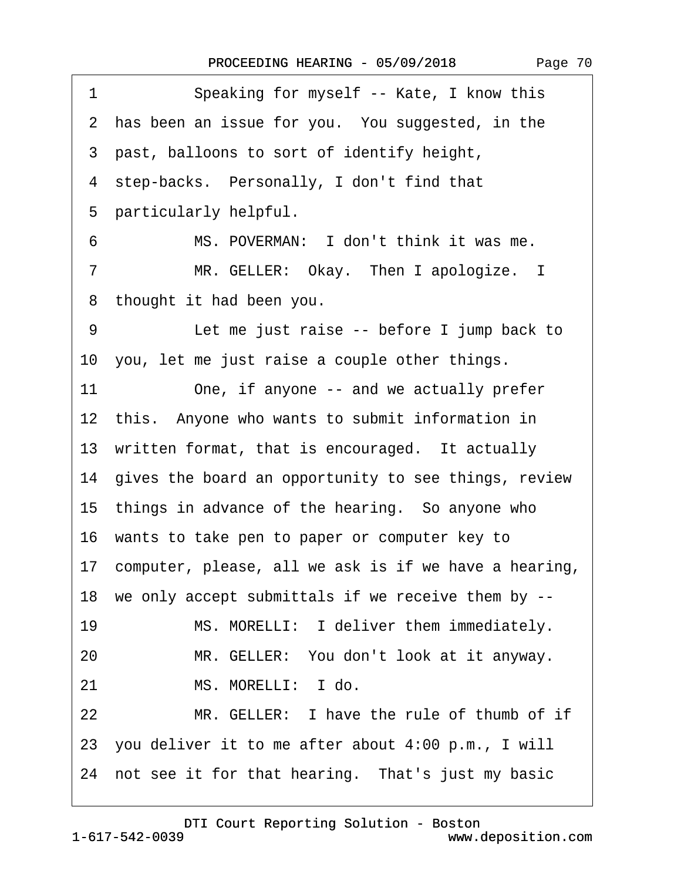1 Speaking for myself -- Kate, I know this
2 has been an issue for you. You suggested, in the
3 past, balloons to sort of identify height,
4 step-backs. Personally, I don't find that
5 particularly helpful.
6 MS. POVERMAN: I don't think it was me.
7 MR. GELLER: Okay. Then I apologize. I
8 thought it had been you.
9 Let me just raise -- before I jump back to
10 you, let me just raise a couple other things.
11 One, if anyone -- and we actually prefer
12 this. Anyone who wants to submit information in
13 written format, that is encouraged. It actually
14 gives the board an opportunity to see things, review
15 things in advance of the hearing. So anyone who
16 wants to take pen to paper or computer key to
17 computer, please, all we ask is if we have a hearing,
18 we only accept submittals if we receive them by --
19 MS. MORELLI: I deliver them immediately.
20 MR. GELLER: You don't look at it anyway.
21 MS. MORELLI: I do.
22 MR. GELLER: I have the rule of thumb of if
23 you deliver it to me after about 4:00 p.m., I will
24 not see it for that hearing. That's just my basic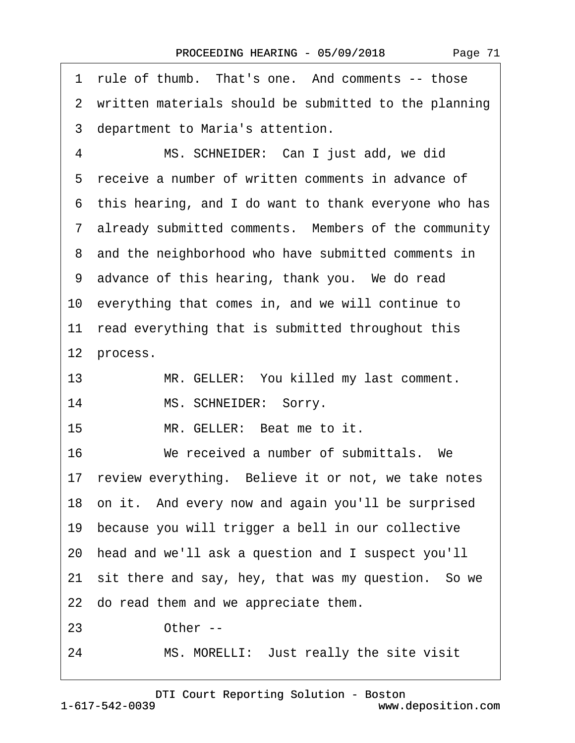1 rule of thumb. That's one. And comments -- those
2 written materials should be submitted to the planning
3 department to Maria's attention.
4 MS. SCHNEIDER: Can I just add, we did
5 receive a number of written comments in advance of
6 this hearing, and I do want to thank everyone who has
7 already submitted comments. Members of the community
8 and the neighborhood who have submitted comments in
9 advance of this hearing, thank you. We do read
10 everything that comes in, and we will continue to
11 read everything that is submitted throughout this
12 process.
13 MR. GELLER: You killed my last comment.
14 MS. SCHNEIDER: Sorry.
15 MR. GELLER: Beat me to it.
16 We received a number of submittals. We
17 review everything. Believe it or not, we take notes
18 on it. And every now and again you'll be surprised
19 because you will trigger a bell in our collective
20 head and we'll ask a question and I suspect you'll
21 sit there and say, hey, that was my question. So we
22 do read them and we appreciate them.
23 Other --
24 MS. MORELLI: Just really the site visit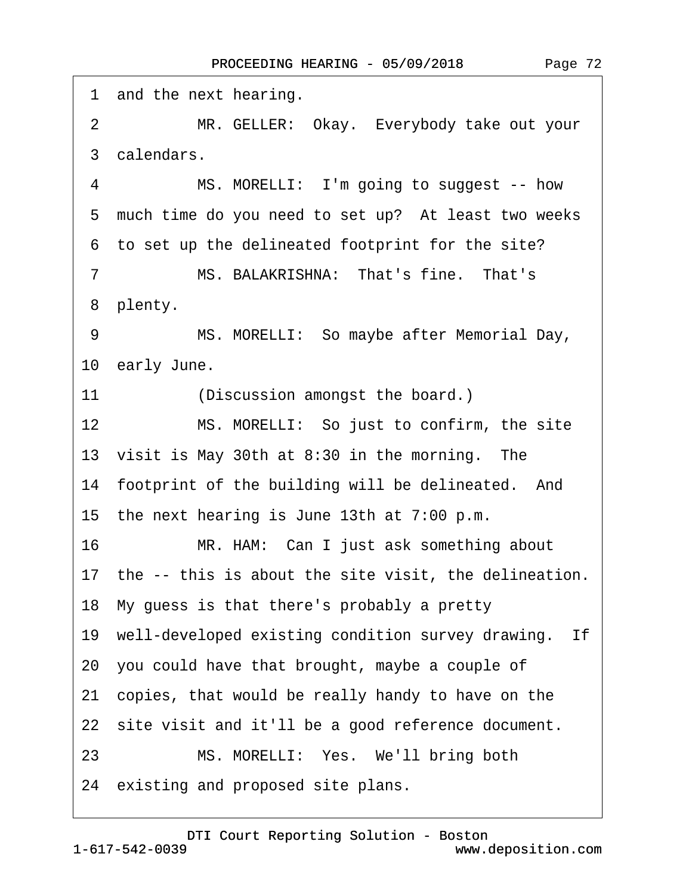1 and the next hearing.

2 MR. GELLER: Okay. Everybody take out your

3 calendars.

4 MS. MORELLI: I'm going to suggest -- how

5 much time do you need to set up? At least two weeks

6 to set up the delineated footprint for the site?

7 MS. BALAKRISHNA: That's fine. That's

8 plenty.

9 MS. MORELLI: So maybe after Memorial Day,

10 early June.

11 (Discussion amongst the board.)

12 MS. MORELLI: So just to confirm, the site

13 visit is May 30th at 8:30 in the morning. The

14 footprint of the building will be delineated. And

15 the next hearing is June 13th at 7:00 p.m.

16 MR. HAM: Can I just ask something about

17 the -- this is about the site visit, the delineation.

18 My guess is that there's probably a pretty

19 well-developed existing condition survey drawing. If

20 you could have that brought, maybe a couple of

21 copies, that would be really handy to have on the

22 site visit and it'll be a good reference document.

23 MS. MORELLI: Yes. We'll bring both

24 existing and proposed site plans.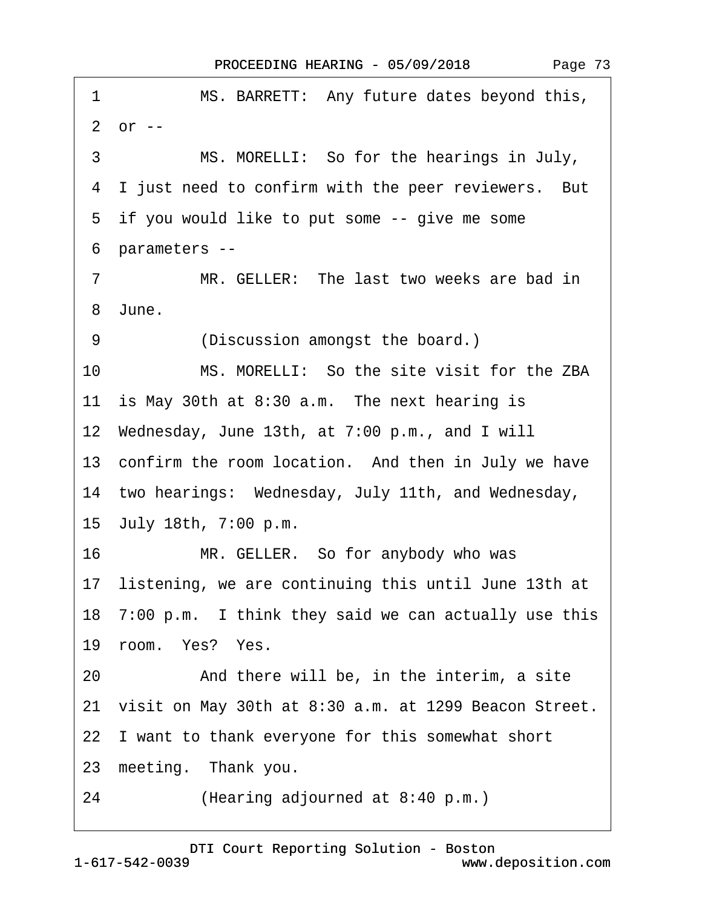1 MS. BARRETT: Any future dates beyond this,

2 or --

3 MS. MORELLI: So for the hearings in July,

4 I just need to confirm with the peer reviewers. But

5 if you would like to put some -- give me some

6 parameters --

7 MR. GELLER: The last two weeks are bad in

8 June.

9 (Discussion amongst the board.)

10 MS. MORELLI: So the site visit for the ZBA

11 is May 30th at 8:30 a.m. The next hearing is

12 Wednesday, June 13th, at 7:00 p.m., and I will

13 confirm the room location. And then in July we have

14 two hearings: Wednesday, July 11th, and Wednesday,

15 July 18th, 7:00 p.m.

16 MR. GELLER. So for anybody who was

17 listening, we are continuing this until June 13th at

18 7:00 p.m. I think they said we can actually use this

19 room. Yes? Yes.

20 And there will be, in the interim, a site

21 visit on May 30th at 8:30 a.m. at 1299 Beacon Street.

22 I want to thank everyone for this somewhat short

23 meeting. Thank you.

24 (Hearing adjourned at 8:40 p.m.)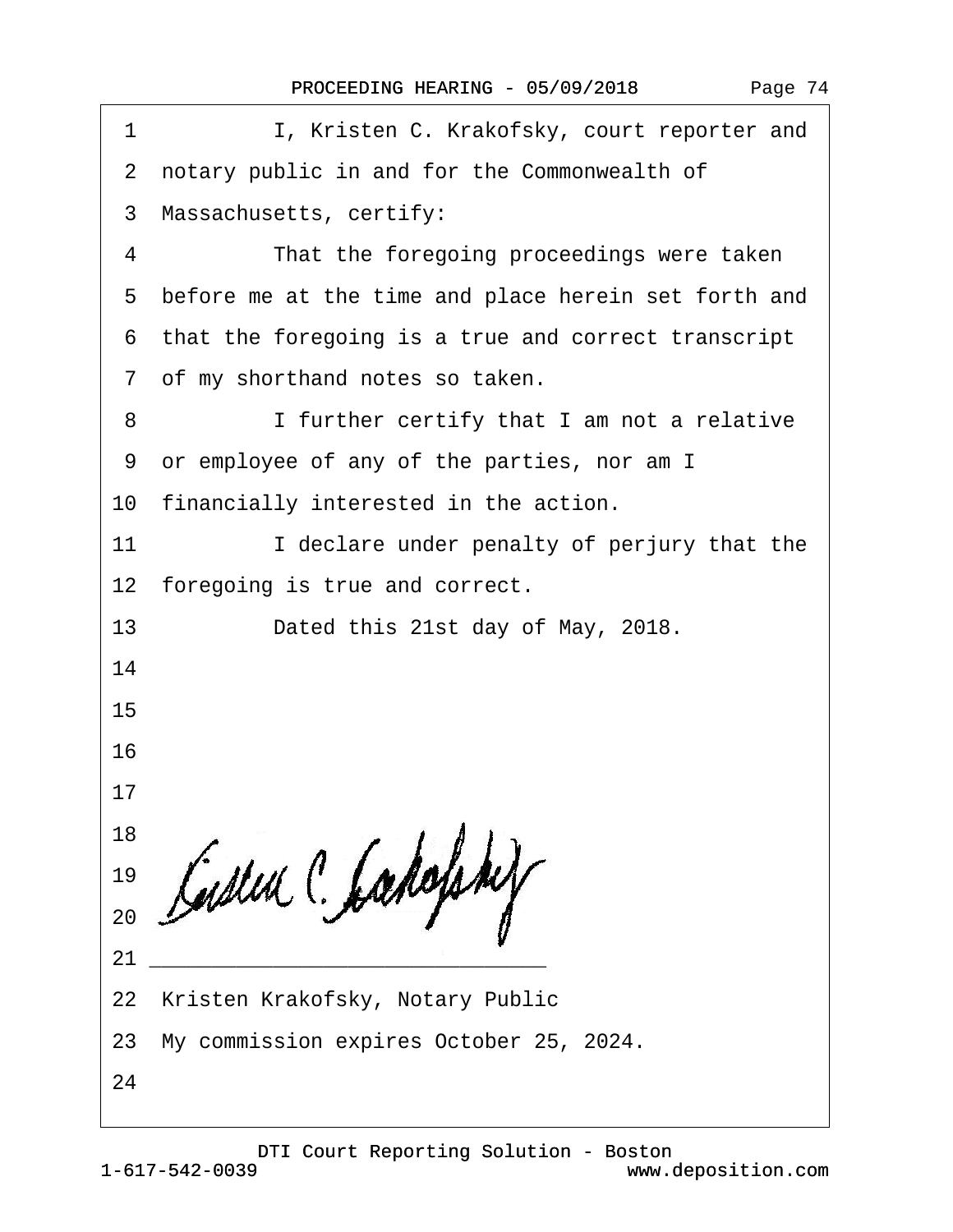1 I, Kristen C. Krakofsky, court reporter and
2 notary public in and for the Commonwealth of
3 Massachusetts, certify:
4 That the foregoing proceedings were taken
5 before me at the time and place herein set forth and
6 that the foregoing is a true and correct transcript
7 of my shorthand notes so taken.
8 I further certify that I am not a relative
9 or employee of any of the parties, nor am I
10 financially interested in the action.
11 I declare under penalty of perjury that the
12 foregoing is true and correct.
13 Dated this 21st day of May, 2018.
14
15
16
17
18
19
20
21 ______________________________
22 Kristen Krakofsky, Notary Public
23 My commission expires October 25, 2024.
24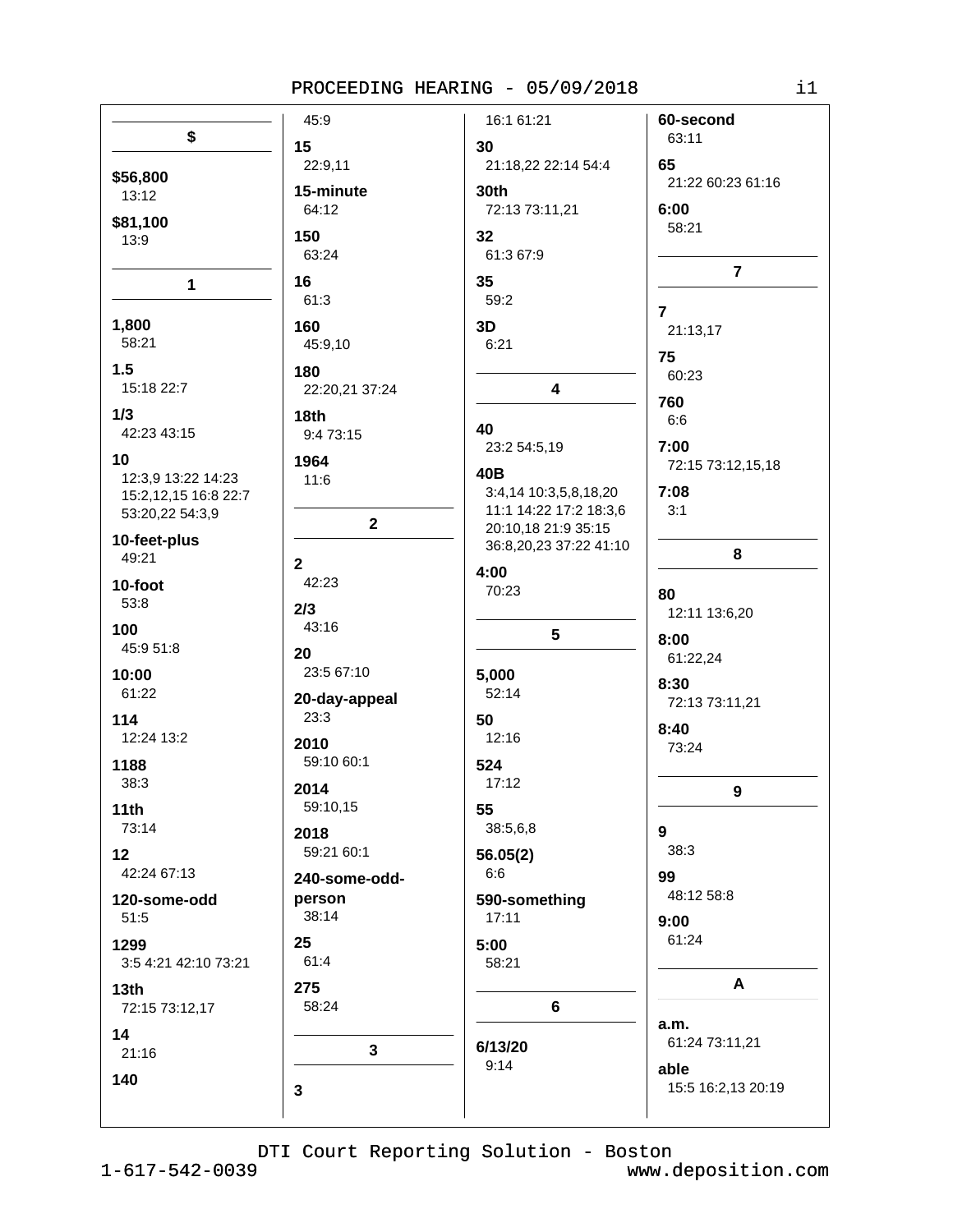## $

**$56,800**
13:12

**$81,100**
13:9

## 1

**1,800**
58:21

**1.5**
15:18 22:7

**1/3**
42:23 43:15

**10**
12:3,9 13:22 14:23 15:2,12,15 16:8 22:7 53:20,22 54:3,9

**10-feet-plus**
49:21

**10-foot**
53:8

**100**
45:9 51:8

**10:00**
61:22

**114**
12:24 13:2

**1188**
38:3

**11th**
73:14

**12**
42:24 67:13

**120-some-odd**
51:5

**1299**
3:5 4:21 42:10 73:21

**13th**
72:15 73:12,17

**14**
21:16

**140**
45:9

**15**
22:9,11

**15-minute**
64:12

**150**
63:24

**16**
61:3

**160**
45:9,10

**180**
22:20,21 37:24

**18th**
9:4 73:15

**1964**
11:6

## 2

**2**
42:23

**2/3**
43:16

**20**
23:5 67:10

**20-day-appeal**
23:3

**2010**
59:10 60:1

**2014**
59:10,15

**2018**
59:21 60:1

**240-some-odd-person**
38:14

**25**
61:4

**275**
58:24

## 3

**3**
16:1 61:21

**30**
21:18,22 22:14 54:4

**30th**
72:13 73:11,21

**32**
61:3 67:9

**35**
59:2

**3D**
6:21

## 4

**40**
23:2 54:5,19

**40B**
3:4,14 10:3,5,8,18,20 11:1 14:22 17:2 18:3,6 20:10,18 21:9 35:15 36:8,20,23 37:22 41:10

**4:00**
70:23

## 5

**5,000**
52:14

**50**
12:16

**524**
17:12

**55**
38:5,6,8

**56.05(2)**
6:6

**590-something**
17:11

**5:00**
58:21

## 6

**6/13/20**
9:14

**60-second**
63:11

**65**
21:22 60:23 61:16

**6:00**
58:21

## 7

**7**
21:13,17

**75**
60:23

**760**
6:6

**7:00**
72:15 73:12,15,18

**7:08**
3:1

## 8

**80**
12:11 13:6,20

**8:00**
61:22,24

**8:30**
72:13 73:11,21

**8:40**
73:24

## 9

**9**
38:3

**99**
48:12 58:8

**9:00**
61:24

## A

**a.m.**
61:24 73:11,21

**able**
15:5 16:2,13 20:19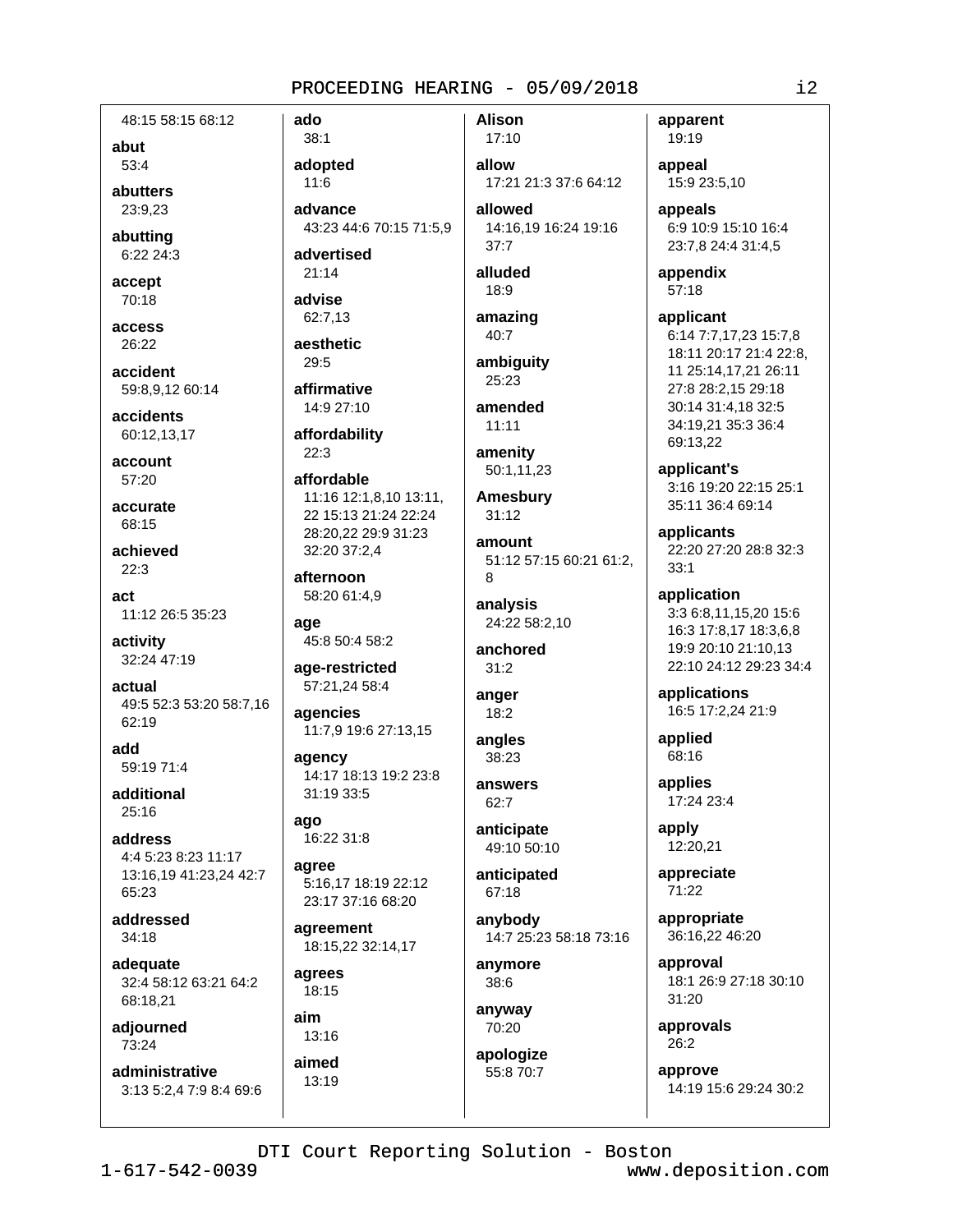48:15 58:15 68:12

**abut**
53:4

**abutters**
23:9,23

**abutting**
6:22 24:3

**accept**
70:18

**access**
26:22

**accident**
59:8,9,12 60:14

**accidents**
60:12,13,17

**account**
57:20

**accurate**
68:15

**achieved**
22:3

**act**
11:12 26:5 35:23

**activity**
32:24 47:19

**actual**
49:5 52:3 53:20 58:7,16 62:19

**add**
59:19 71:4

**additional**
25:16

**address**
4:4 5:23 8:23 11:17 13:16,19 41:23,24 42:7 65:23

**addressed**
34:18

**adequate**
32:4 58:12 63:21 64:2 68:18,21

**adjourned**
73:24

**administrative**
3:13 5:2,4 7:9 8:4 69:6

**ado**
38:1

**adopted**
11:6

**advance**
43:23 44:6 70:15 71:5,9

**advertised**
21:14

**advise**
62:7,13

**aesthetic**
29:5

**affirmative**
14:9 27:10

**affordability**
22:3

**affordable**
11:16 12:1,8,10 13:11, 22 15:13 21:24 22:24 28:20,22 29:9 31:23 32:20 37:2,4

**afternoon**
58:20 61:4,9

**age**
45:8 50:4 58:2

**age-restricted**
57:21,24 58:4

**agencies**
11:7,9 19:6 27:13,15

**agency**
14:17 18:13 19:2 23:8 31:19 33:5

**ago**
16:22 31:8

**agree**
5:16,17 18:19 22:12 23:17 37:16 68:20

**agreement**
18:15,22 32:14,17

**agrees**
18:15

**aim**
13:16

**aimed**
13:19

**Alison**
17:10

**allow**
17:21 21:3 37:6 64:12

**allowed**
14:16,19 16:24 19:16 37:7

**alluded**
18:9

**amazing**
40:7

**ambiguity**
25:23

**amended**
11:11

**amenity**
50:1,11,23

**Amesbury**
31:12

**amount**
51:12 57:15 60:21 61:2, 8

**analysis**
24:22 58:2,10

**anchored**
31:2

**anger**
18:2

**angles**
38:23

**answers**
62:7

**anticipate**
49:10 50:10

**anticipated**
67:18

**anybody**
14:7 25:23 58:18 73:16

**anymore**
38:6

**anyway**
70:20

**apologize**
55:8 70:7

**apparent**
19:19

**appeal**
15:9 23:5,10

**appeals**
6:9 10:9 15:10 16:4 23:7,8 24:4 31:4,5

**appendix**
57:18

**applicant**
6:14 7:7,17,23 15:7,8 18:11 20:17 21:4 22:8, 11 25:14,17,21 26:11 27:8 28:2,15 29:18 30:14 31:4,18 32:5 34:19,21 35:3 36:4 69:13,22

**applicant's**
3:16 19:20 22:15 25:1 35:11 36:4 69:14

**applicants**
22:20 27:20 28:8 32:3 33:1

**application**
3:3 6:8,11,15,20 15:6 16:3 17:8,17 18:3,6,8 19:9 20:10 21:10,13 22:10 24:12 29:23 34:4

**applications**
16:5 17:2,24 21:9

**applied**
68:16

**applies**
17:24 23:4

**apply**
12:20,21

**appreciate**
71:22

**appropriate**
36:16,22 46:20

**approval**
18:1 26:9 27:18 30:10 31:20

**approvals**
26:2

**approve**
14:19 15:6 29:24 30:2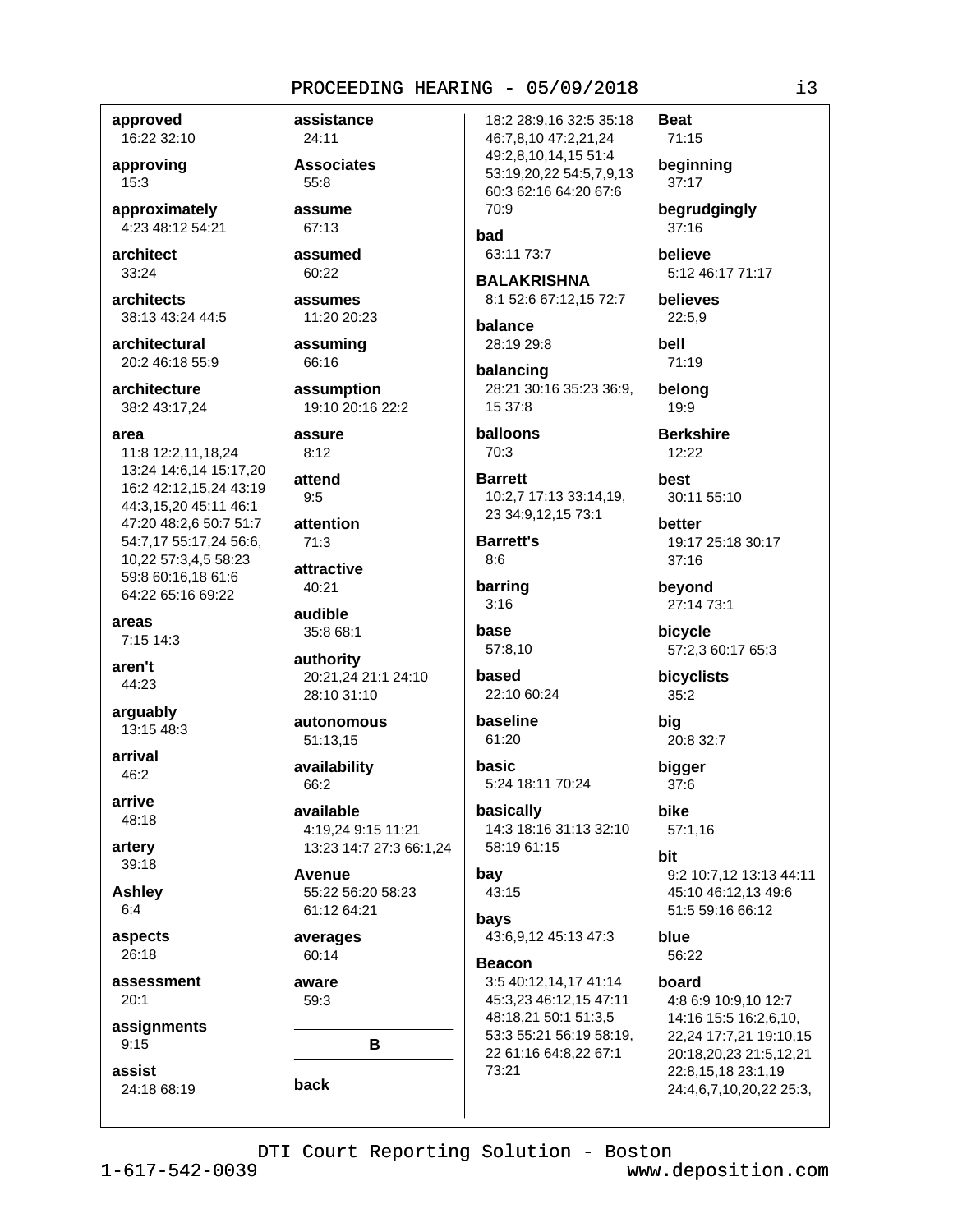**approved**
16:22 32:10

**approving**
15:3

**approximately**
4:23 48:12 54:21

**architect**
33:24

**architects**
38:13 43:24 44:5

**architectural**
20:2 46:18 55:9

**architecture**
38:2 43:17,24

**area**
11:8 12:2,11,18,24 13:24 14:6,14 15:17,20 16:2 42:12,15,24 43:19 44:3,15,20 45:11 46:1 47:20 48:2,6 50:7 51:7 54:7,17 55:17,24 56:6, 10,22 57:3,4,5 58:23 59:8 60:16,18 61:6 64:22 65:16 69:22

**areas**
7:15 14:3

**aren't**
44:23

**arguably**
13:15 48:3

**arrival**
46:2

**arrive**
48:18

**artery**
39:18

**Ashley**
6:4

**aspects**
26:18

**assessment**
20:1

**assignments**
9:15

**assist**
24:18 68:19

**assistance**
24:11

**Associates**
55:8

**assume**
67:13

**assumed**
60:22

**assumes**
11:20 20:23

**assuming**
66:16

**assumption**
19:10 20:16 22:2

**assure**
8:12

**attend**
9:5

**attention**
71:3

**attractive**
40:21

**audible**
35:8 68:1

**authority**
20:21,24 21:1 24:10 28:10 31:10

**autonomous**
51:13,15

**availability**
66:2

**available**
4:19,24 9:15 11:21 13:23 14:7 27:3 66:1,24

**Avenue**
55:22 56:20 58:23 61:12 64:21

**averages**
60:14

**aware**
59:3

## B

**back**
18:2 28:9,16 32:5 35:18 46:7,8,10 47:2,21,24 49:2,8,10,14,15 51:4 53:19,20,22 54:5,7,9,13 60:3 62:16 64:20 67:6 70:9

**bad**
63:11 73:7

**BALAKRISHNA**
8:1 52:6 67:12,15 72:7

**balance**
28:19 29:8

**balancing**
28:21 30:16 35:23 36:9, 15 37:8

**balloons**
70:3

**Barrett**
10:2,7 17:13 33:14,19, 23 34:9,12,15 73:1

**Barrett's**
8:6

**barring**
3:16

**base**
57:8,10

**based**
22:10 60:24

**baseline**
61:20

**basic**
5:24 18:11 70:24

**basically**
14:3 18:16 31:13 32:10 58:19 61:15

**bay**
43:15

**bays**
43:6,9,12 45:13 47:3

**Beacon**
3:5 40:12,14,17 41:14 45:3,23 46:12,15 47:11 48:18,21 50:1 51:3,5 53:3 55:21 56:19 58:19, 22 61:16 64:8,22 67:1 73:21

**Beat**
71:15

**beginning**
37:17

**begrudgingly**
37:16

**believe**
5:12 46:17 71:17

**believes**
22:5,9

**bell**
71:19

**belong**
19:9

**Berkshire**
12:22

**best**
30:11 55:10

**better**
19:17 25:18 30:17 37:16

**beyond**
27:14 73:1

**bicycle**
57:2,3 60:17 65:3

**bicyclists**
35:2

**big**
20:8 32:7

**bigger**
37:6

**bike**
57:1,16

**bit**
9:2 10:7,12 13:13 44:11 45:10 46:12,13 49:6 51:5 59:16 66:12

**blue**
56:22

**board**
4:8 6:9 10:9,10 12:7 14:16 15:5 16:2,6,10, 22,24 17:7,21 19:10,15 20:18,20,23 21:5,12,21 22:8,15,18 23:1,19 24:4,6,7,10,20,22 25:3,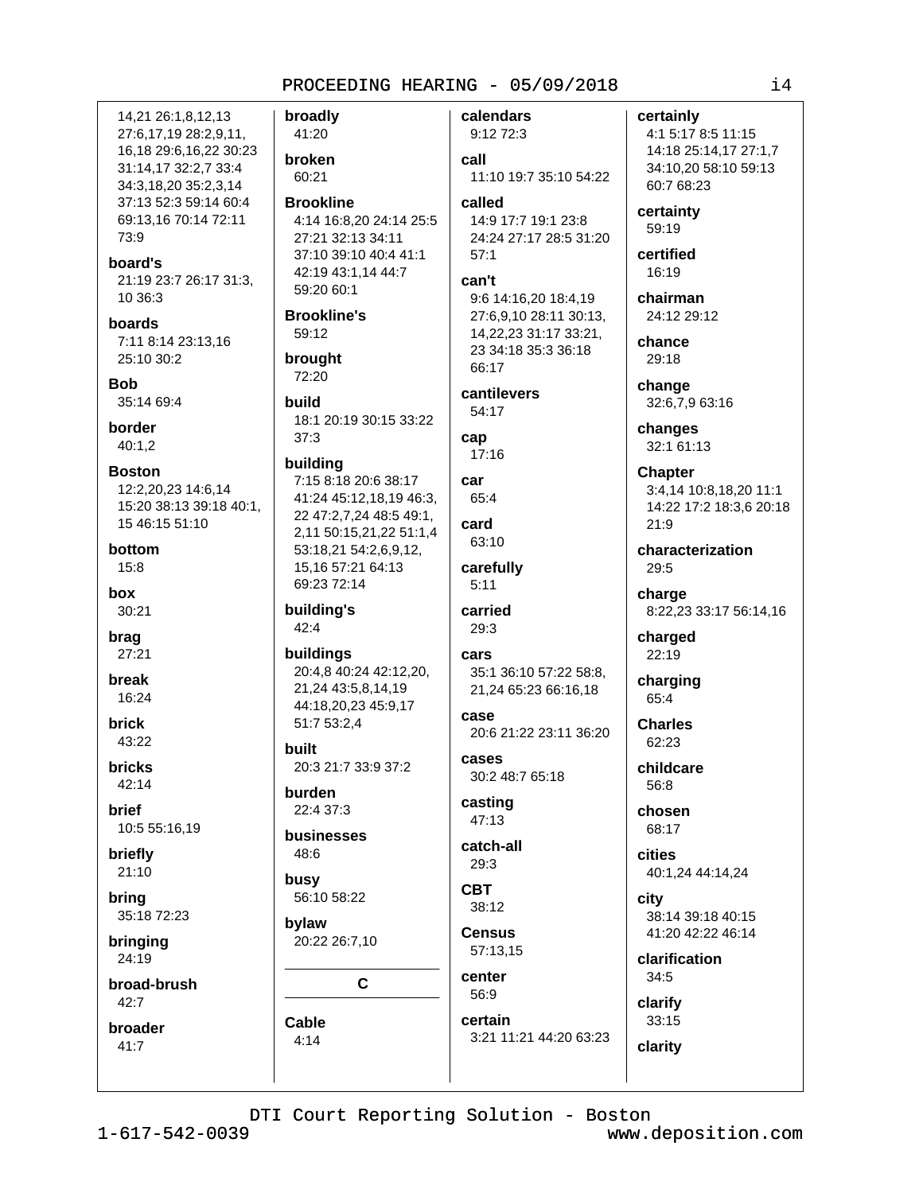14,21 26:1,8,12,13 27:6,17,19 28:2,9,11, 16,18 29:6,16,22 30:23 31:14,17 32:2,7 33:4 34:3,18,20 35:2,3,14 37:13 52:3 59:14 60:4 69:13,16 70:14 72:11 73:9

**board's**
21:19 23:7 26:17 31:3, 10 36:3

**boards**
7:11 8:14 23:13,16 25:10 30:2

**Bob**
35:14 69:4

**border**
40:1,2

**Boston**
12:2,20,23 14:6,14 15:20 38:13 39:18 40:1, 15 46:15 51:10

**bottom**
15:8

**box**
30:21

**brag**
27:21

**break**
16:24

**brick**
43:22

**bricks**
42:14

**brief**
10:5 55:16,19

**briefly**
21:10

**bring**
35:18 72:23

**bringing**
24:19

**broad-brush**
42:7

**broader**
41:7

**broadly**
41:20

**broken**
60:21

**Brookline**
4:14 16:8,20 24:14 25:5 27:21 32:13 34:11 37:10 39:10 40:4 41:1 42:19 43:1,14 44:7 59:20 60:1

**Brookline's**
59:12

**brought**
72:20

**build**
18:1 20:19 30:15 33:22 37:3

**building**
7:15 8:18 20:6 38:17 41:24 45:12,18,19 46:3, 22 47:2,7,24 48:5 49:1, 2,11 50:15,21,22 51:1,4 53:18,21 54:2,6,9,12, 15,16 57:21 64:13 69:23 72:14

**building's**
42:4

**buildings**
20:4,8 40:24 42:12,20, 21,24 43:5,8,14,19 44:18,20,23 45:9,17 51:7 53:2,4

**built**
20:3 21:7 33:9 37:2

**burden**
22:4 37:3

**businesses**
48:6

**busy**
56:10 58:22

**bylaw**
20:22 26:7,10

## C

**Cable**
4:14

**calendars**
9:12 72:3

**call**
11:10 19:7 35:10 54:22

**called**
14:9 17:7 19:1 23:8 24:24 27:17 28:5 31:20 57:1

**can't**
9:6 14:16,20 18:4,19 27:6,9,10 28:11 30:13, 14,22,23 31:17 33:21, 23 34:18 35:3 36:18 66:17

**cantilevers**
54:17

**cap**
17:16

**car**
65:4

**card**
63:10

**carefully**
5:11

**carried**
29:3

**cars**
35:1 36:10 57:22 58:8, 21,24 65:23 66:16,18

**case**
20:6 21:22 23:11 36:20

**cases**
30:2 48:7 65:18

**casting**
47:13

**catch-all**
29:3

**CBT**
38:12

**Census**
57:13,15

**center**
56:9

**certain**
3:21 11:21 44:20 63:23

**certainly**
4:1 5:17 8:5 11:15 14:18 25:14,17 27:1,7 34:10,20 58:10 59:13 60:7 68:23

**certainty**
59:19

**certified**
16:19

**chairman**
24:12 29:12

**chance**
29:18

**change**
32:6,7,9 63:16

**changes**
32:1 61:13

**Chapter**
3:4,14 10:8,18,20 11:1 14:22 17:2 18:3,6 20:18 21:9

**characterization**
29:5

**charge**
8:22,23 33:17 56:14,16

**charged**
22:19

**charging**
65:4

**Charles**
62:23

**childcare**
56:8

**chosen**
68:17

**cities**
40:1,24 44:14,24

**city**
38:14 39:18 40:15 41:20 42:22 46:14

**clarification**
34:5

**clarify**
33:15

**clarity**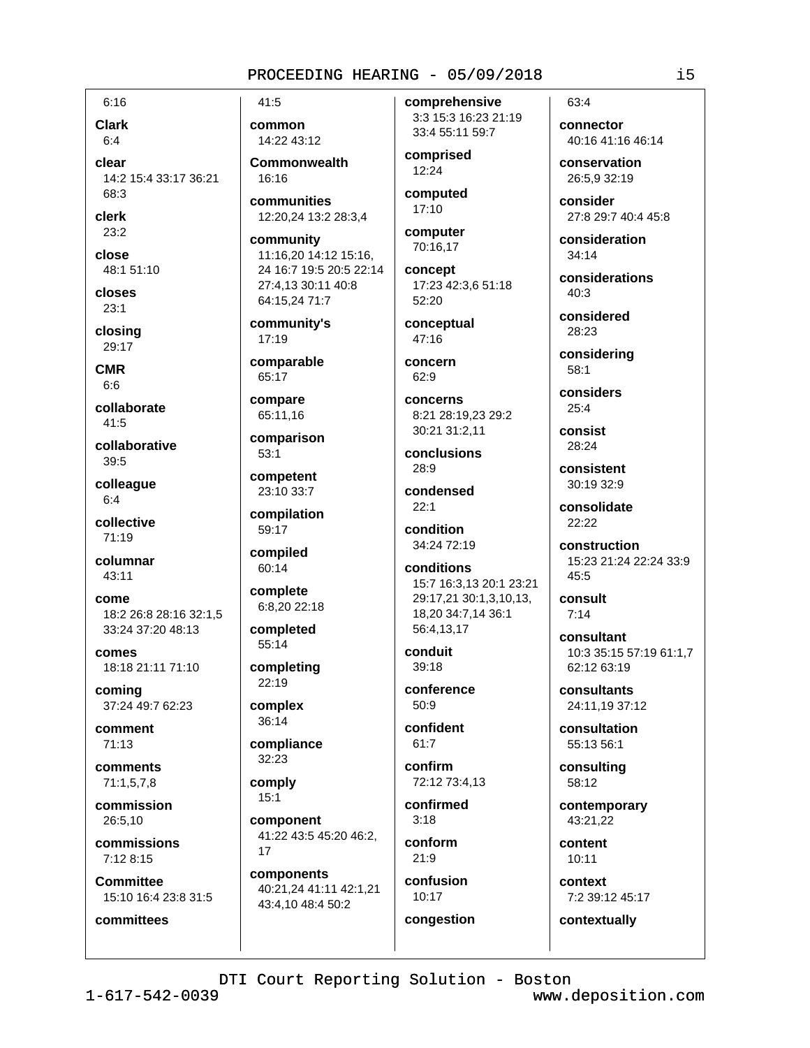6:16

**Clark**
6:4

**clear**
14:2 15:4 33:17 36:21 68:3

**clerk**
23:2

**close**
48:1 51:10

**closes**
23:1

**closing**
29:17

**CMR**
6:6

**collaborate**
41:5

**collaborative**
39:5

**colleague**
6:4

**collective**
71:19

**columnar**
43:11

**come**
18:2 26:8 28:16 32:1,5 33:24 37:20 48:13

**comes**
18:18 21:11 71:10

**coming**
37:24 49:7 62:23

**comment**
71:13

**comments**
71:1,5,7,8

**commission**
26:5,10

**commissions**
7:12 8:15

**Committee**
15:10 16:4 23:8 31:5

**committees**
41:5

**common**
14:22 43:12

**Commonwealth**
16:16

**communities**
12:20,24 13:2 28:3,4

**community**
11:16,20 14:12 15:16, 24 16:7 19:5 20:5 22:14 27:4,13 30:11 40:8 64:15,24 71:7

**community's**
17:19

**comparable**
65:17

**compare**
65:11,16

**comparison**
53:1

**competent**
23:10 33:7

**compilation**
59:17

**compiled**
60:14

**complete**
6:8,20 22:18

**completed**
55:14

**completing**
22:19

**complex**
36:14

**compliance**
32:23

**comply**
15:1

**component**
41:22 43:5 45:20 46:2, 17

**components**
40:21,24 41:11 42:1,21 43:4,10 48:4 50:2

**comprehensive**
3:3 15:3 16:23 21:19 33:4 55:11 59:7

**comprised**
12:24

**computed**
17:10

**computer**
70:16,17

**concept**
17:23 42:3,6 51:18 52:20

**conceptual**
47:16

**concern**
62:9

**concerns**
8:21 28:19,23 29:2 30:21 31:2,11

**conclusions**
28:9

**condensed**
22:1

**condition**
34:24 72:19

**conditions**
15:7 16:3,13 20:1 23:21 29:17,21 30:1,3,10,13, 18,20 34:7,14 36:1 56:4,13,17

**conduit**
39:18

**conference**
50:9

**confident**
61:7

**confirm**
72:12 73:4,13

**confirmed**
3:18

**conform**
21:9

**confusion**
10:17

**congestion**
63:4

**connector**
40:16 41:16 46:14

**conservation**
26:5,9 32:19

**consider**
27:8 29:7 40:4 45:8

**consideration**
34:14

**considerations**
40:3

**considered**
28:23

**considering**
58:1

**considers**
25:4

**consist**
28:24

**consistent**
30:19 32:9

**consolidate**
22:22

**construction**
15:23 21:24 22:24 33:9 45:5

**consult**
7:14

**consultant**
10:3 35:15 57:19 61:1,7 62:12 63:19

**consultants**
24:11,19 37:12

**consultation**
55:13 56:1

**consulting**
58:12

**contemporary**
43:21,22

**content**
10:11

**context**
7:2 39:12 45:17

**contextually**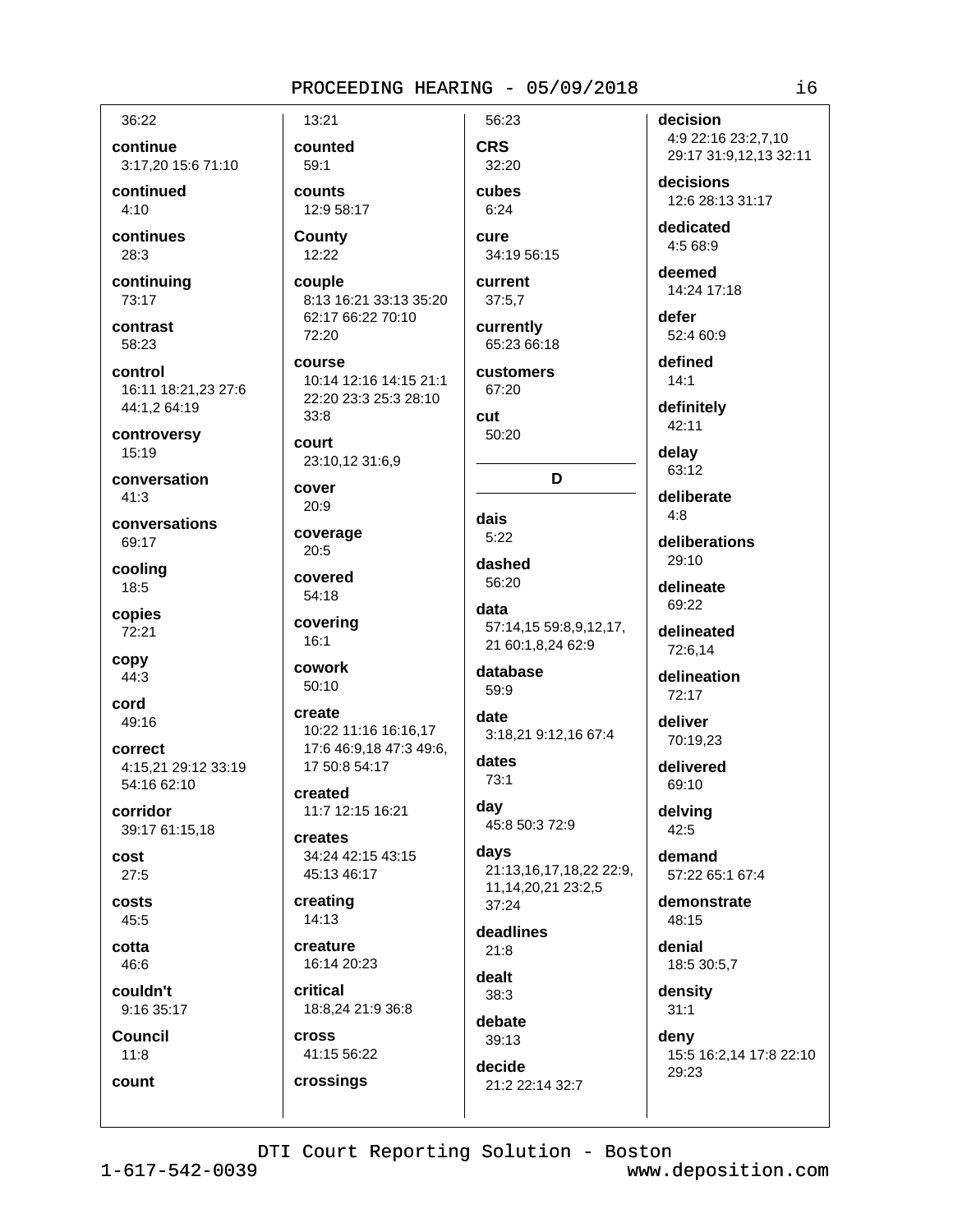36:22

**continue**
3:17,20 15:6 71:10

**continued**
4:10

**continues**
28:3

**continuing**
73:17

**contrast**
58:23

**control**
16:11 18:21,23 27:6 44:1,2 64:19

**controversy**
15:19

**conversation**
41:3

**conversations**
69:17

**cooling**
18:5

**copies**
72:21

**copy**
44:3

**cord**
49:16

**correct**
4:15,21 29:12 33:19 54:16 62:10

**corridor**
39:17 61:15,18

**cost**
27:5

**costs**
45:5

**cotta**
46:6

**couldn't**
9:16 35:17

**Council**
11:8

**count**
13:21

**counted**
59:1

**counts**
12:9 58:17

**County**
12:22

**couple**
8:13 16:21 33:13 35:20 62:17 66:22 70:10 72:20

**course**
10:14 12:16 14:15 21:1 22:20 23:3 25:3 28:10 33:8

**court**
23:10,12 31:6,9

**cover**
20:9

**coverage**
20:5

**covered**
54:18

**covering**
16:1

**cowork**
50:10

**create**
10:22 11:16 16:16,17 17:6 46:9,18 47:3 49:6, 17 50:8 54:17

**created**
11:7 12:15 16:21

**creates**
34:24 42:15 43:15 45:13 46:17

**creating**
14:13

**creature**
16:14 20:23

**critical**
18:8,24 21:9 36:8

**cross**
41:15 56:22

**crossings**
56:23

**CRS**
32:20

**cubes**
6:24

**cure**
34:19 56:15

**current**
37:5,7

**currently**
65:23 66:18

**customers**
67:20

**cut**
50:20

## D

**dais**
5:22

**dashed**
56:20

**data**
57:14,15 59:8,9,12,17, 21 60:1,8,24 62:9

**database**
59:9

**date**
3:18,21 9:12,16 67:4

**dates**
73:1

**day**
45:8 50:3 72:9

**days**
21:13,16,17,18,22 22:9, 11,14,20,21 23:2,5 37:24

**deadlines**
21:8

**dealt**
38:3

**debate**
39:13

**decide**
21:2 22:14 32:7

**decision**
4:9 22:16 23:2,7,10 29:17 31:9,12,13 32:11

**decisions**
12:6 28:13 31:17

**dedicated**
4:5 68:9

**deemed**
14:24 17:18

**defer**
52:4 60:9

**defined**
14:1

**definitely**
42:11

**delay**
63:12

**deliberate**
4:8

**deliberations**
29:10

**delineate**
69:22

**delineated**
72:6,14

**delineation**
72:17

**deliver**
70:19,23

**delivered**
69:10

**delving**
42:5

**demand**
57:22 65:1 67:4

**demonstrate**
48:15

**denial**
18:5 30:5,7

**density**
31:1

**deny**
15:5 16:2,14 17:8 22:10 29:23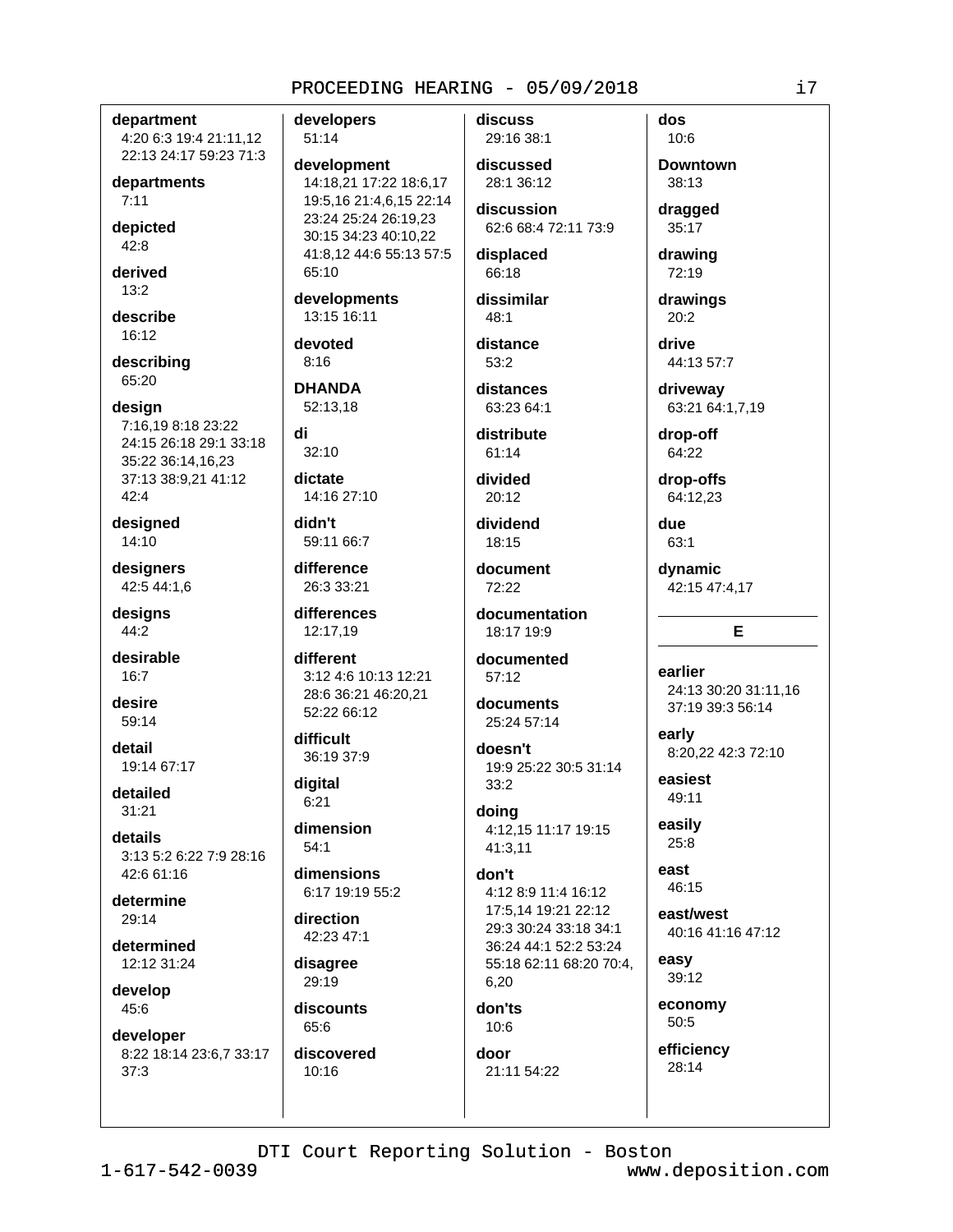**department**
4:20 6:3 19:4 21:11,12 22:13 24:17 59:23 71:3

**departments**
7:11

**depicted**
42:8

**derived**
13:2

**describe**
16:12

**describing**
65:20

**design**
7:16,19 8:18 23:22 24:15 26:18 29:1 33:18 35:22 36:14,16,23 37:13 38:9,21 41:12 42:4

**designed**
14:10

**designers**
42:5 44:1,6

**designs**
44:2

**desirable**
16:7

**desire**
59:14

**detail**
19:14 67:17

**detailed**
31:21

**details**
3:13 5:2 6:22 7:9 28:16 42:6 61:16

**determine**
29:14

**determined**
12:12 31:24

**develop**
45:6

**developer**
8:22 18:14 23:6,7 33:17 37:3

**developers**
51:14

**development**
14:18,21 17:22 18:6,17 19:5,16 21:4,6,15 22:14 23:24 25:24 26:19,23 30:15 34:23 40:10,22 41:8,12 44:6 55:13 57:5 65:10

**developments**
13:15 16:11

**devoted**
8:16

**DHANDA**
52:13,18

**di**
32:10

**dictate**
14:16 27:10

**didn't**
59:11 66:7

**difference**
26:3 33:21

**differences**
12:17,19

**different**
3:12 4:6 10:13 12:21 28:6 36:21 46:20,21 52:22 66:12

**difficult**
36:19 37:9

**digital**
6:21

**dimension**
54:1

**dimensions**
6:17 19:19 55:2

**direction**
42:23 47:1

**disagree**
29:19

**discounts**
65:6

**discovered**
10:16

**discuss**
29:16 38:1

**discussed**
28:1 36:12

**discussion**
62:6 68:4 72:11 73:9

**displaced**
66:18

**dissimilar**
48:1

**distance**
53:2

**distances**
63:23 64:1

**distribute**
61:14

**divided**
20:12

**dividend**
18:15

**document**
72:22

**documentation**
18:17 19:9

**documented**
57:12

**documents**
25:24 57:14

**doesn't**
19:9 25:22 30:5 31:14 33:2

**doing**
4:12,15 11:17 19:15 41:3,11

**don't**
4:12 8:9 11:4 16:12 17:5,14 19:21 22:12 29:3 30:24 33:18 34:1 36:24 44:1 52:2 53:24 55:18 62:11 68:20 70:4,6,20

**don'ts**
10:6

**door**
21:11 54:22

**dos**
10:6

**Downtown**
38:13

**dragged**
35:17

**drawing**
72:19

**drawings**
20:2

**drive**
44:13 57:7

**driveway**
63:21 64:1,7,19

**drop-off**
64:22

**drop-offs**
64:12,23

**due**
63:1

**dynamic**
42:15 47:4,17

## E

**earlier**
24:13 30:20 31:11,16 37:19 39:3 56:14

**early**
8:20,22 42:3 72:10

**easiest**
49:11

**easily**
25:8

**east**
46:15

**east/west**
40:16 41:16 47:12

**easy**
39:12

**economy**
50:5

**efficiency**
28:14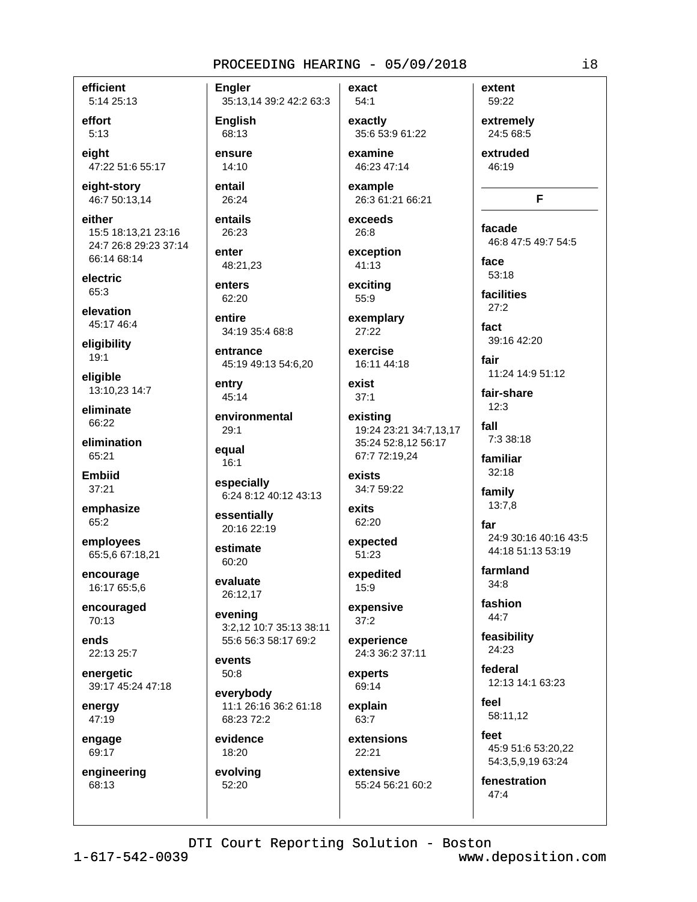**efficient**
5:14 25:13

**effort**
5:13

**eight**
47:22 51:6 55:17

**eight-story**
46:7 50:13,14

**either**
15:5 18:13,21 23:16 24:7 26:8 29:23 37:14 66:14 68:14

**electric**
65:3

**elevation**
45:17 46:4

**eligibility**
19:1

**eligible**
13:10,23 14:7

**eliminate**
66:22

**elimination**
65:21

**Embiid**
37:21

**emphasize**
65:2

**employees**
65:5,6 67:18,21

**encourage**
16:17 65:5,6

**encouraged**
70:13

**ends**
22:13 25:7

**energetic**
39:17 45:24 47:18

**energy**
47:19

**engage**
69:17

**engineering**
68:13

**Engler**
35:13,14 39:2 42:2 63:3

**English**
68:13

**ensure**
14:10

**entail**
26:24

**entails**
26:23

**enter**
48:21,23

**enters**
62:20

**entire**
34:19 35:4 68:8

**entrance**
45:19 49:13 54:6,20

**entry**
45:14

**environmental**
29:1

**equal**
16:1

**especially**
6:24 8:12 40:12 43:13

**essentially**
20:16 22:19

**estimate**
60:20

**evaluate**
26:12,17

**evening**
3:2,12 10:7 35:13 38:11 55:6 56:3 58:17 69:2

**events**
50:8

**everybody**
11:1 26:16 36:2 61:18 68:23 72:2

**evidence**
18:20

**evolving**
52:20

**exact**
54:1

**exactly**
35:6 53:9 61:22

**examine**
46:23 47:14

**example**
26:3 61:21 66:21

**exceeds**
26:8

**exception**
41:13

**exciting**
55:9

**exemplary**
27:22

**exercise**
16:11 44:18

**exist**
37:1

**existing**
19:24 23:21 34:7,13,17 35:24 52:8,12 56:17 67:7 72:19,24

**exists**
34:7 59:22

**exits**
62:20

**expected**
51:23

**expedited**
15:9

**expensive**
37:2

**experience**
24:3 36:2 37:11

**experts**
69:14

**explain**
63:7

**extensions**
22:21

**extensive**
55:24 56:21 60:2

**extent**
59:22

**extremely**
24:5 68:5

**extruded**
46:19

## F

**facade**
46:8 47:5 49:7 54:5

**face**
53:18

**facilities**
27:2

**fact**
39:16 42:20

**fair**
11:24 14:9 51:12

**fair-share**
12:3

**fall**
7:3 38:18

**familiar**
32:18

**family**
13:7,8

**far**
24:9 30:16 40:16 43:5 44:18 51:13 53:19

**farmland**
34:8

**fashion**
44:7

**feasibility**
24:23

**federal**
12:13 14:1 63:23

**feel**
58:11,12

**feet**
45:9 51:6 53:20,22 54:3,5,9,19 63:24

**fenestration**
47:4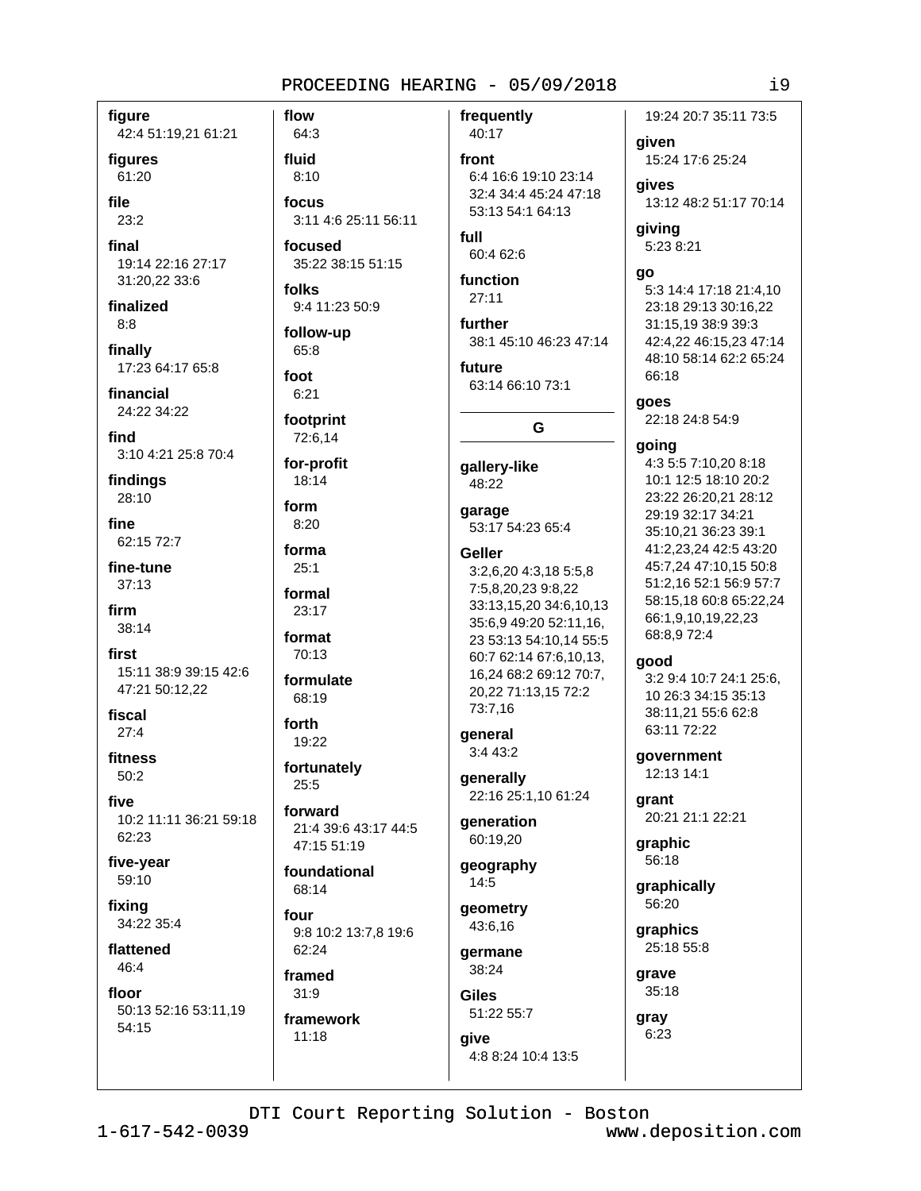**figure**
42:4 51:19,21 61:21

**figures**
61:20

**file**
23:2

**final**
19:14 22:16 27:17 31:20,22 33:6

**finalized**
8:8

**finally**
17:23 64:17 65:8

**financial**
24:22 34:22

**find**
3:10 4:21 25:8 70:4

**findings**
28:10

**fine**
62:15 72:7

**fine-tune**
37:13

**firm**
38:14

**first**
15:11 38:9 39:15 42:6 47:21 50:12,22

**fiscal**
27:4

**fitness**
50:2

**five**
10:2 11:11 36:21 59:18 62:23

**five-year**
59:10

**fixing**
34:22 35:4

**flattened**
46:4

**floor**
50:13 52:16 53:11,19 54:15

**flow**
64:3

**fluid**
8:10

**focus**
3:11 4:6 25:11 56:11

**focused**
35:22 38:15 51:15

**folks**
9:4 11:23 50:9

**follow-up**
65:8

**foot**
6:21

**footprint**
72:6,14

**for-profit**
18:14

**form**
8:20

**forma**
25:1

**formal**
23:17

**format**
70:13

**formulate**
68:19

**forth**
19:22

**fortunately**
25:5

**forward**
21:4 39:6 43:17 44:5 47:15 51:19

**foundational**
68:14

**four**
9:8 10:2 13:7,8 19:6 62:24

**framed**
31:9

**framework**
11:18

**frequently**
40:17

**front**
6:4 16:6 19:10 23:14 32:4 34:4 45:24 47:18 53:13 54:1 64:13

**full**
60:4 62:6

**function**
27:11

**further**
38:1 45:10 46:23 47:14

**future**
63:14 66:10 73:1

## G

**gallery-like**
48:22

**garage**
53:17 54:23 65:4

**Geller**
3:2,6,20 4:3,18 5:5,8 7:5,8,20,23 9:8,22 33:13,15,20 34:6,10,13 35:6,9 49:20 52:11,16, 23 53:13 54:10,14 55:5 60:7 62:14 67:6,10,13, 16,24 68:2 69:12 70:7, 20,22 71:13,15 72:2 73:7,16

**general**
3:4 43:2

**generally**
22:16 25:1,10 61:24

**generation**
60:19,20

**geography**
14:5

**geometry**
43:6,16

**germane**
38:24

**Giles**
51:22 55:7

**give**
4:8 8:24 10:4 13:5 19:24 20:7 35:11 73:5

**given**
15:24 17:6 25:24

**gives**
13:12 48:2 51:17 70:14

**giving**
5:23 8:21

**go**
5:3 14:4 17:18 21:4,10 23:18 29:13 30:16,22 31:15,19 38:9 39:3 42:4,22 46:15,23 47:14 48:10 58:14 62:2 65:24 66:18

**goes**
22:18 24:8 54:9

**going**
4:3 5:5 7:10,20 8:18 10:1 12:5 18:10 20:2 23:22 26:20,21 28:12 29:19 32:17 34:21 35:10,21 36:23 39:1 41:2,23,24 42:5 43:20 45:7,24 47:10,15 50:8 51:2,16 52:1 56:9 57:7 58:15,18 60:8 65:22,24 66:1,9,10,19,22,23 68:8,9 72:4

**good**
3:2 9:4 10:7 24:1 25:6, 10 26:3 34:15 35:13 38:11,21 55:6 62:8 63:11 72:22

**government**
12:13 14:1

**grant**
20:21 21:1 22:21

**graphic**
56:18

**graphically**
56:20

**graphics**
25:18 55:8

**grave**
35:18

**gray**
6:23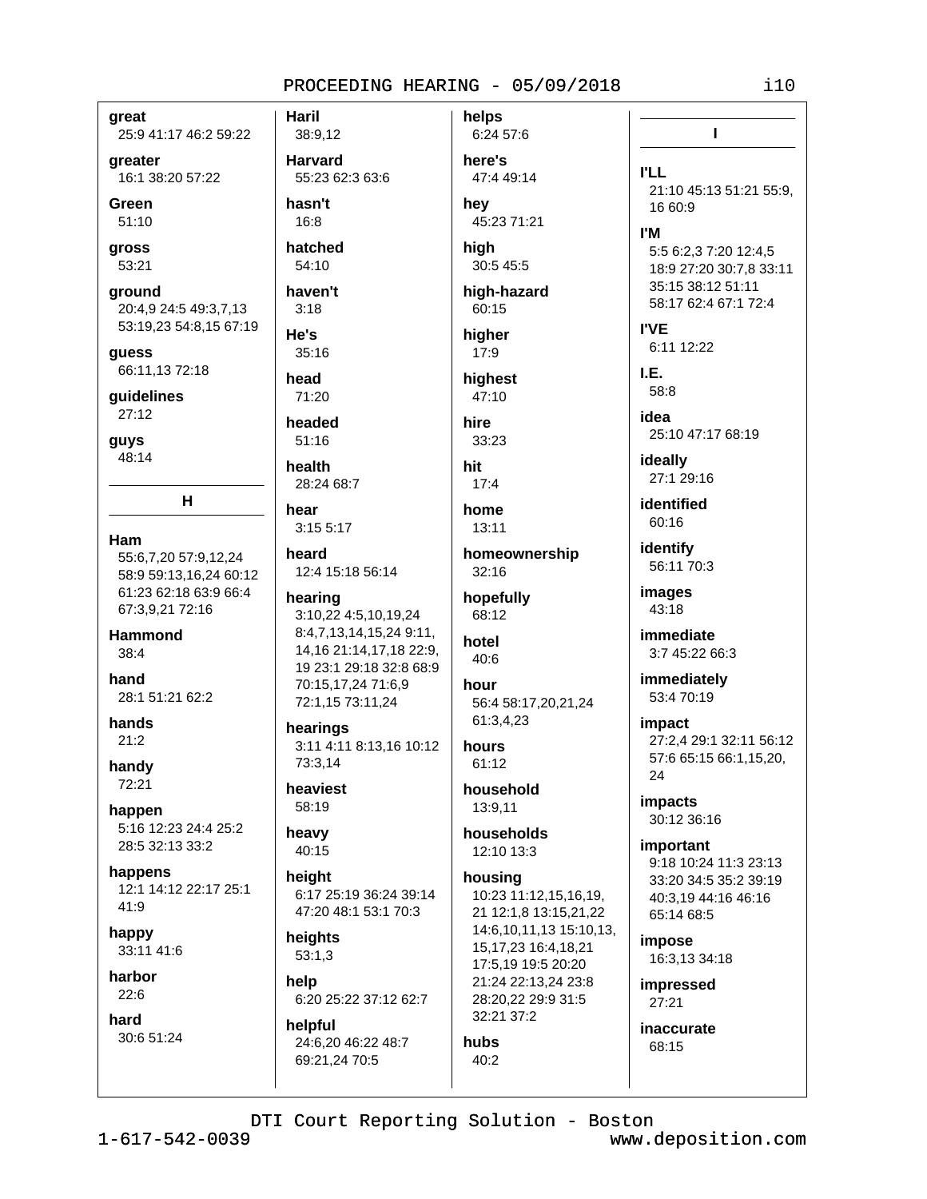**great**
25:9 41:17 46:2 59:22

**greater**
16:1 38:20 57:22

**Green**
51:10

**gross**
53:21

**ground**
20:4,9 24:5 49:3,7,13 53:19,23 54:8,15 67:19

**guess**
66:11,13 72:18

**guidelines**
27:12

**guys**
48:14

## H

**Ham**
55:6,7,20 57:9,12,24 58:9 59:13,16,24 60:12 61:23 62:18 63:9 66:4 67:3,9,21 72:16

**Hammond**
38:4

**hand**
28:1 51:21 62:2

**hands**
21:2

**handy**
72:21

**happen**
5:16 12:23 24:4 25:2 28:5 32:13 33:2

**happens**
12:1 14:12 22:17 25:1 41:9

**happy**
33:11 41:6

**harbor**
22:6

**hard**
30:6 51:24

**Haril**
38:9,12

**Harvard**
55:23 62:3 63:6

**hasn't**
16:8

**hatched**
54:10

**haven't**
3:18

**He's**
35:16

**head**
71:20

**headed**
51:16

**health**
28:24 68:7

**hear**
3:15 5:17

**heard**
12:4 15:18 56:14

**hearing**
3:10,22 4:5,10,19,24 8:4,7,13,14,15,24 9:11, 14,16 21:14,17,18 22:9, 19 23:1 29:18 32:8 68:9 70:15,17,24 71:6,9 72:1,15 73:11,24

**hearings**
3:11 4:11 8:13,16 10:12 73:3,14

**heaviest**
58:19

**heavy**
40:15

**height**
6:17 25:19 36:24 39:14 47:20 48:1 53:1 70:3

**heights**
53:1,3

**help**
6:20 25:22 37:12 62:7

**helpful**
24:6,20 46:22 48:7 69:21,24 70:5

**helps**
6:24 57:6

**here's**
47:4 49:14

**hey**
45:23 71:21

**high**
30:5 45:5

**high-hazard**
60:15

**higher**
17:9

**highest**
47:10

**hire**
33:23

**hit**
17:4

**home**
13:11

**homeownership**
32:16

**hopefully**
68:12

**hotel**
40:6

**hour**
56:4 58:17,20,21,24 61:3,4,23

**hours**
61:12

**household**
13:9,11

**households**
12:10 13:3

**housing**
10:23 11:12,15,16,19, 21 12:1,8 13:15,21,22 14:6,10,11,13 15:10,13, 15,17,23 16:4,18,21 17:5,19 19:5 20:20 21:24 22:13,24 23:8 28:20,22 29:9 31:5 32:21 37:2

**hubs**
40:2

## I

**I'LL**
21:10 45:13 51:21 55:9, 16 60:9

**I'M**
5:5 6:2,3 7:20 12:4,5 18:9 27:20 30:7,8 33:11 35:15 38:12 51:11 58:17 62:4 67:1 72:4

**I'VE**
6:11 12:22

**I.E.**
58:8

**idea**
25:10 47:17 68:19

**ideally**
27:1 29:16

**identified**
60:16

**identify**
56:11 70:3

**images**
43:18

**immediate**
3:7 45:22 66:3

**immediately**
53:4 70:19

**impact**
27:2,4 29:1 32:11 56:12 57:6 65:15 66:1,15,20, 24

**impacts**
30:12 36:16

**important**
9:18 10:24 11:3 23:13 33:20 34:5 35:2 39:19 40:3,19 44:16 46:16 65:14 68:5

**impose**
16:3,13 34:18

**impressed**
27:21

**inaccurate**
68:15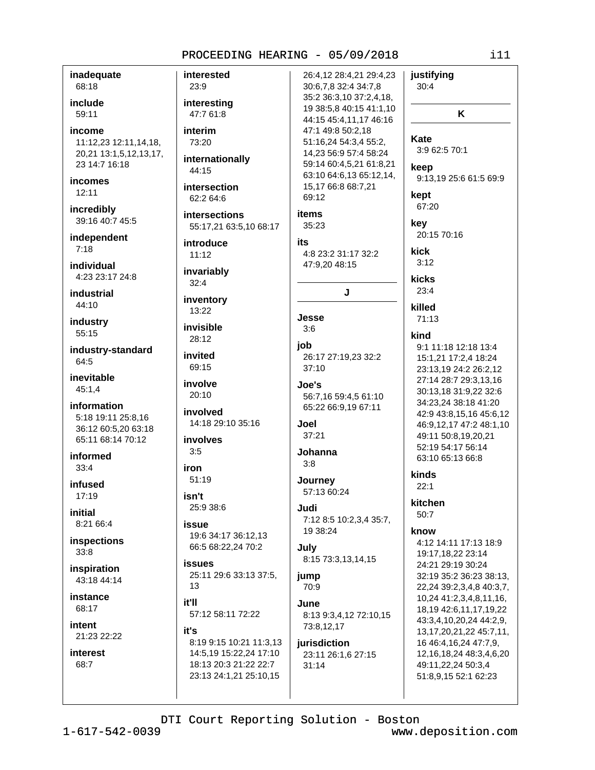**inadequate**
68:18

**include**
59:11

**income**
11:12,23 12:11,14,18, 20,21 13:1,5,12,13,17, 23 14:7 16:18

**incomes**
12:11

**incredibly**
39:16 40:7 45:5

**independent**
7:18

**individual**
4:23 23:17 24:8

**industrial**
44:10

**industry**
55:15

**industry-standard**
64:5

**inevitable**
45:1,4

**information**
5:18 19:11 25:8,16 36:12 60:5,20 63:18 65:11 68:14 70:12

**informed**
33:4

**infused**
17:19

**initial**
8:21 66:4

**inspections**
33:8

**inspiration**
43:18 44:14

**instance**
68:17

**intent**
21:23 22:22

**interest**
68:7

**interested**
23:9

**interesting**
47:7 61:8

**interim**
73:20

**internationally**
44:15

**intersection**
62:2 64:6

**intersections**
55:17,21 63:5,10 68:17

**introduce**
11:12

**invariably**
32:4

**inventory**
13:22

**invisible**
28:12

**invited**
69:15

**involve**
20:10

**involved**
14:18 29:10 35:16

**involves**
3:5

**iron**
51:19

**isn't**
25:9 38:6

**issue**
19:6 34:17 36:12,13 66:5 68:22,24 70:2

**issues**
25:11 29:6 33:13 37:5, 13

**it'll**
57:12 58:11 72:22

**it's**
8:19 9:15 10:21 11:3,13 14:5,19 15:22,24 17:10 18:13 20:3 21:22 22:7 23:13 24:1,21 25:10,15 26:4,12 28:4,21 29:4,23 30:6,7,8 32:4 34:7,8 35:2 36:3,10 37:2,4,18, 19 38:5,8 40:15 41:1,10 44:15 45:4,11,17 46:16 47:1 49:8 50:2,18 51:16,24 54:3,4 55:2, 14,23 56:9 57:4 58:24 59:14 60:4,5,21 61:8,21 63:10 64:6,13 65:12,14, 15,17 66:8 68:7,21 69:12

**items**
35:23

**its**
4:8 23:2 31:17 32:2 47:9,20 48:15

## J

**Jesse**
3:6

**job**
26:17 27:19,23 32:2 37:10

**Joe's**
56:7,16 59:4,5 61:10 65:22 66:9,19 67:11

**Joel**
37:21

**Johanna**
3:8

**Journey**
57:13 60:24

**Judi**
7:12 8:5 10:2,3,4 35:7, 19 38:24

**July**
8:15 73:3,13,14,15

**jump**
70:9

**June**
8:13 9:3,4,12 72:10,15 73:8,12,17

**jurisdiction**
23:11 26:1,6 27:15 31:14

**justifying**
30:4

## K

**Kate**
3:9 62:5 70:1

**keep**
9:13,19 25:6 61:5 69:9

**kept**
67:20

**key**
20:15 70:16

**kick**
3:12

**kicks**
23:4

**killed**
71:13

**kind**
9:1 11:18 12:18 13:4 15:1,21 17:2,4 18:24 23:13,19 24:2 26:2,12 27:14 28:7 29:3,13,16 30:13,18 31:9,22 32:6 34:23,24 38:18 41:20 42:9 43:8,15,16 45:6,12 46:9,12,17 47:2 48:1,10 49:11 50:8,19,20,21 52:19 54:17 56:14 63:10 65:13 66:8

**kinds**
22:1

**kitchen**
50:7

**know**
4:12 14:11 17:13 18:9 19:17,18,22 23:14 24:21 29:19 30:24 32:19 35:2 36:23 38:13, 22,24 39:2,3,4,8 40:3,7, 10,24 41:2,3,4,8,11,16, 18,19 42:6,11,17,19,22 43:3,4,10,20,24 44:2,9, 13,17,20,21,22 45:7,11, 16 46:4,16,24 47:7,9, 12,16,18,24 48:3,4,6,20 49:11,22,24 50:3,4 51:8,9,15 52:1 62:23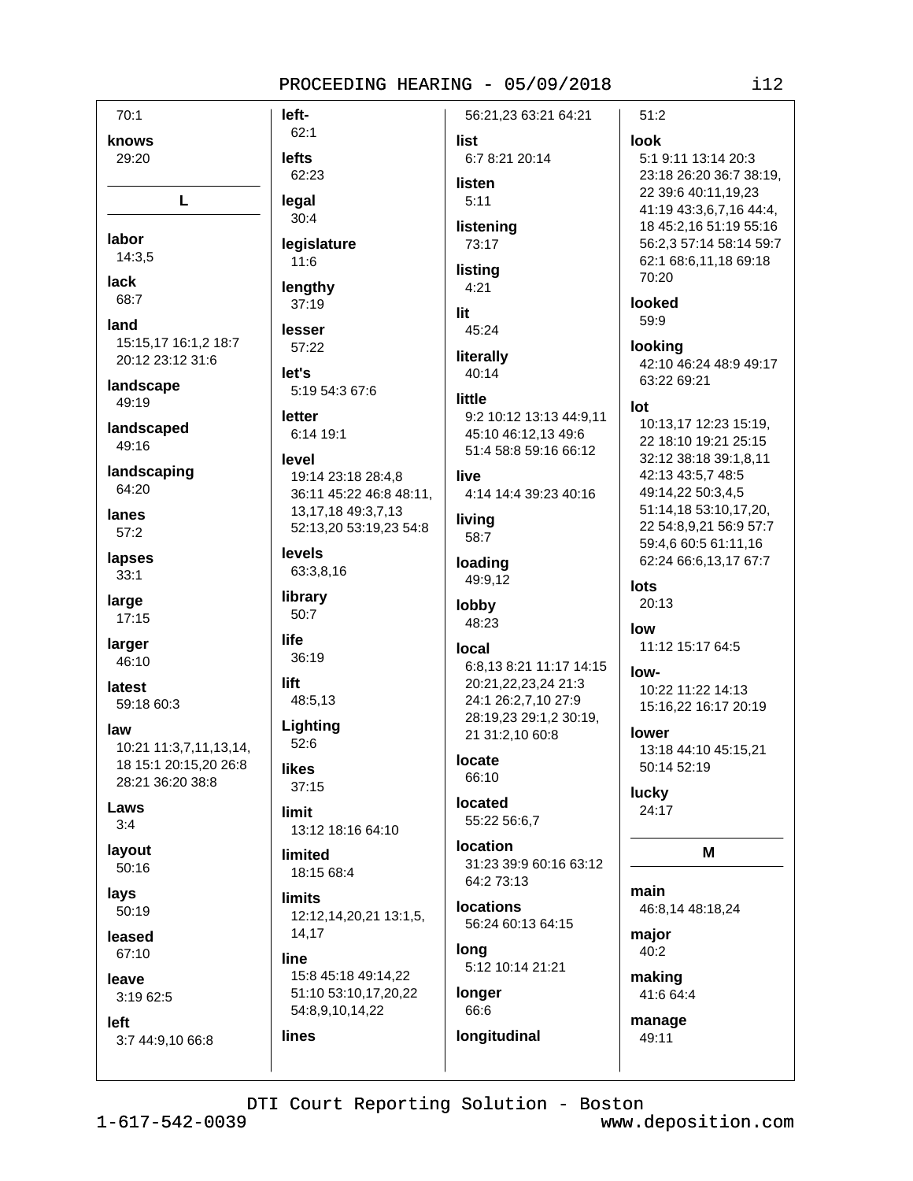70:1

**knows**
29:20

## L

**labor**
14:3,5

**lack**
68:7

**land**
15:15,17 16:1,2 18:7 20:12 23:12 31:6

**landscape**
49:19

**landscaped**
49:16

**landscaping**
64:20

**lanes**
57:2

**lapses**
33:1

**large**
17:15

**larger**
46:10

**latest**
59:18 60:3

**law**
10:21 11:3,7,11,13,14, 18 15:1 20:15,20 26:8 28:21 36:20 38:8

**Laws**
3:4

**layout**
50:16

**lays**
50:19

**leased**
67:10

**leave**
3:19 62:5

**left**
3:7 44:9,10 66:8

**left-**
62:1

**lefts**
62:23

**legal**
30:4

**legislature**
11:6

**lengthy**
37:19

**lesser**
57:22

**let's**
5:19 54:3 67:6

**letter**
6:14 19:1

**level**
19:14 23:18 28:4,8 36:11 45:22 46:8 48:11, 13,17,18 49:3,7,13 52:13,20 53:19,23 54:8

**levels**
63:3,8,16

**library**
50:7

**life**
36:19

**lift**
48:5,13

**Lighting**
52:6

**likes**
37:15

**limit**
13:12 18:16 64:10

**limited**
18:15 68:4

**limits**
12:12,14,20,21 13:1,5, 14,17

**line**
15:8 45:18 49:14,22 51:10 53:10,17,20,22 54:8,9,10,14,22

**lines**
56:21,23 63:21 64:21

**list**
6:7 8:21 20:14

**listen**
5:11

**listening**
73:17

**listing**
4:21

**lit**
45:24

**literally**
40:14

**little**
9:2 10:12 13:13 44:9,11 45:10 46:12,13 49:6 51:4 58:8 59:16 66:12

**live**
4:14 14:4 39:23 40:16

**living**
58:7

**loading**
49:9,12

**lobby**
48:23

**local**
6:8,13 8:21 11:17 14:15 20:21,22,23,24 21:3 24:1 26:2,7,10 27:9 28:19,23 29:1,2 30:19, 21 31:2,10 60:8

**locate**
66:10

**located**
55:22 56:6,7

**location**
31:23 39:9 60:16 63:12 64:2 73:13

**locations**
56:24 60:13 64:15

**long**
5:12 10:14 21:21

**longer**
66:6

**longitudinal**
51:2

**look**
5:1 9:11 13:14 20:3 23:18 26:20 36:7 38:19, 22 39:6 40:11,19,23 41:19 43:3,6,7,16 44:4, 18 45:2,16 51:19 55:16 56:2,3 57:14 58:14 59:7 62:1 68:6,11,18 69:18 70:20

**looked**
59:9

**looking**
42:10 46:24 48:9 49:17 63:22 69:21

**lot**
10:13,17 12:23 15:19, 22 18:10 19:21 25:15 32:12 38:18 39:1,8,11 42:13 43:5,7 48:5 49:14,22 50:3,4,5 51:14,18 53:10,17,20, 22 54:8,9,21 56:9 57:7 59:4,6 60:5 61:11,16 62:24 66:6,13,17 67:7

**lots**
20:13

**low**
11:12 15:17 64:5

**low-**
10:22 11:22 14:13 15:16,22 16:17 20:19

**lower**
13:18 44:10 45:15,21 50:14 52:19

**lucky**
24:17

## M

**main**
46:8,14 48:18,24

**major**
40:2

**making**
41:6 64:4

**manage**
49:11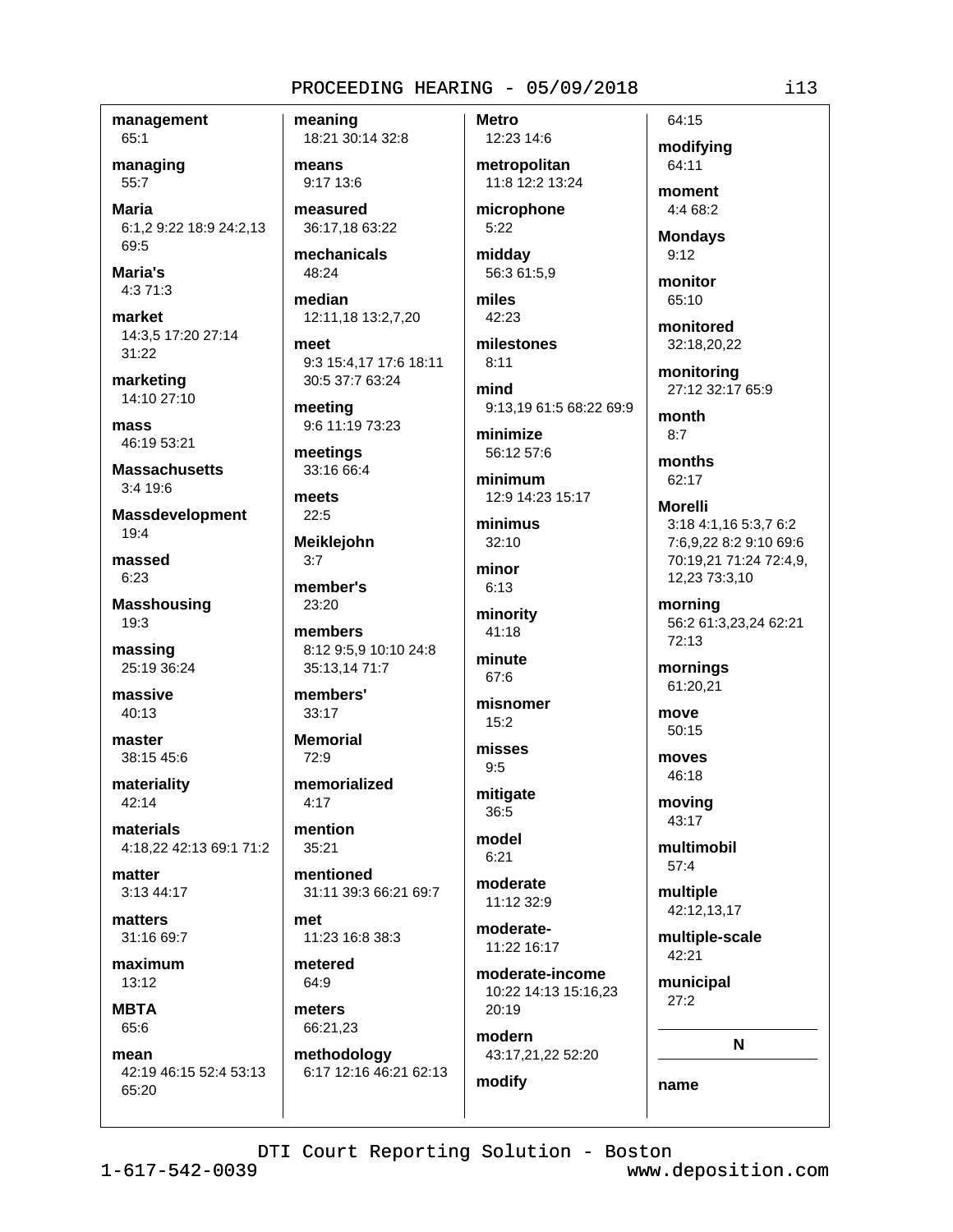**management**
65:1

**managing**
55:7

**Maria**
6:1,2 9:22 18:9 24:2,13 69:5

**Maria's**
4:3 71:3

**market**
14:3,5 17:20 27:14 31:22

**marketing**
14:10 27:10

**mass**
46:19 53:21

**Massachusetts**
3:4 19:6

**Massdevelopment**
19:4

**massed**
6:23

**Masshousing**
19:3

**massing**
25:19 36:24

**massive**
40:13

**master**
38:15 45:6

**materiality**
42:14

**materials**
4:18,22 42:13 69:1 71:2

**matter**
3:13 44:17

**matters**
31:16 69:7

**maximum**
13:12

**MBTA**
65:6

**mean**
42:19 46:15 52:4 53:13 65:20

**meaning**
18:21 30:14 32:8

**means**
9:17 13:6

**measured**
36:17,18 63:22

**mechanicals**
48:24

**median**
12:11,18 13:2,7,20

**meet**
9:3 15:4,17 17:6 18:11 30:5 37:7 63:24

**meeting**
9:6 11:19 73:23

**meetings**
33:16 66:4

**meets**
22:5

**Meiklejohn**
3:7

**member's**
23:20

**members**
8:12 9:5,9 10:10 24:8 35:13,14 71:7

**members'**
33:17

**Memorial**
72:9

**memorialized**
4:17

**mention**
35:21

**mentioned**
31:11 39:3 66:21 69:7

**met**
11:23 16:8 38:3

**metered**
64:9

**meters**
66:21,23

**methodology**
6:17 12:16 46:21 62:13

**Metro**
12:23 14:6

**metropolitan**
11:8 12:2 13:24

**microphone**
5:22

**midday**
56:3 61:5,9

**miles**
42:23

**milestones**
8:11

**mind**
9:13,19 61:5 68:22 69:9

**minimize**
56:12 57:6

**minimum**
12:9 14:23 15:17

**minimus**
32:10

**minor**
6:13

**minority**
41:18

**minute**
67:6

**misnomer**
15:2

**misses**
9:5

**mitigate**
36:5

**model**
6:21

**moderate**
11:12 32:9

**moderate-**
11:22 16:17

**moderate-income**
10:22 14:13 15:16,23 20:19

**modern**
43:17,21,22 52:20

**modify**
64:15

**modifying**
64:11

**moment**
4:4 68:2

**Mondays**
9:12

**monitor**
65:10

**monitored**
32:18,20,22

**monitoring**
27:12 32:17 65:9

**month**
8:7

**months**
62:17

**Morelli**
3:18 4:1,16 5:3,7 6:2 7:6,9,22 8:2 9:10 69:6 70:19,21 71:24 72:4,9,12,23 73:3,10

**morning**
56:2 61:3,23,24 62:21 72:13

**mornings**
61:20,21

**move**
50:15

**moves**
46:18

**moving**
43:17

**multimobil**
57:4

**multiple**
42:12,13,17

**multiple-scale**
42:21

**municipal**
27:2

## N

**name**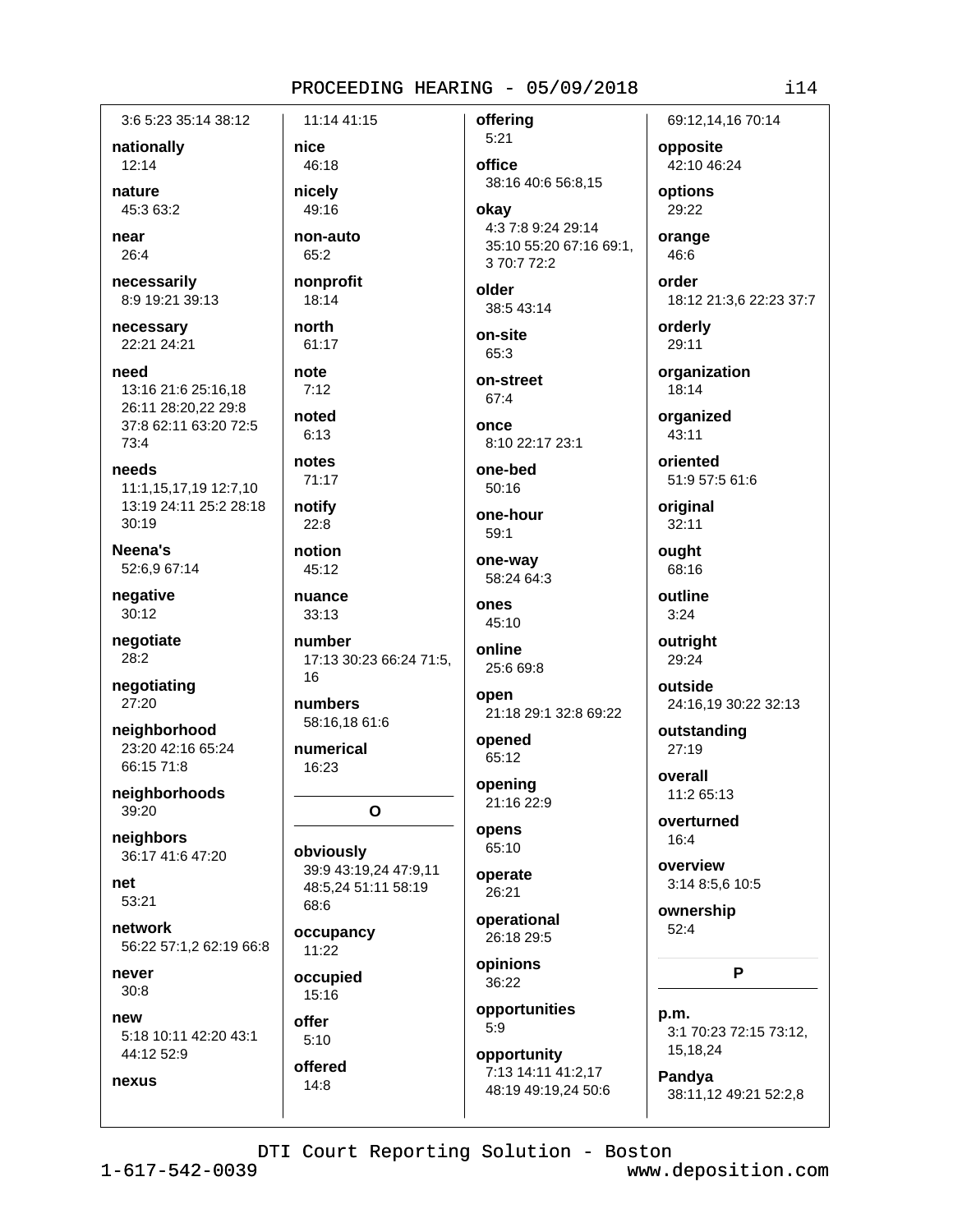3:6 5:23 35:14 38:12

**nationally**
12:14

**nature**
45:3 63:2

**near**
26:4

**necessarily**
8:9 19:21 39:13

**necessary**
22:21 24:21

**need**
13:16 21:6 25:16,18 26:11 28:20,22 29:8 37:8 62:11 63:20 72:5 73:4

**needs**
11:1,15,17,19 12:7,10 13:19 24:11 25:2 28:18 30:19

**Neena's**
52:6,9 67:14

**negative**
30:12

**negotiate**
28:2

**negotiating**
27:20

**neighborhood**
23:20 42:16 65:24 66:15 71:8

**neighborhoods**
39:20

**neighbors**
36:17 41:6 47:20

**net**
53:21

**network**
56:22 57:1,2 62:19 66:8

**never**
30:8

**new**
5:18 10:11 42:20 43:1 44:12 52:9

**nexus**
11:14 41:15

**nice**
46:18

**nicely**
49:16

**non-auto**
65:2

**nonprofit**
18:14

**north**
61:17

**note**
7:12

**noted**
6:13

**notes**
71:17

**notify**
22:8

**notion**
45:12

**nuance**
33:13

**number**
17:13 30:23 66:24 71:5,16

**numbers**
58:16,18 61:6

**numerical**
16:23

## O

**obviously**
39:9 43:19,24 47:9,11 48:5,24 51:11 58:19 68:6

**occupancy**
11:22

**occupied**
15:16

**offer**
5:10

**offered**
14:8

**offering**
5:21

**office**
38:16 40:6 56:8,15

**okay**
4:3 7:8 9:24 29:14 35:10 55:20 67:16 69:1,3 70:7 72:2

**older**
38:5 43:14

**on-site**
65:3

**on-street**
67:4

**once**
8:10 22:17 23:1

**one-bed**
50:16

**one-hour**
59:1

**one-way**
58:24 64:3

**ones**
45:10

**online**
25:6 69:8

**open**
21:18 29:1 32:8 69:22

**opened**
65:12

**opening**
21:16 22:9

**opens**
65:10

**operate**
26:21

**operational**
26:18 29:5

**opinions**
36:22

**opportunities**
5:9

**opportunity**
7:13 14:11 41:2,17 48:19 49:19,24 50:6 69:12,14,16 70:14

**opposite**
42:10 46:24

**options**
29:22

**orange**
46:6

**order**
18:12 21:3,6 22:23 37:7

**orderly**
29:11

**organization**
18:14

**organized**
43:11

**oriented**
51:9 57:5 61:6

**original**
32:11

**ought**
68:16

**outline**
3:24

**outright**
29:24

**outside**
24:16,19 30:22 32:13

**outstanding**
27:19

**overall**
11:2 65:13

**overturned**
16:4

**overview**
3:14 8:5,6 10:5

**ownership**
52:4

## P

**p.m.**
3:1 70:23 72:15 73:12,15,18,24

**Pandya**
38:11,12 49:21 52:2,8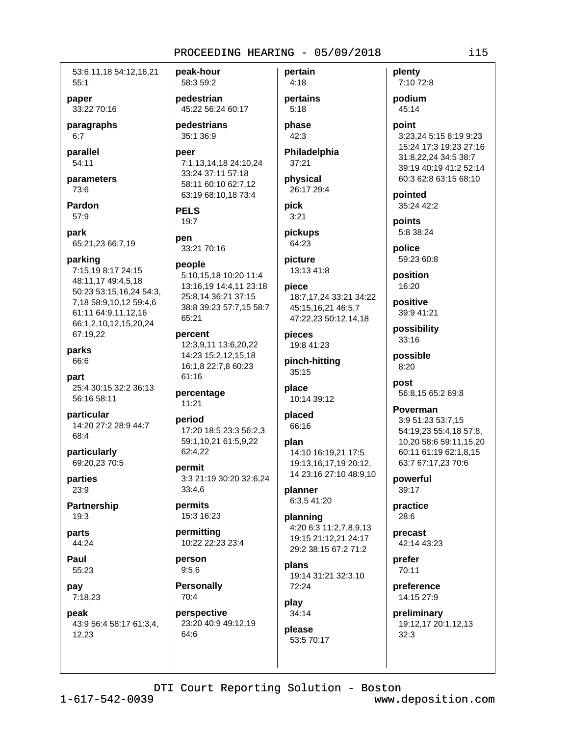53:6,11,18 54:12,16,21 55:1

**paper**
33:22 70:16

**paragraphs**
6:7

**parallel**
54:11

**parameters**
73:6

**Pardon**
57:9

**park**
65:21,23 66:7,19

**parking**
7:15,19 8:17 24:15 48:11,17 49:4,5,18 50:23 53:15,16,24 54:3, 7,18 58:9,10,12 59:4,6 61:11 64:9,11,12,16 66:1,2,10,12,15,20,24 67:19,22

**parks**
66:6

**part**
25:4 30:15 32:2 36:13 56:16 58:11

**particular**
14:20 27:2 28:9 44:7 68:4

**particularly**
69:20,23 70:5

**parties**
23:9

**Partnership**
19:3

**parts**
44:24

**Paul**
55:23

**pay**
7:18,23

**peak**
43:9 56:4 58:17 61:3,4, 12,23

**peak-hour**
58:3 59:2

**pedestrian**
45:22 56:24 60:17

**pedestrians**
35:1 36:9

**peer**
7:1,13,14,18 24:10,24 33:24 37:11 57:18 58:11 60:10 62:7,12 63:19 68:10,18 73:4

**PELS**
19:7

**pen**
33:21 70:16

**people**
5:10,15,18 10:20 11:4 13:16,19 14:4,11 23:18 25:8,14 36:21 37:15 38:8 39:23 57:7,15 58:7 65:21

**percent**
12:3,9,11 13:6,20,22 14:23 15:2,12,15,18 16:1,8 22:7,8 60:23 61:16

**percentage**
11:21

**period**
17:20 18:5 23:3 56:2,3 59:1,10,21 61:5,9,22 62:4,22

**permit**
3:3 21:19 30:20 32:6,24 33:4,6

**permits**
15:3 16:23

**permitting**
10:22 22:23 23:4

**person**
9:5,6

**Personally**
70:4

**perspective**
23:20 40:9 49:12,19 64:6

**pertain**
4:18

**pertains**
5:18

**phase**
42:3

**Philadelphia**
37:21

**physical**
26:17 29:4

**pick**
3:21

**pickups**
64:23

**picture**
13:13 41:8

**piece**
18:7,17,24 33:21 34:22 45:15,16,21 46:5,7 47:22,23 50:12,14,18

**pieces**
19:8 41:23

**pinch-hitting**
35:15

**place**
10:14 39:12

**placed**
66:16

**plan**
14:10 16:19,21 17:5 19:13,16,17,19 20:12, 14 23:16 27:10 48:9,10

**planner**
6:3,5 41:20

**planning**
4:20 6:3 11:2,7,8,9,13 19:15 21:12,21 24:17 29:2 38:15 67:2 71:2

**plans**
19:14 31:21 32:3,10 72:24

**play**
34:14

**please**
53:5 70:17

**plenty**
7:10 72:8

**podium**
45:14

**point**
3:23,24 5:15 8:19 9:23 15:24 17:3 19:23 27:16 31:8,22,24 34:5 38:7 39:19 40:19 41:2 52:14 60:3 62:8 63:15 68:10

**pointed**
35:24 42:2

**points**
5:8 38:24

**police**
59:23 60:8

**position**
16:20

**positive**
39:9 41:21

**possibility**
33:16

**possible**
8:20

**post**
56:8,15 65:2 69:8

**Poverman**
3:9 51:23 53:7,15 54:19,23 55:4,18 57:8, 10,20 58:6 59:11,15,20 60:11 61:19 62:1,8,15 63:7 67:17,23 70:6

**powerful**
39:17

**practice**
28:6

**precast**
42:14 43:23

**prefer**
70:11

**preference**
14:15 27:9

**preliminary**
19:12,17 20:1,12,13 32:3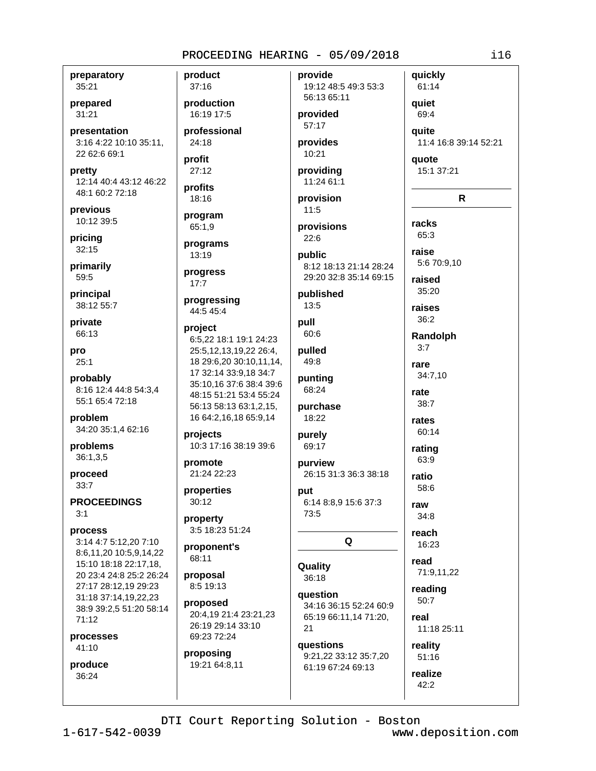**preparatory**
35:21

**prepared**
31:21

**presentation**
3:16 4:22 10:10 35:11, 22 62:6 69:1

**pretty**
12:14 40:4 43:12 46:22 48:1 60:2 72:18

**previous**
10:12 39:5

**pricing**
32:15

**primarily**
59:5

**principal**
38:12 55:7

**private**
66:13

**pro**
25:1

**probably**
8:16 12:4 44:8 54:3,4 55:1 65:4 72:18

**problem**
34:20 35:1,4 62:16

**problems**
36:1,3,5

**proceed**
33:7

**PROCEEDINGS**
3:1

**process**
3:14 4:7 5:12,20 7:10 8:6,11,20 10:5,9,14,22 15:10 18:18 22:17,18, 20 23:4 24:8 25:2 26:24 27:17 28:12,19 29:23 31:18 37:14,19,22,23 38:9 39:2,5 51:20 58:14 71:12

**processes**
41:10

**produce**
36:24

**product**
37:16

**production**
16:19 17:5

**professional**
24:18

**profit**
27:12

**profits**
18:16

**program**
65:1,9

**programs**
13:19

**progress**
17:7

**progressing**
44:5 45:4

**project**
6:5,22 18:1 19:1 24:23 25:5,12,13,19,22 26:4, 18 29:6,20 30:10,11,14, 17 32:14 33:9,18 34:7 35:10,16 37:6 38:4 39:6 48:15 51:21 53:4 55:24 56:13 58:13 63:1,2,15, 16 64:2,16,18 65:9,14

**projects**
10:3 17:16 38:19 39:6

**promote**
21:24 22:23

**properties**
30:12

**property**
3:5 18:23 51:24

**proponent's**
68:11

**proposal**
8:5 19:13

**proposed**
20:4,19 21:4 23:21,23 26:19 29:14 33:10 69:23 72:24

**proposing**
19:21 64:8,11

**provide**
19:12 48:5 49:3 53:3 56:13 65:11

**provided**
57:17

**provides**
10:21

**providing**
11:24 61:1

**provision**
11:5

**provisions**
22:6

**public**
8:12 18:13 21:14 28:24 29:20 32:8 35:14 69:15

**published**
13:5

**pull**
60:6

**pulled**
49:8

**punting**
68:24

**purchase**
18:22

**purely**
69:17

**purview**
26:15 31:3 36:3 38:18

**put**
6:14 8:8,9 15:6 37:3 73:5

## Q

**Quality**
36:18

**question**
34:16 36:15 52:24 60:9 65:19 66:11,14 71:20, 21

**questions**
9:21,22 33:12 35:7,20 61:19 67:24 69:13

**quickly**
61:14

**quiet**
69:4

**quite**
11:4 16:8 39:14 52:21

**quote**
15:1 37:21

## R

**racks**
65:3

**raise**
5:6 70:9,10

**raised**
35:20

**raises**
36:2

**Randolph**
3:7

**rare**
34:7,10

**rate**
38:7

**rates**
60:14

**rating**
63:9

**ratio**
58:6

**raw**
34:8

**reach**
16:23

**read**
71:9,11,22

**reading**
50:7

**real**
11:18 25:11

**reality**
51:16

**realize**
42:2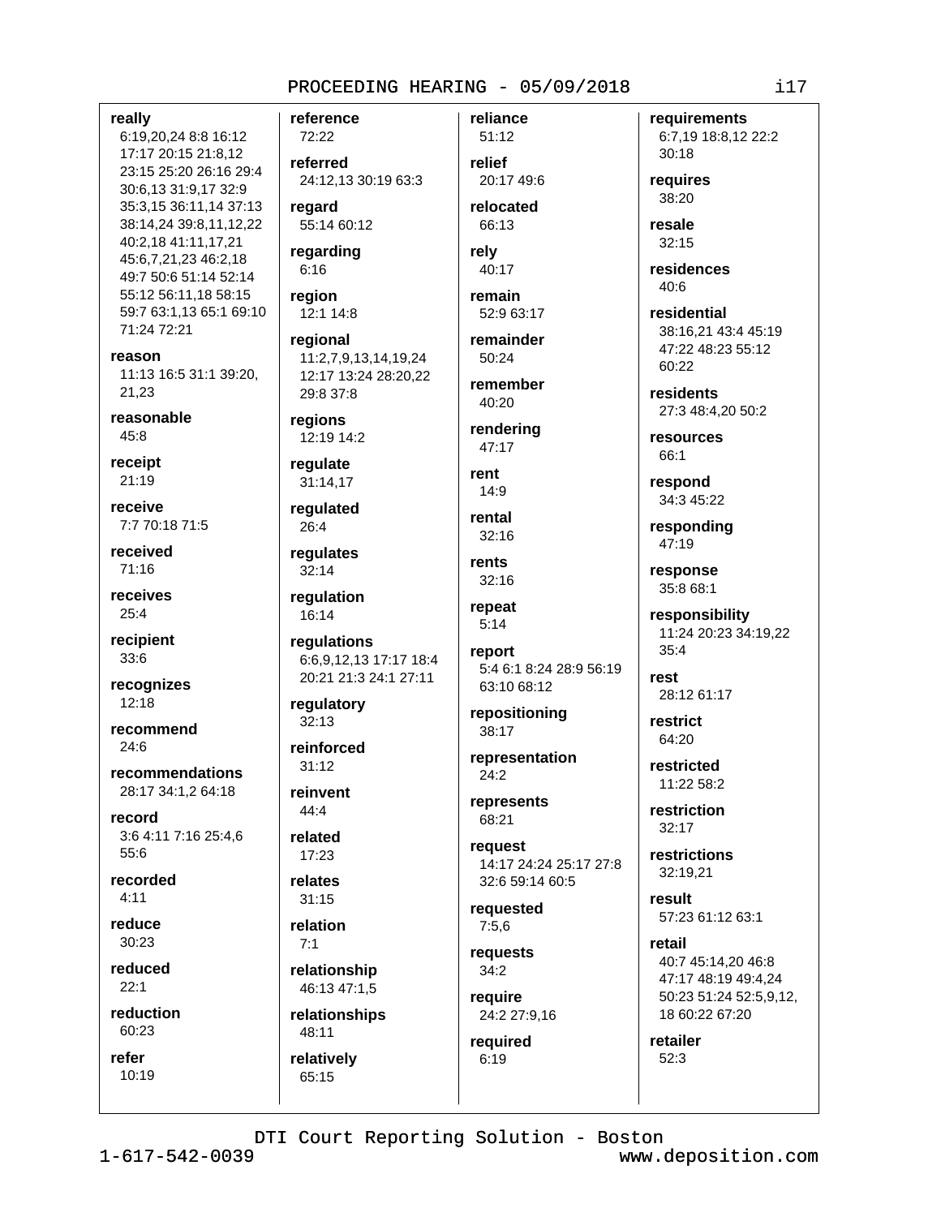**really**
6:19,20,24 8:8 16:12 17:17 20:15 21:8,12 23:15 25:20 26:16 29:4 30:6,13 31:9,17 32:9 35:3,15 36:11,14 37:13 38:14,24 39:8,11,12,22 40:2,18 41:11,17,21 45:6,7,21,23 46:2,18 49:7 50:6 51:14 52:14 55:12 56:11,18 58:15 59:7 63:1,13 65:1 69:10 71:24 72:21

**reason**
11:13 16:5 31:1 39:20, 21,23

**reasonable**
45:8

**receipt**
21:19

**receive**
7:7 70:18 71:5

**received**
71:16

**receives**
25:4

**recipient**
33:6

**recognizes**
12:18

**recommend**
24:6

**recommendations**
28:17 34:1,2 64:18

**record**
3:6 4:11 7:16 25:4,6 55:6

**recorded**
4:11

**reduce**
30:23

**reduced**
22:1

**reduction**
60:23

**refer**
10:19

**reference**
72:22

**referred**
24:12,13 30:19 63:3

**regard**
55:14 60:12

**regarding**
6:16

**region**
12:1 14:8

**regional**
11:2,7,9,13,14,19,24 12:17 13:24 28:20,22 29:8 37:8

**regions**
12:19 14:2

**regulate**
31:14,17

**regulated**
26:4

**regulates**
32:14

**regulation**
16:14

**regulations**
6:6,9,12,13 17:17 18:4 20:21 21:3 24:1 27:11

**regulatory**
32:13

**reinforced**
31:12

**reinvent**
44:4

**related**
17:23

**relates**
31:15

**relation**
7:1

**relationship**
46:13 47:1,5

**relationships**
48:11

**relatively**
65:15

**reliance**
51:12

**relief**
20:17 49:6

**relocated**
66:13

**rely**
40:17

**remain**
52:9 63:17

**remainder**
50:24

**remember**
40:20

**rendering**
47:17

**rent**
14:9

**rental**
32:16

**rents**
32:16

**repeat**
5:14

**report**
5:4 6:1 8:24 28:9 56:19 63:10 68:12

**repositioning**
38:17

**representation**
24:2

**represents**
68:21

**request**
14:17 24:24 25:17 27:8 32:6 59:14 60:5

**requested**
7:5,6

**requests**
34:2

**require**
24:2 27:9,16

**required**
6:19

**requirements**
6:7,19 18:8,12 22:2 30:18

**requires**
38:20

**resale**
32:15

**residences**
40:6

**residential**
38:16,21 43:4 45:19 47:22 48:23 55:12 60:22

**residents**
27:3 48:4,20 50:2

**resources**
66:1

**respond**
34:3 45:22

**responding**
47:19

**response**
35:8 68:1

**responsibility**
11:24 20:23 34:19,22 35:4

**rest**
28:12 61:17

**restrict**
64:20

**restricted**
11:22 58:2

**restriction**
32:17

**restrictions**
32:19,21

**result**
57:23 61:12 63:1

**retail**
40:7 45:14,20 46:8 47:17 48:19 49:4,24 50:23 51:24 52:5,9,12, 18 60:22 67:20

**retailer**
52:3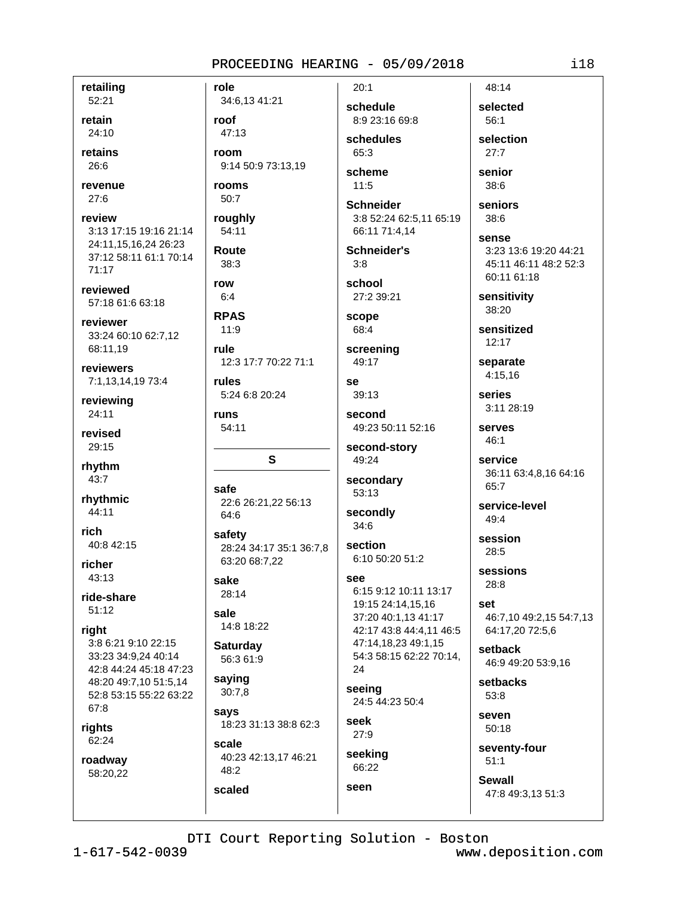**retailing**
52:21

**retain**
24:10

**retains**
26:6

**revenue**
27:6

**review**
3:13 17:15 19:16 21:14 24:11,15,16,24 26:23 37:12 58:11 61:1 70:14 71:17

**reviewed**
57:18 61:6 63:18

**reviewer**
33:24 60:10 62:7,12 68:11,19

**reviewers**
7:1,13,14,19 73:4

**reviewing**
24:11

**revised**
29:15

**rhythm**
43:7

**rhythmic**
44:11

**rich**
40:8 42:15

**richer**
43:13

**ride-share**
51:12

**right**
3:8 6:21 9:10 22:15 33:23 34:9,24 40:14 42:8 44:24 45:18 47:23 48:20 49:7,10 51:5,14 52:8 53:15 55:22 63:22 67:8

**rights**
62:24

**roadway**
58:20,22

**role**
34:6,13 41:21

**roof**
47:13

**room**
9:14 50:9 73:13,19

**rooms**
50:7

**roughly**
54:11

**Route**
38:3

**row**
6:4

**RPAS**
11:9

**rule**
12:3 17:7 70:22 71:1

**rules**
5:24 6:8 20:24

**runs**
54:11

## S

**safe**
22:6 26:21,22 56:13 64:6

**safety**
28:24 34:17 35:1 36:7,8 63:20 68:7,22

**sake**
28:14

**sale**
14:8 18:22

**Saturday**
56:3 61:9

**saying**
30:7,8

**says**
18:23 31:13 38:8 62:3

**scale**
40:23 42:13,17 46:21 48:2

**scaled**
20:1

**schedule**
8:9 23:16 69:8

**schedules**
65:3

**scheme**
11:5

**Schneider**
3:8 52:24 62:5,11 65:19 66:11 71:4,14

**Schneider's**
3:8

**school**
27:2 39:21

**scope**
68:4

**screening**
49:17

**se**
39:13

**second**
49:23 50:11 52:16

**second-story**
49:24

**secondary**
53:13

**secondly**
34:6

**section**
6:10 50:20 51:2

**see**
6:15 9:12 10:11 13:17 19:15 24:14,15,16 37:20 40:1,13 41:17 42:17 43:8 44:4,11 46:5 47:14,18,23 49:1,15 54:3 58:15 62:22 70:14, 24

**seeing**
24:5 44:23 50:4

**seek**
27:9

**seeking**
66:22

**seen**
48:14

**selected**
56:1

**selection**
27:7

**senior**
38:6

**seniors**
38:6

**sense**
3:23 13:6 19:20 44:21 45:11 46:11 48:2 52:3 60:11 61:18

**sensitivity**
38:20

**sensitized**
12:17

**separate**
4:15,16

**series**
3:11 28:19

**serves**
46:1

**service**
36:11 63:4,8,16 64:16 65:7

**service-level**
49:4

**session**
28:5

**sessions**
28:8

**set**
46:7,10 49:2,15 54:7,13 64:17,20 72:5,6

**setback**
46:9 49:20 53:9,16

**setbacks**
53:8

**seven**
50:18

**seventy-four**
51:1

**Sewall**
47:8 49:3,13 51:3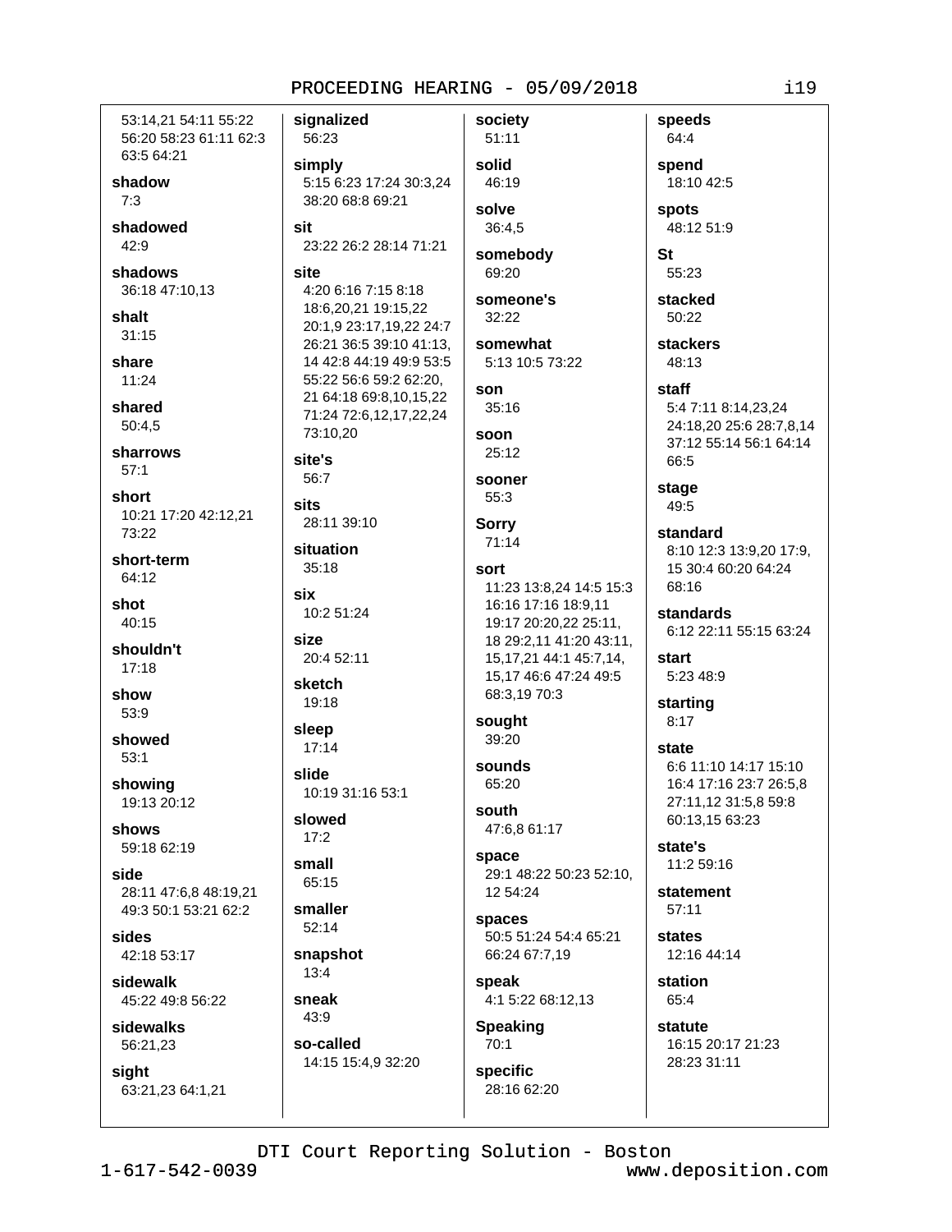53:14,21 54:11 55:22 56:20 58:23 61:11 62:3 63:5 64:21

**shadow**
7:3

**shadowed**
42:9

**shadows**
36:18 47:10,13

**shalt**
31:15

**share**
11:24

**shared**
50:4,5

**sharrows**
57:1

**short**
10:21 17:20 42:12,21 73:22

**short-term**
64:12

**shot**
40:15

**shouldn't**
17:18

**show**
53:9

**showed**
53:1

**showing**
19:13 20:12

**shows**
59:18 62:19

**side**
28:11 47:6,8 48:19,21 49:3 50:1 53:21 62:2

**sides**
42:18 53:17

**sidewalk**
45:22 49:8 56:22

**sidewalks**
56:21,23

**sight**
63:21,23 64:1,21

**signalized**
56:23

**simply**
5:15 6:23 17:24 30:3,24 38:20 68:8 69:21

**sit**
23:22 26:2 28:14 71:21

**site**
4:20 6:16 7:15 8:18 18:6,20,21 19:15,22 20:1,9 23:17,19,22 24:7 26:21 36:5 39:10 41:13, 14 42:8 44:19 49:9 53:5 55:22 56:6 59:2 62:20, 21 64:18 69:8,10,15,22 71:24 72:6,12,17,22,24 73:10,20

**site's**
56:7

**sits**
28:11 39:10

**situation**
35:18

**six**
10:2 51:24

**size**
20:4 52:11

**sketch**
19:18

**sleep**
17:14

**slide**
10:19 31:16 53:1

**slowed**
17:2

**small**
65:15

**smaller**
52:14

**snapshot**
13:4

**sneak**
43:9

**so-called**
14:15 15:4,9 32:20

**society**
51:11

**solid**
46:19

**solve**
36:4,5

**somebody**
69:20

**someone's**
32:22

**somewhat**
5:13 10:5 73:22

**son**
35:16

**soon**
25:12

**sooner**
55:3

**Sorry**
71:14

**sort**
11:23 13:8,24 14:5 15:3 16:16 17:16 18:9,11 19:17 20:20,22 25:11, 18 29:2,11 41:20 43:11, 15,17,21 44:1 45:7,14, 15,17 46:6 47:24 49:5 68:3,19 70:3

**sought**
39:20

**sounds**
65:20

**south**
47:6,8 61:17

**space**
29:1 48:22 50:23 52:10, 12 54:24

**spaces**
50:5 51:24 54:4 65:21 66:24 67:7,19

**speak**
4:1 5:22 68:12,13

**Speaking**
70:1

**specific**
28:16 62:20

**speeds**
64:4

**spend**
18:10 42:5

**spots**
48:12 51:9

**St**
55:23

**stacked**
50:22

**stackers**
48:13

**staff**
5:4 7:11 8:14,23,24 24:18,20 25:6 28:7,8,14 37:12 55:14 56:1 64:14 66:5

**stage**
49:5

**standard**
8:10 12:3 13:9,20 17:9, 15 30:4 60:20 64:24 68:16

**standards**
6:12 22:11 55:15 63:24

**start**
5:23 48:9

**starting**
8:17

**state**
6:6 11:10 14:17 15:10 16:4 17:16 23:7 26:5,8 27:11,12 31:5,8 59:8 60:13,15 63:23

**state's**
11:2 59:16

**statement**
57:11

**states**
12:16 44:14

**station**
65:4

**statute**
16:15 20:17 21:23 28:23 31:11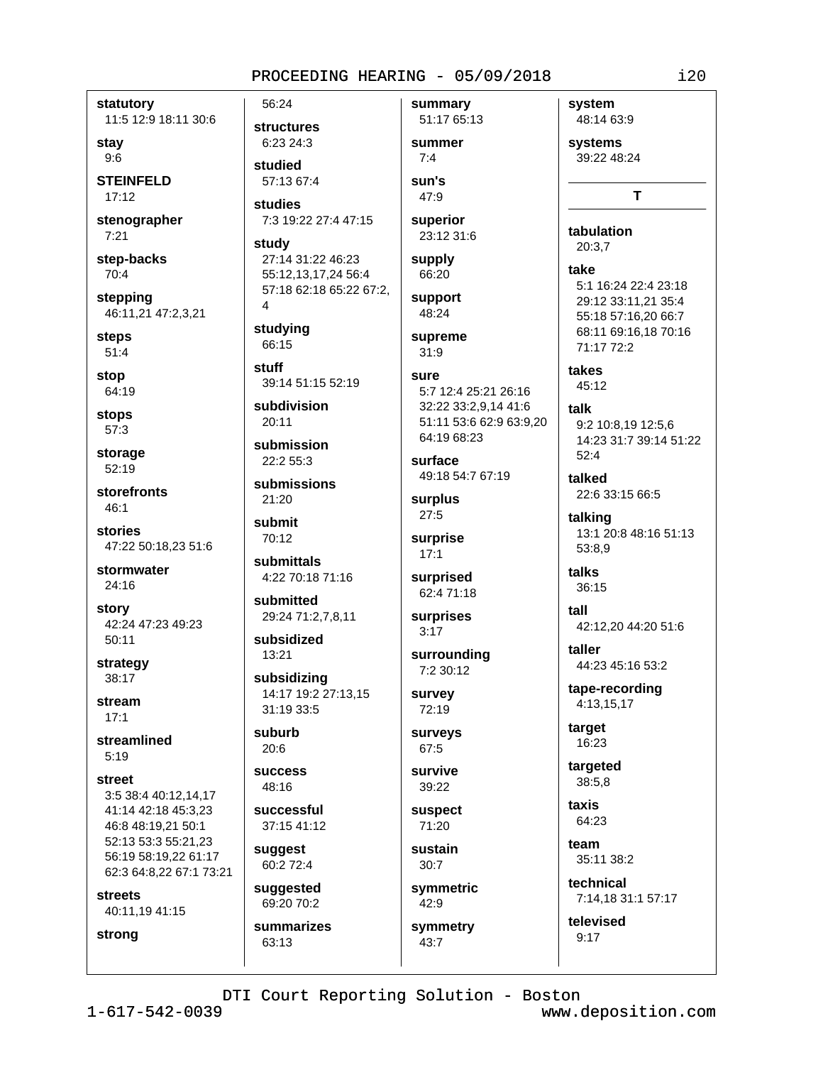**statutory**
11:5 12:9 18:11 30:6

**stay**
9:6

**STEINFELD**
17:12

**stenographer**
7:21

**step-backs**
70:4

**stepping**
46:11,21 47:2,3,21

**steps**
51:4

**stop**
64:19

**stops**
57:3

**storage**
52:19

**storefronts**
46:1

**stories**
47:22 50:18,23 51:6

**stormwater**
24:16

**story**
42:24 47:23 49:23 50:11

**strategy**
38:17

**stream**
17:1

**streamlined**
5:19

**street**
3:5 38:4 40:12,14,17 41:14 42:18 45:3,23 46:8 48:19,21 50:1 52:13 53:3 55:21,23 56:19 58:19,22 61:17 62:3 64:8,22 67:1 73:21

**streets**
40:11,19 41:15

**strong**
56:24

**structures**
6:23 24:3

**studied**
57:13 67:4

**studies**
7:3 19:22 27:4 47:15

**study**
27:14 31:22 46:23 55:12,13,17,24 56:4 57:18 62:18 65:22 67:2,4

**studying**
66:15

**stuff**
39:14 51:15 52:19

**subdivision**
20:11

**submission**
22:2 55:3

**submissions**
21:20

**submit**
70:12

**submittals**
4:22 70:18 71:16

**submitted**
29:24 71:2,7,8,11

**subsidized**
13:21

**subsidizing**
14:17 19:2 27:13,15 31:19 33:5

**suburb**
20:6

**success**
48:16

**successful**
37:15 41:12

**suggest**
60:2 72:4

**suggested**
69:20 70:2

**summarizes**
63:13

**summary**
51:17 65:13

**summer**
7:4

**sun's**
47:9

**superior**
23:12 31:6

**supply**
66:20

**support**
48:24

**supreme**
31:9

**sure**
5:7 12:4 25:21 26:16 32:22 33:2,9,14 41:6 51:11 53:6 62:9 63:9,20 64:19 68:23

**surface**
49:18 54:7 67:19

**surplus**
27:5

**surprise**
17:1

**surprised**
62:4 71:18

**surprises**
3:17

**surrounding**
7:2 30:12

**survey**
72:19

**surveys**
67:5

**survive**
39:22

**suspect**
71:20

**sustain**
30:7

**symmetric**
42:9

**symmetry**
43:7

**system**
48:14 63:9

**systems**
39:22 48:24

## T

**tabulation**
20:3,7

**take**
5:1 16:24 22:4 23:18 29:12 33:11,21 35:4 55:18 57:16,20 66:7 68:11 69:16,18 70:16 71:17 72:2

**takes**
45:12

**talk**
9:2 10:8,19 12:5,6 14:23 31:7 39:14 51:22 52:4

**talked**
22:6 33:15 66:5

**talking**
13:1 20:8 48:16 51:13 53:8,9

**talks**
36:15

**tall**
42:12,20 44:20 51:6

**taller**
44:23 45:16 53:2

**tape-recording**
4:13,15,17

**target**
16:23

**targeted**
38:5,8

**taxis**
64:23

**team**
35:11 38:2

**technical**
7:14,18 31:1 57:17

**televised**
9:17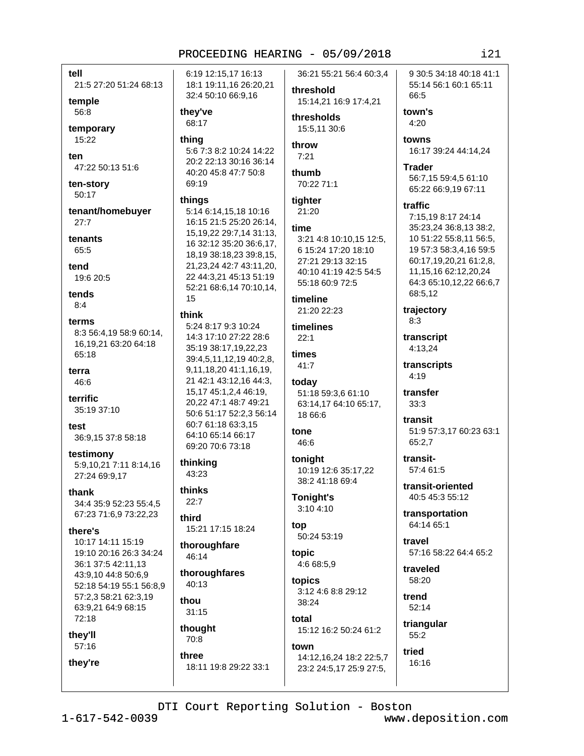**tell**
21:5 27:20 51:24 68:13

**temple**
56:8

**temporary**
15:22

**ten**
47:22 50:13 51:6

**ten-story**
50:17

**tenant/homebuyer**
27:7

**tenants**
65:5

**tend**
19:6 20:5

**tends**
8:4

**terms**
8:3 56:4,19 58:9 60:14, 16,19,21 63:20 64:18 65:18

**terra**
46:6

**terrific**
35:19 37:10

**test**
36:9,15 37:8 58:18

**testimony**
5:9,10,21 7:11 8:14,16 27:24 69:9,17

**thank**
34:4 35:9 52:23 55:4,5 67:23 71:6,9 73:22,23

**there's**
10:17 14:11 15:19 19:10 20:16 26:3 34:24 36:1 37:5 42:11,13 43:9,10 44:8 50:6,9 52:18 54:19 55:1 56:8,9 57:2,3 58:21 62:3,19 63:9,21 64:9 68:15 72:18

**they'll**
57:16

**they're**
6:19 12:15,17 16:13 18:1 19:11,16 26:20,21 32:4 50:10 66:9,16

**they've**
68:17

**thing**
5:6 7:3 8:2 10:24 14:22 20:2 22:13 30:16 36:14 40:20 45:8 47:7 50:8 69:19

**things**
5:14 6:14,15,18 10:16 16:15 21:5 25:20 26:14, 15,19,22 29:7,14 31:13, 16 32:12 35:20 36:6,17, 18,19 38:18,23 39:8,15, 21,23,24 42:7 43:11,20, 22 44:3,21 45:13 51:19 52:21 68:6,14 70:10,14, 15

**think**
5:24 8:17 9:3 10:24 14:3 17:10 27:22 28:6 35:19 38:17,19,22,23 39:4,5,11,12,19 40:2,8, 9,11,18,20 41:1,16,19, 21 42:1 43:12,16 44:3, 15,17 45:1,2,4 46:19, 20,22 47:1 48:7 49:21 50:6 51:17 52:2,3 56:14 60:7 61:18 63:3,15 64:10 65:14 66:17 69:20 70:6 73:18

**thinking**
43:23

**thinks**
22:7

**third**
15:21 17:15 18:24

**thoroughfare**
46:14

**thoroughfares**
40:13

**thou**
31:15

**thought**
70:8

**three**
18:11 19:8 29:22 33:1 36:21 55:21 56:4 60:3,4

**threshold**
15:14,21 16:9 17:4,21

**thresholds**
15:5,11 30:6

**throw**
7:21

**thumb**
70:22 71:1

**tighter**
21:20

**time**
3:21 4:8 10:10,15 12:5, 6 15:24 17:20 18:10 27:21 29:13 32:15 40:10 41:19 42:5 54:5 55:18 60:9 72:5

**timeline**
21:20 22:23

**timelines**
22:1

**times**
41:7

**today**
51:18 59:3,6 61:10 63:14,17 64:10 65:17, 18 66:6

**tone**
46:6

**tonight**
10:19 12:6 35:17,22 38:2 41:18 69:4

**Tonight's**
3:10 4:10

**top**
50:24 53:19

**topic**
4:6 68:5,9

**topics**
3:12 4:6 8:8 29:12 38:24

**total**
15:12 16:2 50:24 61:2

**town**
14:12,16,24 18:2 22:5,7 23:2 24:5,17 25:9 27:5, 9 30:5 34:18 40:18 41:1 55:14 56:1 60:1 65:11 66:5

**town's**
4:20

**towns**
16:17 39:24 44:14,24

**Trader**
56:7,15 59:4,5 61:10 65:22 66:9,19 67:11

**traffic**
7:15,19 8:17 24:14 35:23,24 36:8,13 38:2, 10 51:22 55:8,11 56:5, 19 57:3 58:3,4,16 59:5 60:17,19,20,21 61:2,8, 11,15,16 62:12,20,24 64:3 65:10,12,22 66:6,7 68:5,12

**trajectory**
8:3

**transcript**
4:13,24

**transcripts**
4:19

**transfer**
33:3

**transit**
51:9 57:3,17 60:23 63:1 65:2,7

**transit-**
57:4 61:5

**transit-oriented**
40:5 45:3 55:12

**transportation**
64:14 65:1

**travel**
57:16 58:22 64:4 65:2

**traveled**
58:20

**trend**
52:14

**triangular**
55:2

**tried**
16:16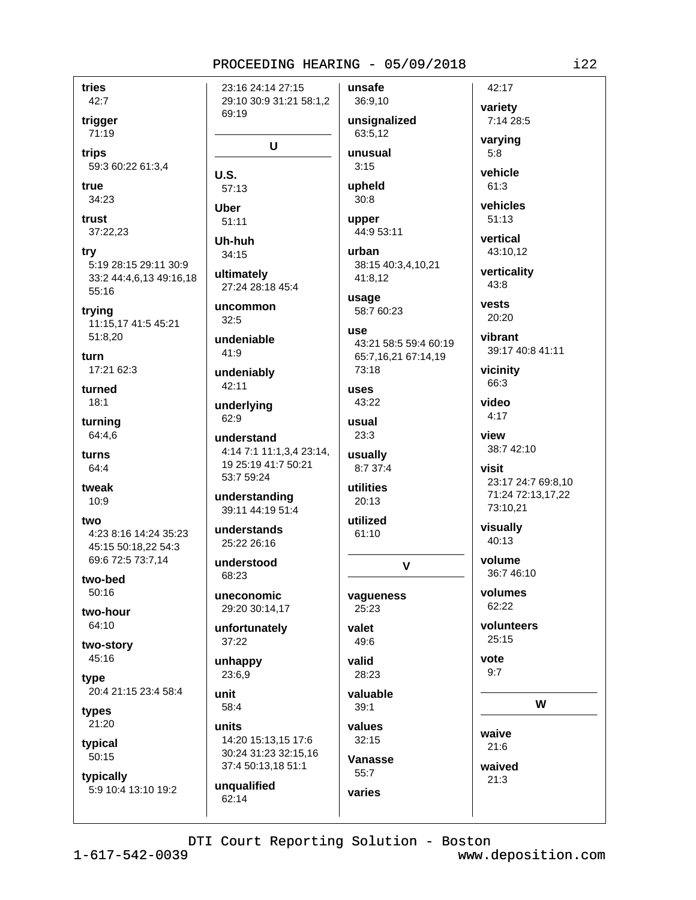**tries**
42:7

**trigger**
71:19

**trips**
59:3 60:22 61:3,4

**true**
34:23

**trust**
37:22,23

**try**
5:19 28:15 29:11 30:9 33:2 44:4,6,13 49:16,18 55:16

**trying**
11:15,17 41:5 45:21 51:8,20

**turn**
17:21 62:3

**turned**
18:1

**turning**
64:4,6

**turns**
64:4

**tweak**
10:9

**two**
4:23 8:16 14:24 35:23 45:15 50:18,22 54:3 69:6 72:5 73:7,14

**two-bed**
50:16

**two-hour**
64:10

**two-story**
45:16

**type**
20:4 21:15 23:4 58:4

**types**
21:20

**typical**
50:15

**typically**
5:9 10:4 13:10 19:2 23:16 24:14 27:15 29:10 30:9 31:21 58:1,2 69:19

## U

**U.S.**
57:13

**Uber**
51:11

**Uh-huh**
34:15

**ultimately**
27:24 28:18 45:4

**uncommon**
32:5

**undeniable**
41:9

**undeniably**
42:11

**underlying**
62:9

**understand**
4:14 7:1 11:1,3,4 23:14, 19 25:19 41:7 50:21 53:7 59:24

**understanding**
39:11 44:19 51:4

**understands**
25:22 26:16

**understood**
68:23

**uneconomic**
29:20 30:14,17

**unfortunately**
37:22

**unhappy**
23:6,9

**unit**
58:4

**units**
14:20 15:13,15 17:6 30:24 31:23 32:15,16 37:4 50:13,18 51:1

**unqualified**
62:14

**unsafe**
36:9,10

**unsignalized**
63:5,12

**unusual**
3:15

**upheld**
30:8

**upper**
44:9 53:11

**urban**
38:15 40:3,4,10,21 41:8,12

**usage**
58:7 60:23

**use**
43:21 58:5 59:4 60:19 65:7,16,21 67:14,19 73:18

**uses**
43:22

**usual**
23:3

**usually**
8:7 37:4

**utilities**
20:13

**utilized**
61:10

## V

**vagueness**
25:23

**valet**
49:6

**valid**
28:23

**valuable**
39:1

**values**
32:15

**Vanasse**
55:7

**varies**
42:17

**variety**
7:14 28:5

**varying**
5:8

**vehicle**
61:3

**vehicles**
51:13

**vertical**
43:10,12

**verticality**
43:8

**vests**
20:20

**vibrant**
39:17 40:8 41:11

**vicinity**
66:3

**video**
4:17

**view**
38:7 42:10

**visit**
23:17 24:7 69:8,10 71:24 72:13,17,22 73:10,21

**visually**
40:13

**volume**
36:7 46:10

**volumes**
62:22

**volunteers**
25:15

**vote**
9:7

## W

**waive**
21:6

**waived**
21:3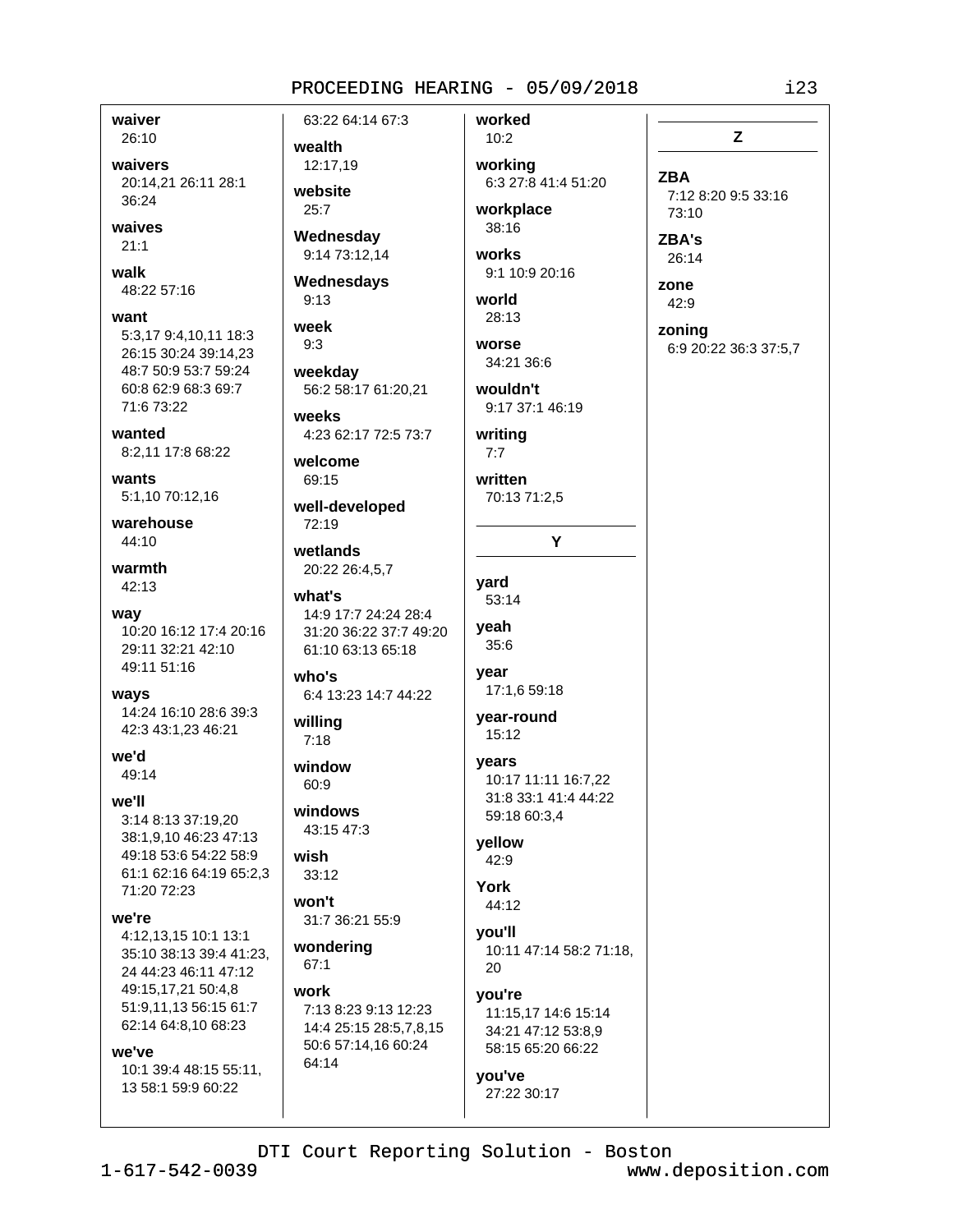**waiver**
26:10

**waivers**
20:14,21 26:11 28:1 36:24

**waives**
21:1

**walk**
48:22 57:16

**want**
5:3,17 9:4,10,11 18:3 26:15 30:24 39:14,23 48:7 50:9 53:7 59:24 60:8 62:9 68:3 69:7 71:6 73:22

**wanted**
8:2,11 17:8 68:22

**wants**
5:1,10 70:12,16

**warehouse**
44:10

**warmth**
42:13

**way**
10:20 16:12 17:4 20:16 29:11 32:21 42:10 49:11 51:16

**ways**
14:24 16:10 28:6 39:3 42:3 43:1,23 46:21

**we'd**
49:14

**we'll**
3:14 8:13 37:19,20 38:1,9,10 46:23 47:13 49:18 53:6 54:22 58:9 61:1 62:16 64:19 65:2,3 71:20 72:23

**we're**
4:12,13,15 10:1 13:1 35:10 38:13 39:4 41:23, 24 44:23 46:11 47:12 49:15,17,21 50:4,8 51:9,11,13 56:15 61:7 62:14 64:8,10 68:23

**we've**
10:1 39:4 48:15 55:11, 13 58:1 59:9 60:22

63:22 64:14 67:3

**wealth**
12:17,19

**website**
25:7

**Wednesday**
9:14 73:12,14

**Wednesdays**
9:13

**week**
9:3

**weekday**
56:2 58:17 61:20,21

**weeks**
4:23 62:17 72:5 73:7

**welcome**
69:15

**well-developed**
72:19

**wetlands**
20:22 26:4,5,7

**what's**
14:9 17:7 24:24 28:4 31:20 36:22 37:7 49:20 61:10 63:13 65:18

**who's**
6:4 13:23 14:7 44:22

**willing**
7:18

**window**
60:9

**windows**
43:15 47:3

**wish**
33:12

**won't**
31:7 36:21 55:9

**wondering**
67:1

**work**
7:13 8:23 9:13 12:23 14:4 25:15 28:5,7,8,15 50:6 57:14,16 60:24 64:14

**worked**
10:2

**working**
6:3 27:8 41:4 51:20

**workplace**
38:16

**works**
9:1 10:9 20:16

**world**
28:13

**worse**
34:21 36:6

**wouldn't**
9:17 37:1 46:19

**writing**
7:7

**written**
70:13 71:2,5

## Y

**yard**
53:14

**yeah**
35:6

**year**
17:1,6 59:18

**year-round**
15:12

**years**
10:17 11:11 16:7,22 31:8 33:1 41:4 44:22 59:18 60:3,4

**yellow**
42:9

**York**
44:12

**you'll**
10:11 47:14 58:2 71:18, 20

**you're**
11:15,17 14:6 15:14 34:21 47:12 53:8,9 58:15 65:20 66:22

**you've**
27:22 30:17

## Z

**ZBA**
7:12 8:20 9:5 33:16 73:10

**ZBA's**
26:14

**zone**
42:9

**zoning**
6:9 20:22 36:3 37:5,7